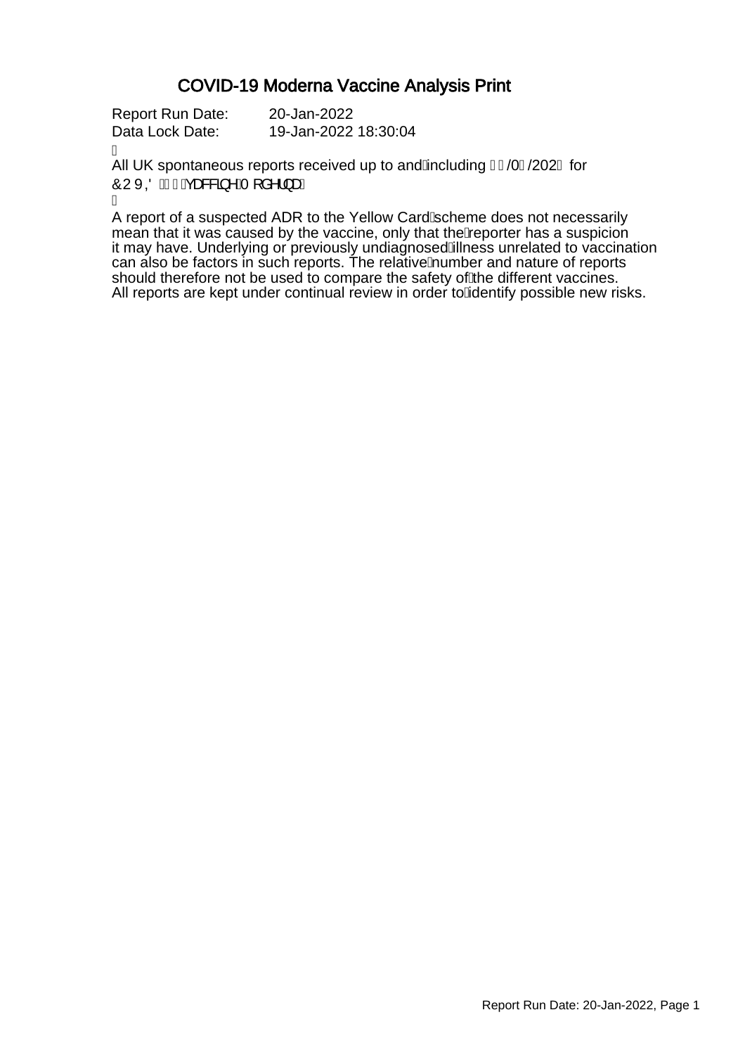# COVID-19 Moderna Vaccine Analysis Print

Report Run Date: 20-Jan-2022
Data Lock Date: 19-Jan-2022 18:30:04

All UK spontaneous reports received up to and including 19/01/2022 for COVID-19 vaccine Moderna

A report of a suspected ADR to the Yellow Card scheme does not necessarily mean that it was caused by the vaccine, only that the reporter has a suspicion it may have. Underlying or previously undiagnosed illness unrelated to vaccination can also be factors in such reports. The relative number and nature of reports should therefore not be used to compare the safety of the different vaccines. All reports are kept under continual review in order to identify possible new risks.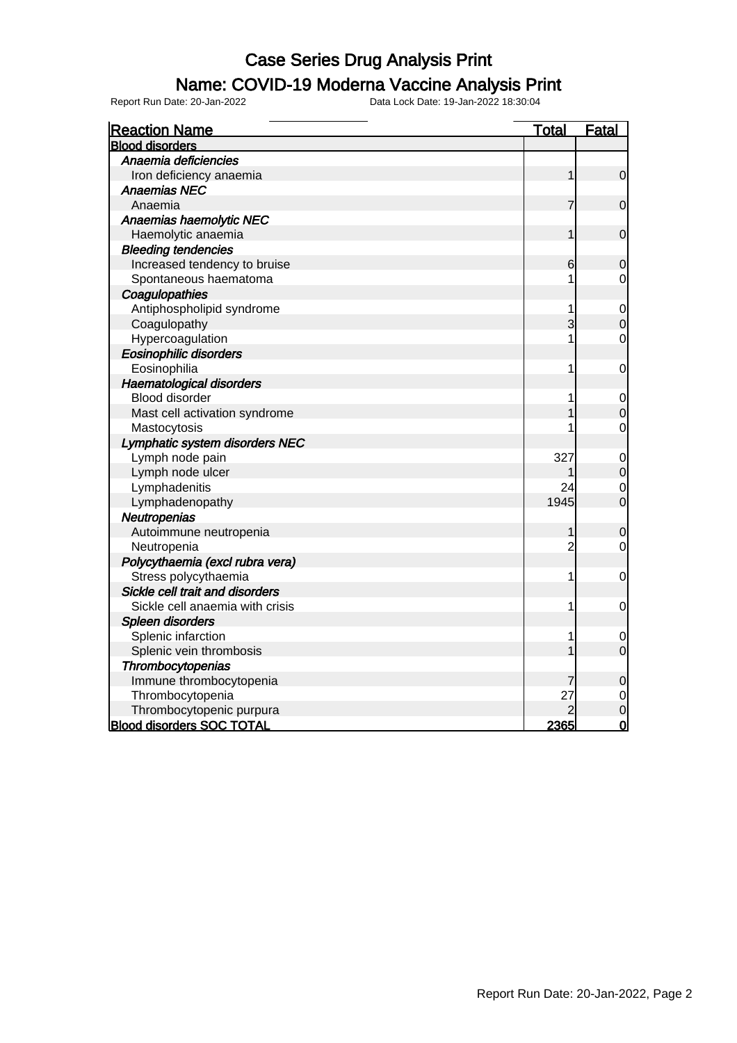# Case Series Drug Analysis Print

## Name: COVID-19 Moderna Vaccine Analysis Print

Report Run Date: 20-Jan-2022 Data Lock Date: 19-Jan-2022 18:30:04

| Reaction Name | Total | Fatal |
|---|---|---|
| **Blood disorders** | | |
| *Anaemia deficiencies* | | |
| Iron deficiency anaemia | 1 | 0 |
| *Anaemias NEC* | | |
| Anaemia | 7 | 0 |
| *Anaemias haemolytic NEC* | | |
| Haemolytic anaemia | 1 | 0 |
| *Bleeding tendencies* | | |
| Increased tendency to bruise | 6 | 0 |
| Spontaneous haematoma | 1 | 0 |
| *Coagulopathies* | | |
| Antiphospholipid syndrome | 1 | 0 |
| Coagulopathy | 3 | 0 |
| Hypercoagulation | 1 | 0 |
| *Eosinophilic disorders* | | |
| Eosinophilia | 1 | 0 |
| *Haematological disorders* | | |
| Blood disorder | 1 | 0 |
| Mast cell activation syndrome | 1 | 0 |
| Mastocytosis | 1 | 0 |
| *Lymphatic system disorders NEC* | | |
| Lymph node pain | 327 | 0 |
| Lymph node ulcer | 1 | 0 |
| Lymphadenitis | 24 | 0 |
| Lymphadenopathy | 1945 | 0 |
| *Neutropenias* | | |
| Autoimmune neutropenia | 1 | 0 |
| Neutropenia | 2 | 0 |
| *Polycythaemia (excl rubra vera)* | | |
| Stress polycythaemia | 1 | 0 |
| *Sickle cell trait and disorders* | | |
| Sickle cell anaemia with crisis | 1 | 0 |
| *Spleen disorders* | | |
| Splenic infarction | 1 | 0 |
| Splenic vein thrombosis | 1 | 0 |
| *Thrombocytopenias* | | |
| Immune thrombocytopenia | 7 | 0 |
| Thrombocytopenia | 27 | 0 |
| Thrombocytopenic purpura | 2 | 0 |
| **Blood disorders SOC TOTAL** | **2365** | **0** |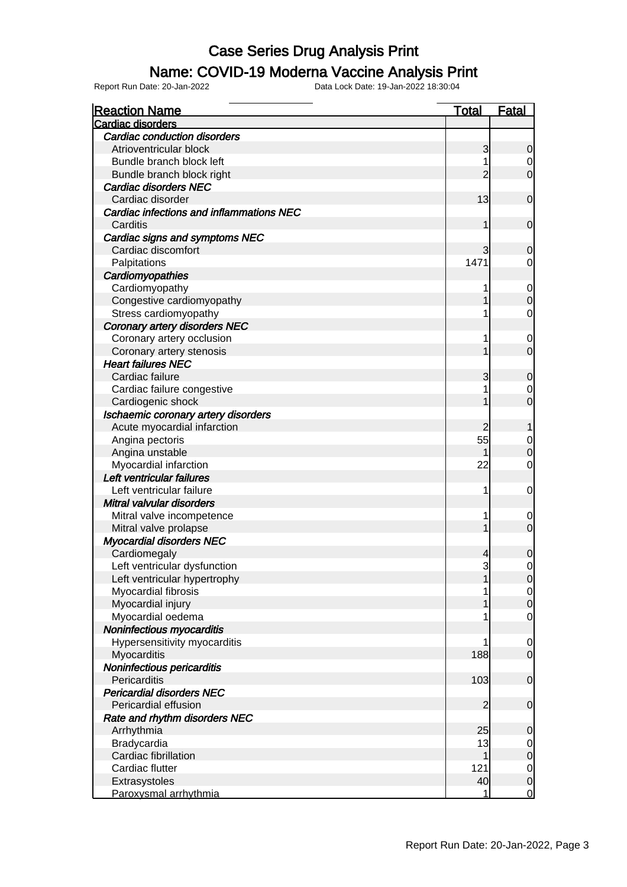# Case Series Drug Analysis Print

## Name: COVID-19 Moderna Vaccine Analysis Print

Report Run Date: 20-Jan-2022    Data Lock Date: 19-Jan-2022 18:30:04

| Reaction Name | Total | Fatal |
|---|---|---|
| **Cardiac disorders** | | |
| *Cardiac conduction disorders* | | |
| Atrioventricular block | 3 | 0 |
| Bundle branch block left | 1 | 0 |
| Bundle branch block right | 2 | 0 |
| *Cardiac disorders NEC* | | |
| Cardiac disorder | 13 | 0 |
| *Cardiac infections and inflammations NEC* | | |
| Carditis | 1 | 0 |
| *Cardiac signs and symptoms NEC* | | |
| Cardiac discomfort | 3 | 0 |
| Palpitations | 1471 | 0 |
| *Cardiomyopathies* | | |
| Cardiomyopathy | 1 | 0 |
| Congestive cardiomyopathy | 1 | 0 |
| Stress cardiomyopathy | 1 | 0 |
| *Coronary artery disorders NEC* | | |
| Coronary artery occlusion | 1 | 0 |
| Coronary artery stenosis | 1 | 0 |
| *Heart failures NEC* | | |
| Cardiac failure | 3 | 0 |
| Cardiac failure congestive | 1 | 0 |
| Cardiogenic shock | 1 | 0 |
| *Ischaemic coronary artery disorders* | | |
| Acute myocardial infarction | 2 | 1 |
| Angina pectoris | 55 | 0 |
| Angina unstable | 1 | 0 |
| Myocardial infarction | 22 | 0 |
| *Left ventricular failures* | | |
| Left ventricular failure | 1 | 0 |
| *Mitral valvular disorders* | | |
| Mitral valve incompetence | 1 | 0 |
| Mitral valve prolapse | 1 | 0 |
| *Myocardial disorders NEC* | | |
| Cardiomegaly | 4 | 0 |
| Left ventricular dysfunction | 3 | 0 |
| Left ventricular hypertrophy | 1 | 0 |
| Myocardial fibrosis | 1 | 0 |
| Myocardial injury | 1 | 0 |
| Myocardial oedema | 1 | 0 |
| *Noninfectious myocarditis* | | |
| Hypersensitivity myocarditis | 1 | 0 |
| Myocarditis | 188 | 0 |
| *Noninfectious pericarditis* | | |
| Pericarditis | 103 | 0 |
| *Pericardial disorders NEC* | | |
| Pericardial effusion | 2 | 0 |
| *Rate and rhythm disorders NEC* | | |
| Arrhythmia | 25 | 0 |
| Bradycardia | 13 | 0 |
| Cardiac fibrillation | 1 | 0 |
| Cardiac flutter | 121 | 0 |
| Extrasystoles | 40 | 0 |
| Paroxysmal arrhythmia | 1 | 0 |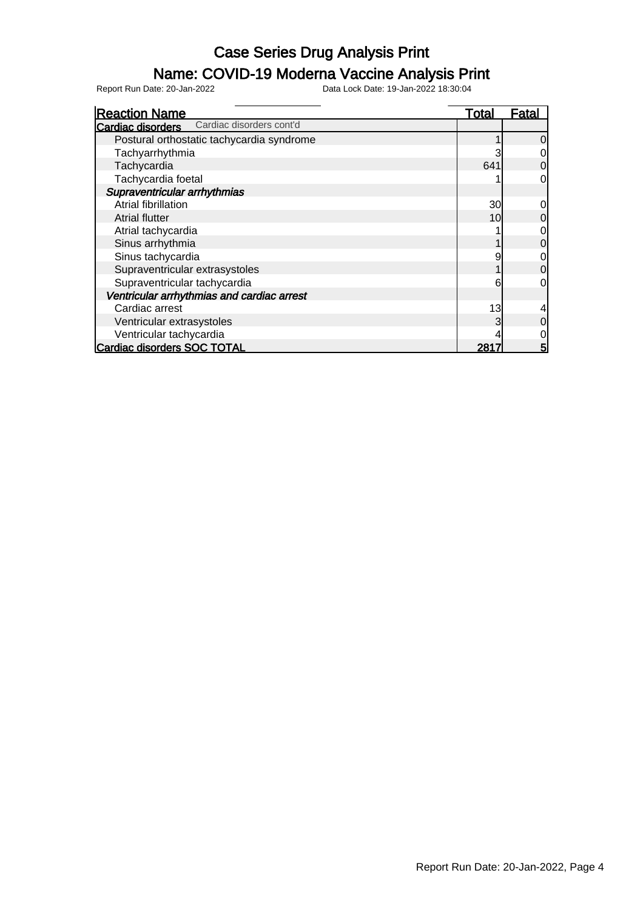# Case Series Drug Analysis Print

## Name: COVID-19 Moderna Vaccine Analysis Print

Report Run Date: 20-Jan-2022 Data Lock Date: 19-Jan-2022 18:30:04

| Reaction Name | Total | Fatal |
|---|---|---|
| **Cardiac disorders** Cardiac disorders cont'd | | |
| Postural orthostatic tachycardia syndrome | 1 | 0 |
| Tachyarrhythmia | 3 | 0 |
| Tachycardia | 641 | 0 |
| Tachycardia foetal | 1 | 0 |
| ***Supraventricular arrhythmias*** | | |
| Atrial fibrillation | 30 | 0 |
| Atrial flutter | 10 | 0 |
| Atrial tachycardia | 1 | 0 |
| Sinus arrhythmia | 1 | 0 |
| Sinus tachycardia | 9 | 0 |
| Supraventricular extrasystoles | 1 | 0 |
| Supraventricular tachycardia | 6 | 0 |
| ***Ventricular arrhythmias and cardiac arrest*** | | |
| Cardiac arrest | 13 | 4 |
| Ventricular extrasystoles | 3 | 0 |
| Ventricular tachycardia | 4 | 0 |
| **Cardiac disorders SOC TOTAL** | **2817** | **5** |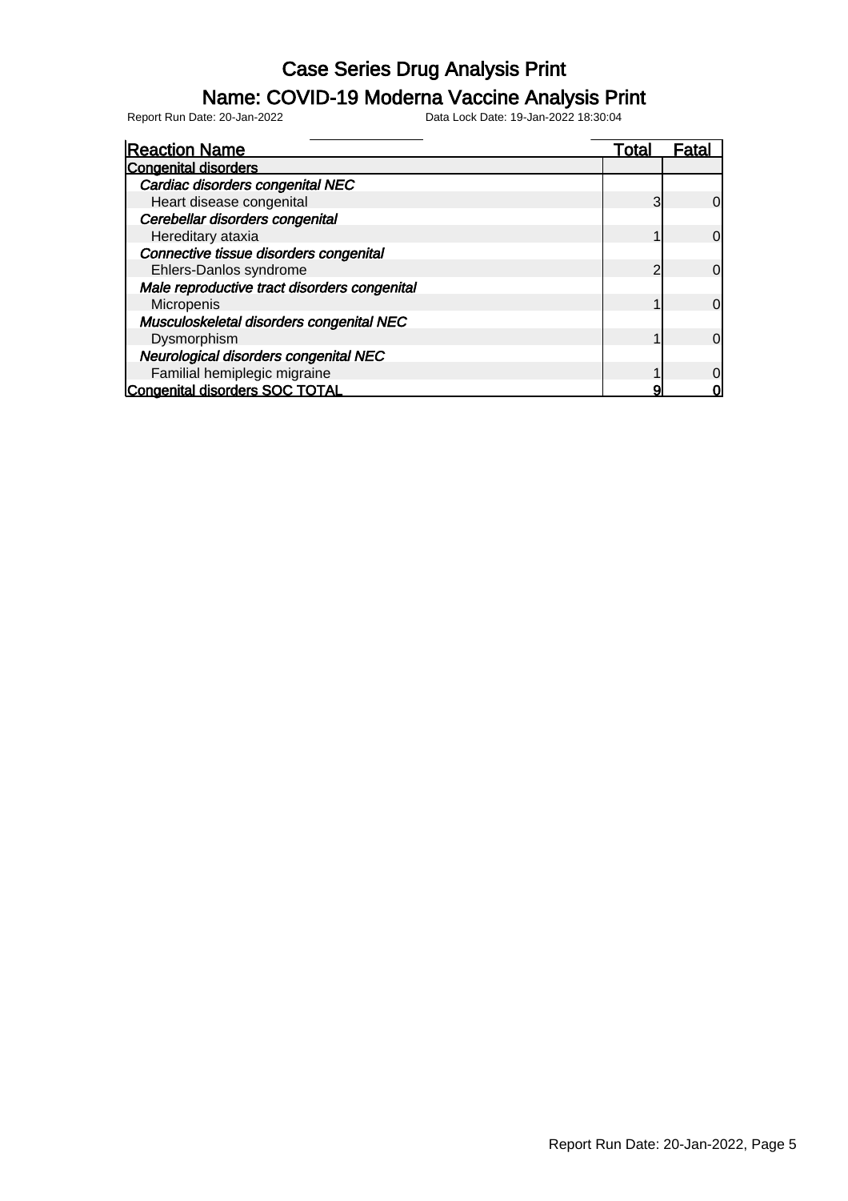# Case Series Drug Analysis Print

## Name: COVID-19 Moderna Vaccine Analysis Print

Report Run Date: 20-Jan-2022 Data Lock Date: 19-Jan-2022 18:30:04

| Reaction Name | Total | Fatal |
|---|---|---|
| **Congenital disorders** | | |
| ***Cardiac disorders congenital NEC*** | | |
| Heart disease congenital | 3 | 0 |
| ***Cerebellar disorders congenital*** | | |
| Hereditary ataxia | 1 | 0 |
| ***Connective tissue disorders congenital*** | | |
| Ehlers-Danlos syndrome | 2 | 0 |
| ***Male reproductive tract disorders congenital*** | | |
| Micropenis | 1 | 0 |
| ***Musculoskeletal disorders congenital NEC*** | | |
| Dysmorphism | 1 | 0 |
| ***Neurological disorders congenital NEC*** | | |
| Familial hemiplegic migraine | 1 | 0 |
| **Congenital disorders SOC TOTAL** | **9** | **0** |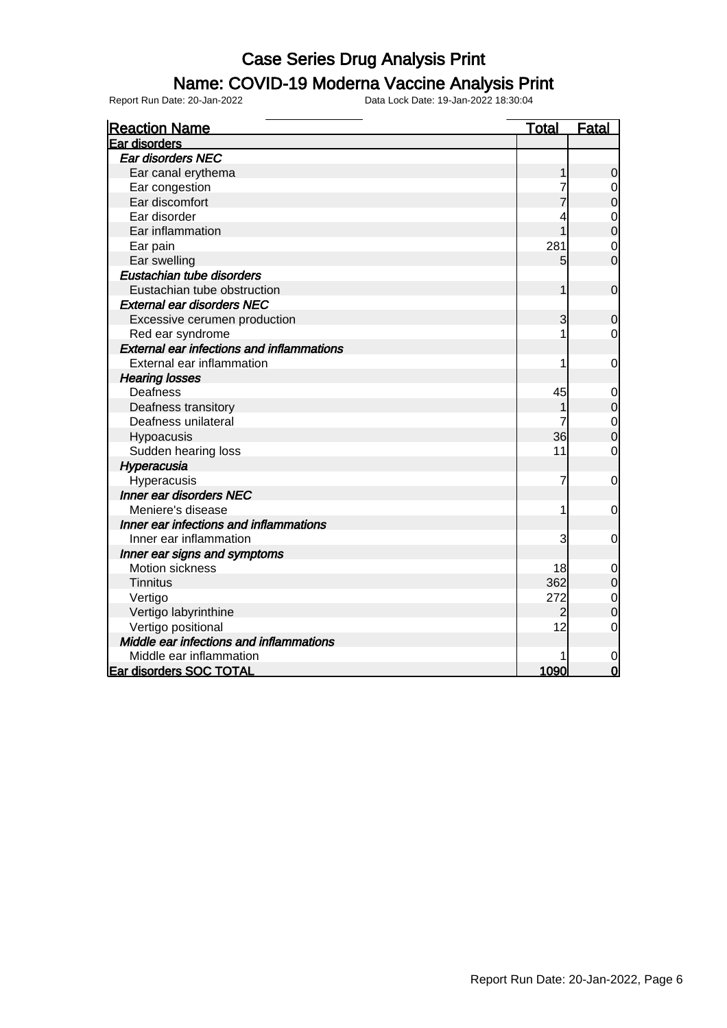# Case Series Drug Analysis Print

## Name: COVID-19 Moderna Vaccine Analysis Print

Report Run Date: 20-Jan-2022    Data Lock Date: 19-Jan-2022 18:30:04

| Reaction Name | Total | Fatal |
|---|---|---|
| **Ear disorders** | | |
| *Ear disorders NEC* | | |
| Ear canal erythema | 1 | 0 |
| Ear congestion | 7 | 0 |
| Ear discomfort | 7 | 0 |
| Ear disorder | 4 | 0 |
| Ear inflammation | 1 | 0 |
| Ear pain | 281 | 0 |
| Ear swelling | 5 | 0 |
| *Eustachian tube disorders* | | |
| Eustachian tube obstruction | 1 | 0 |
| *External ear disorders NEC* | | |
| Excessive cerumen production | 3 | 0 |
| Red ear syndrome | 1 | 0 |
| *External ear infections and inflammations* | | |
| External ear inflammation | 1 | 0 |
| *Hearing losses* | | |
| Deafness | 45 | 0 |
| Deafness transitory | 1 | 0 |
| Deafness unilateral | 7 | 0 |
| Hypoacusis | 36 | 0 |
| Sudden hearing loss | 11 | 0 |
| *Hyperacusia* | | |
| Hyperacusis | 7 | 0 |
| *Inner ear disorders NEC* | | |
| Meniere's disease | 1 | 0 |
| *Inner ear infections and inflammations* | | |
| Inner ear inflammation | 3 | 0 |
| *Inner ear signs and symptoms* | | |
| Motion sickness | 18 | 0 |
| Tinnitus | 362 | 0 |
| Vertigo | 272 | 0 |
| Vertigo labyrinthine | 2 | 0 |
| Vertigo positional | 12 | 0 |
| *Middle ear infections and inflammations* | | |
| Middle ear inflammation | 1 | 0 |
| **Ear disorders SOC TOTAL** | **1090** | **0** |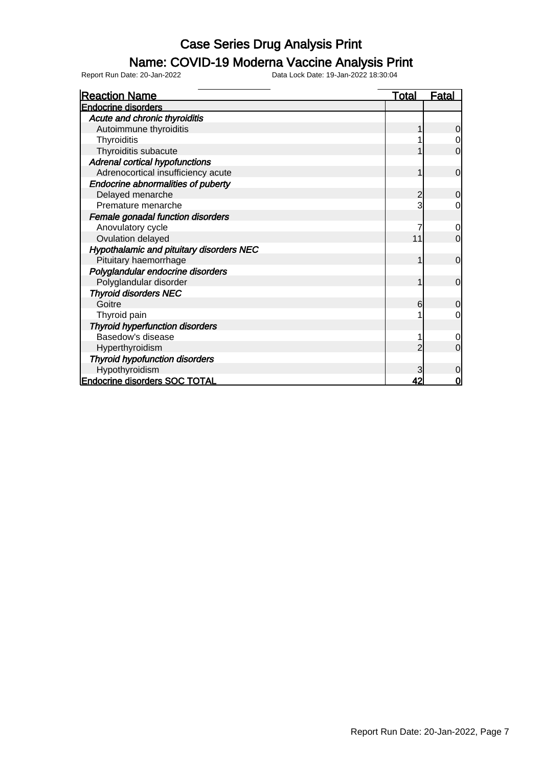# Case Series Drug Analysis Print

## Name: COVID-19 Moderna Vaccine Analysis Print

Report Run Date: 20-Jan-2022 Data Lock Date: 19-Jan-2022 18:30:04

| Reaction Name | Total | Fatal |
|---|---|---|
| **Endocrine disorders** | | |
| *Acute and chronic thyroiditis* | | |
| Autoimmune thyroiditis | 1 | 0 |
| Thyroiditis | 1 | 0 |
| Thyroiditis subacute | 1 | 0 |
| *Adrenal cortical hypofunctions* | | |
| Adrenocortical insufficiency acute | 1 | 0 |
| *Endocrine abnormalities of puberty* | | |
| Delayed menarche | 2 | 0 |
| Premature menarche | 3 | 0 |
| *Female gonadal function disorders* | | |
| Anovulatory cycle | 7 | 0 |
| Ovulation delayed | 11 | 0 |
| *Hypothalamic and pituitary disorders NEC* | | |
| Pituitary haemorrhage | 1 | 0 |
| *Polyglandular endocrine disorders* | | |
| Polyglandular disorder | 1 | 0 |
| *Thyroid disorders NEC* | | |
| Goitre | 6 | 0 |
| Thyroid pain | 1 | 0 |
| *Thyroid hyperfunction disorders* | | |
| Basedow's disease | 1 | 0 |
| Hyperthyroidism | 2 | 0 |
| *Thyroid hypofunction disorders* | | |
| Hypothyroidism | 3 | 0 |
| **Endocrine disorders SOC TOTAL** | **42** | **0** |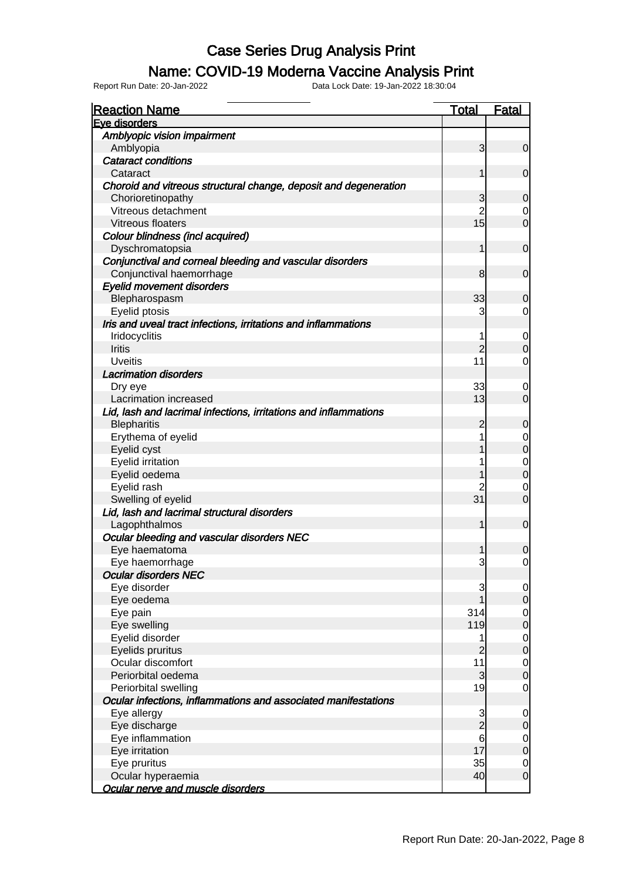# Case Series Drug Analysis Print

## Name: COVID-19 Moderna Vaccine Analysis Print

Report Run Date: 20-Jan-2022 Data Lock Date: 19-Jan-2022 18:30:04

| Reaction Name | Total | Fatal |
|---|---|---|
| **Eye disorders** | | |
| ***Amblyopic vision impairment*** | | |
| Amblyopia | 3 | 0 |
| ***Cataract conditions*** | | |
| Cataract | 1 | 0 |
| ***Choroid and vitreous structural change, deposit and degeneration*** | | |
| Chorioretinopathy | 3 | 0 |
| Vitreous detachment | 2 | 0 |
| Vitreous floaters | 15 | 0 |
| ***Colour blindness (incl acquired)*** | | |
| Dyschromatopsia | 1 | 0 |
| ***Conjunctival and corneal bleeding and vascular disorders*** | | |
| Conjunctival haemorrhage | 8 | 0 |
| ***Eyelid movement disorders*** | | |
| Blepharospasm | 33 | 0 |
| Eyelid ptosis | 3 | 0 |
| ***Iris and uveal tract infections, irritations and inflammations*** | | |
| Iridocyclitis | 1 | 0 |
| Iritis | 2 | 0 |
| Uveitis | 11 | 0 |
| ***Lacrimation disorders*** | | |
| Dry eye | 33 | 0 |
| Lacrimation increased | 13 | 0 |
| ***Lid, lash and lacrimal infections, irritations and inflammations*** | | |
| Blepharitis | 2 | 0 |
| Erythema of eyelid | 1 | 0 |
| Eyelid cyst | 1 | 0 |
| Eyelid irritation | 1 | 0 |
| Eyelid oedema | 1 | 0 |
| Eyelid rash | 2 | 0 |
| Swelling of eyelid | 31 | 0 |
| ***Lid, lash and lacrimal structural disorders*** | | |
| Lagophthalmos | 1 | 0 |
| ***Ocular bleeding and vascular disorders NEC*** | | |
| Eye haematoma | 1 | 0 |
| Eye haemorrhage | 3 | 0 |
| ***Ocular disorders NEC*** | | |
| Eye disorder | 3 | 0 |
| Eye oedema | 1 | 0 |
| Eye pain | 314 | 0 |
| Eye swelling | 119 | 0 |
| Eyelid disorder | 1 | 0 |
| Eyelids pruritus | 2 | 0 |
| Ocular discomfort | 11 | 0 |
| Periorbital oedema | 3 | 0 |
| Periorbital swelling | 19 | 0 |
| ***Ocular infections, inflammations and associated manifestations*** | | |
| Eye allergy | 3 | 0 |
| Eye discharge | 2 | 0 |
| Eye inflammation | 6 | 0 |
| Eye irritation | 17 | 0 |
| Eye pruritus | 35 | 0 |
| Ocular hyperaemia | 40 | 0 |
| ***Ocular nerve and muscle disorders*** | | |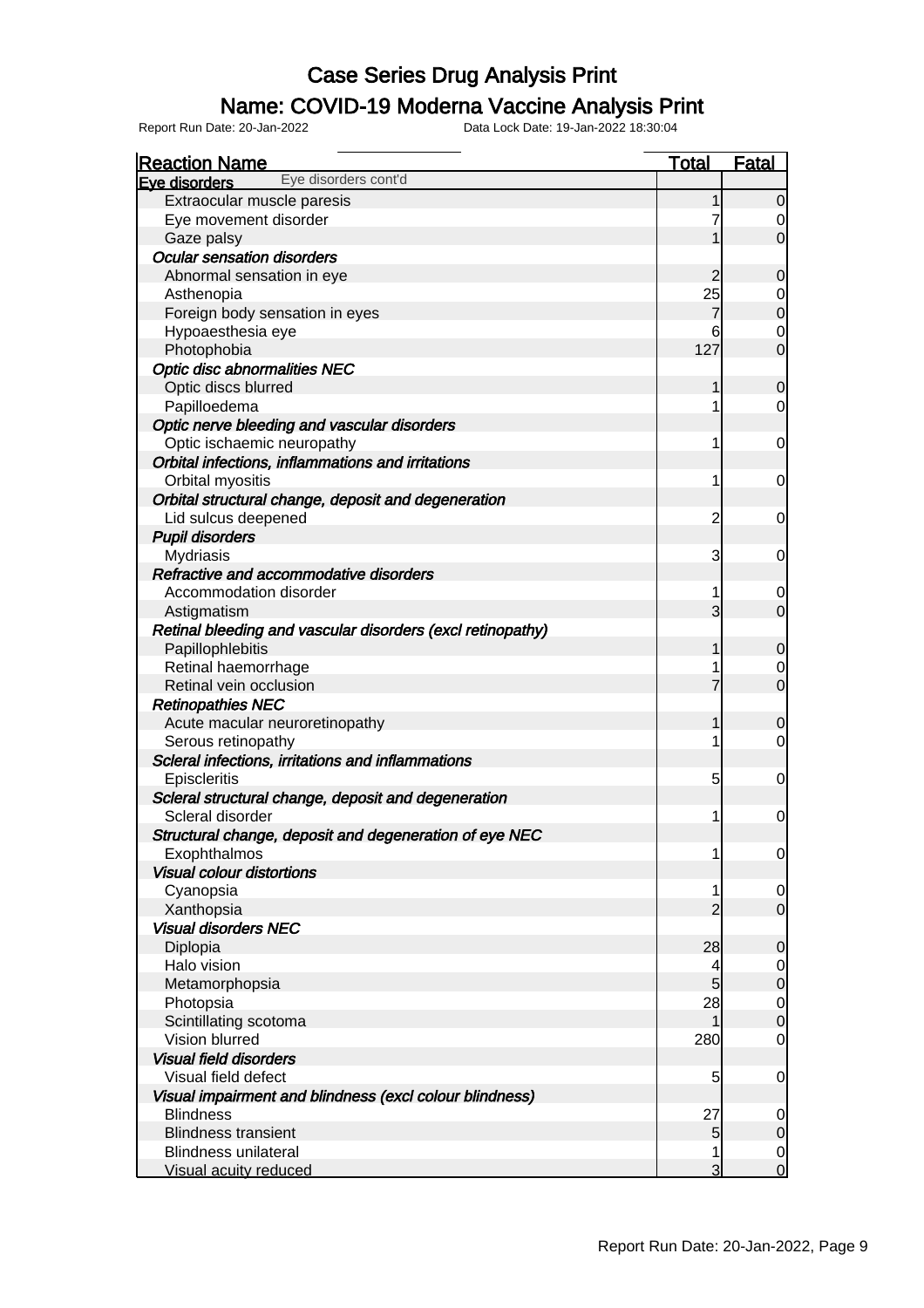# Case Series Drug Analysis Print

## Name: COVID-19 Moderna Vaccine Analysis Print

Report Run Date: 20-Jan-2022 Data Lock Date: 19-Jan-2022 18:30:04

| Reaction Name | Total | Fatal |
|---|---|---|
| **Eye disorders** Eye disorders cont'd | | |
| Extraocular muscle paresis | 1 | 0 |
| Eye movement disorder | 7 | 0 |
| Gaze palsy | 1 | 0 |
| ***Ocular sensation disorders*** | | |
| Abnormal sensation in eye | 2 | 0 |
| Asthenopia | 25 | 0 |
| Foreign body sensation in eyes | 7 | 0 |
| Hypoaesthesia eye | 6 | 0 |
| Photophobia | 127 | 0 |
| ***Optic disc abnormalities NEC*** | | |
| Optic discs blurred | 1 | 0 |
| Papilloedema | 1 | 0 |
| ***Optic nerve bleeding and vascular disorders*** | | |
| Optic ischaemic neuropathy | 1 | 0 |
| ***Orbital infections, inflammations and irritations*** | | |
| Orbital myositis | 1 | 0 |
| ***Orbital structural change, deposit and degeneration*** | | |
| Lid sulcus deepened | 2 | 0 |
| ***Pupil disorders*** | | |
| Mydriasis | 3 | 0 |
| ***Refractive and accommodative disorders*** | | |
| Accommodation disorder | 1 | 0 |
| Astigmatism | 3 | 0 |
| ***Retinal bleeding and vascular disorders (excl retinopathy)*** | | |
| Papillophlebitis | 1 | 0 |
| Retinal haemorrhage | 1 | 0 |
| Retinal vein occlusion | 7 | 0 |
| ***Retinopathies NEC*** | | |
| Acute macular neuroretinopathy | 1 | 0 |
| Serous retinopathy | 1 | 0 |
| ***Scleral infections, irritations and inflammations*** | | |
| Episcleritis | 5 | 0 |
| ***Scleral structural change, deposit and degeneration*** | | |
| Scleral disorder | 1 | 0 |
| ***Structural change, deposit and degeneration of eye NEC*** | | |
| Exophthalmos | 1 | 0 |
| ***Visual colour distortions*** | | |
| Cyanopsia | 1 | 0 |
| Xanthopsia | 2 | 0 |
| ***Visual disorders NEC*** | | |
| Diplopia | 28 | 0 |
| Halo vision | 4 | 0 |
| Metamorphopsia | 5 | 0 |
| Photopsia | 28 | 0 |
| Scintillating scotoma | 1 | 0 |
| Vision blurred | 280 | 0 |
| ***Visual field disorders*** | | |
| Visual field defect | 5 | 0 |
| ***Visual impairment and blindness (excl colour blindness)*** | | |
| Blindness | 27 | 0 |
| Blindness transient | 5 | 0 |
| Blindness unilateral | 1 | 0 |
| Visual acuity reduced | 3 | 0 |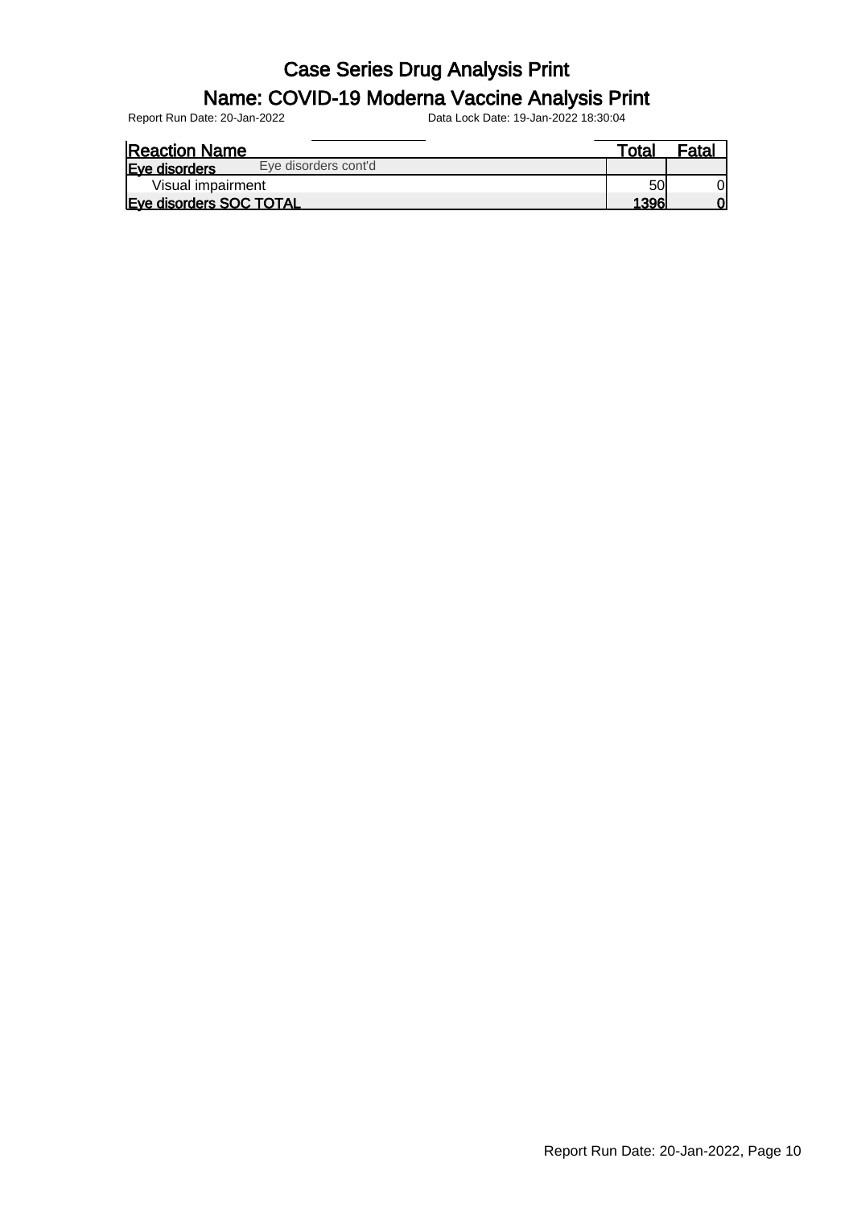# Case Series Drug Analysis Print

## Name: COVID-19 Moderna Vaccine Analysis Print

Report Run Date: 20-Jan-2022 Data Lock Date: 19-Jan-2022 18:30:04

| Reaction Name | Total | Fatal |
|---|---|---|
| **Eye disorders** Eye disorders cont'd | | |
| Visual impairment | 50 | 0 |
| **Eye disorders SOC TOTAL** | **1396** | **0** |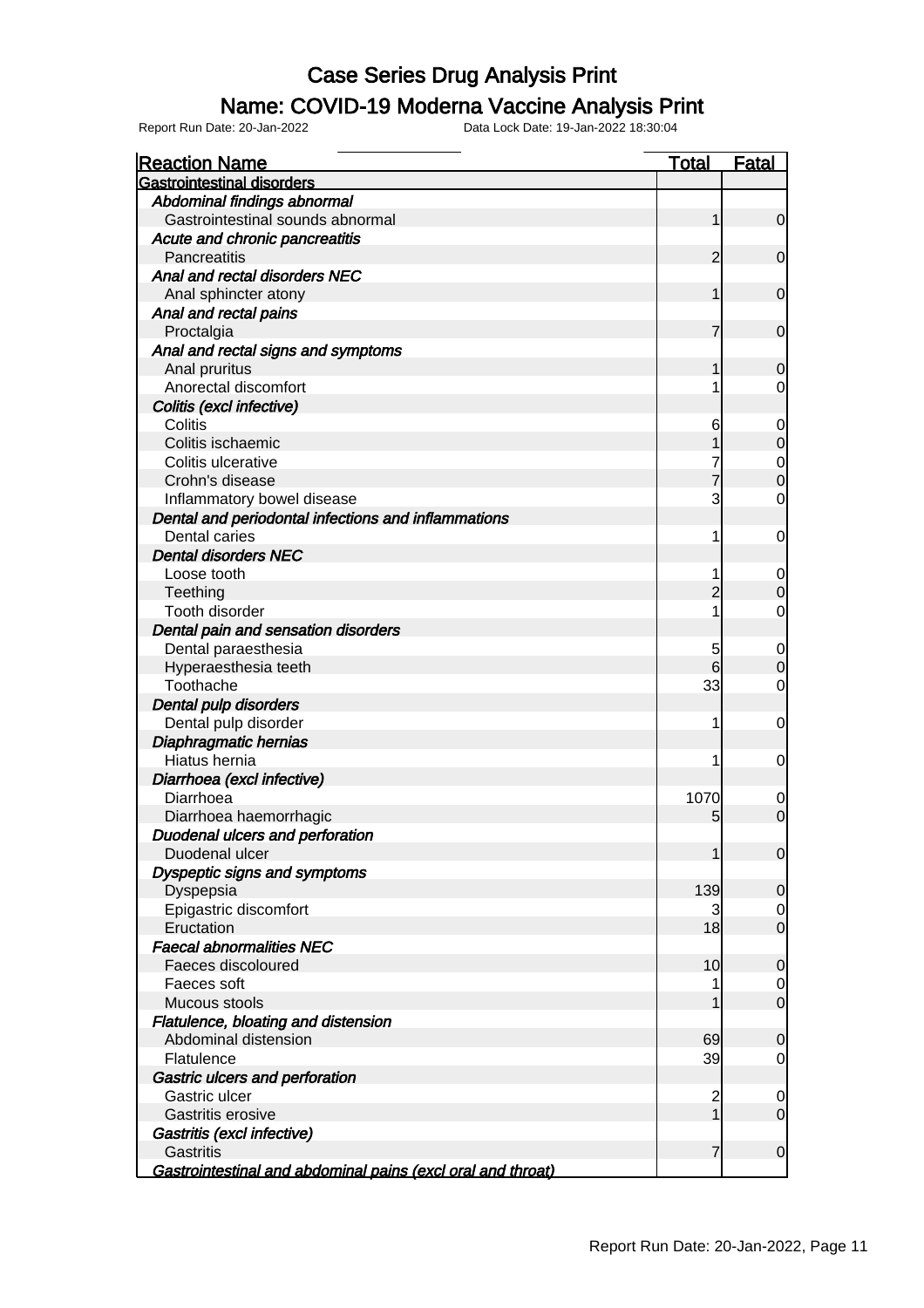# Case Series Drug Analysis Print

## Name: COVID-19 Moderna Vaccine Analysis Print

Report Run Date: 20-Jan-2022 Data Lock Date: 19-Jan-2022 18:30:04

| Reaction Name | Total | Fatal |
|---|---|---|
| **Gastrointestinal disorders** | | |
| ***Abdominal findings abnormal*** | | |
| Gastrointestinal sounds abnormal | 1 | 0 |
| ***Acute and chronic pancreatitis*** | | |
| Pancreatitis | 2 | 0 |
| ***Anal and rectal disorders NEC*** | | |
| Anal sphincter atony | 1 | 0 |
| ***Anal and rectal pains*** | | |
| Proctalgia | 7 | 0 |
| ***Anal and rectal signs and symptoms*** | | |
| Anal pruritus | 1 | 0 |
| Anorectal discomfort | 1 | 0 |
| ***Colitis (excl infective)*** | | |
| Colitis | 6 | 0 |
| Colitis ischaemic | 1 | 0 |
| Colitis ulcerative | 7 | 0 |
| Crohn's disease | 7 | 0 |
| Inflammatory bowel disease | 3 | 0 |
| ***Dental and periodontal infections and inflammations*** | | |
| Dental caries | 1 | 0 |
| ***Dental disorders NEC*** | | |
| Loose tooth | 1 | 0 |
| Teething | 2 | 0 |
| Tooth disorder | 1 | 0 |
| ***Dental pain and sensation disorders*** | | |
| Dental paraesthesia | 5 | 0 |
| Hyperaesthesia teeth | 6 | 0 |
| Toothache | 33 | 0 |
| ***Dental pulp disorders*** | | |
| Dental pulp disorder | 1 | 0 |
| ***Diaphragmatic hernias*** | | |
| Hiatus hernia | 1 | 0 |
| ***Diarrhoea (excl infective)*** | | |
| Diarrhoea | 1070 | 0 |
| Diarrhoea haemorrhagic | 5 | 0 |
| ***Duodenal ulcers and perforation*** | | |
| Duodenal ulcer | 1 | 0 |
| ***Dyspeptic signs and symptoms*** | | |
| Dyspepsia | 139 | 0 |
| Epigastric discomfort | 3 | 0 |
| Eructation | 18 | 0 |
| ***Faecal abnormalities NEC*** | | |
| Faeces discoloured | 10 | 0 |
| Faeces soft | 1 | 0 |
| Mucous stools | 1 | 0 |
| ***Flatulence, bloating and distension*** | | |
| Abdominal distension | 69 | 0 |
| Flatulence | 39 | 0 |
| ***Gastric ulcers and perforation*** | | |
| Gastric ulcer | 2 | 0 |
| Gastritis erosive | 1 | 0 |
| ***Gastritis (excl infective)*** | | |
| Gastritis | 7 | 0 |
| ***Gastrointestinal and abdominal pains (excl oral and throat)*** | | |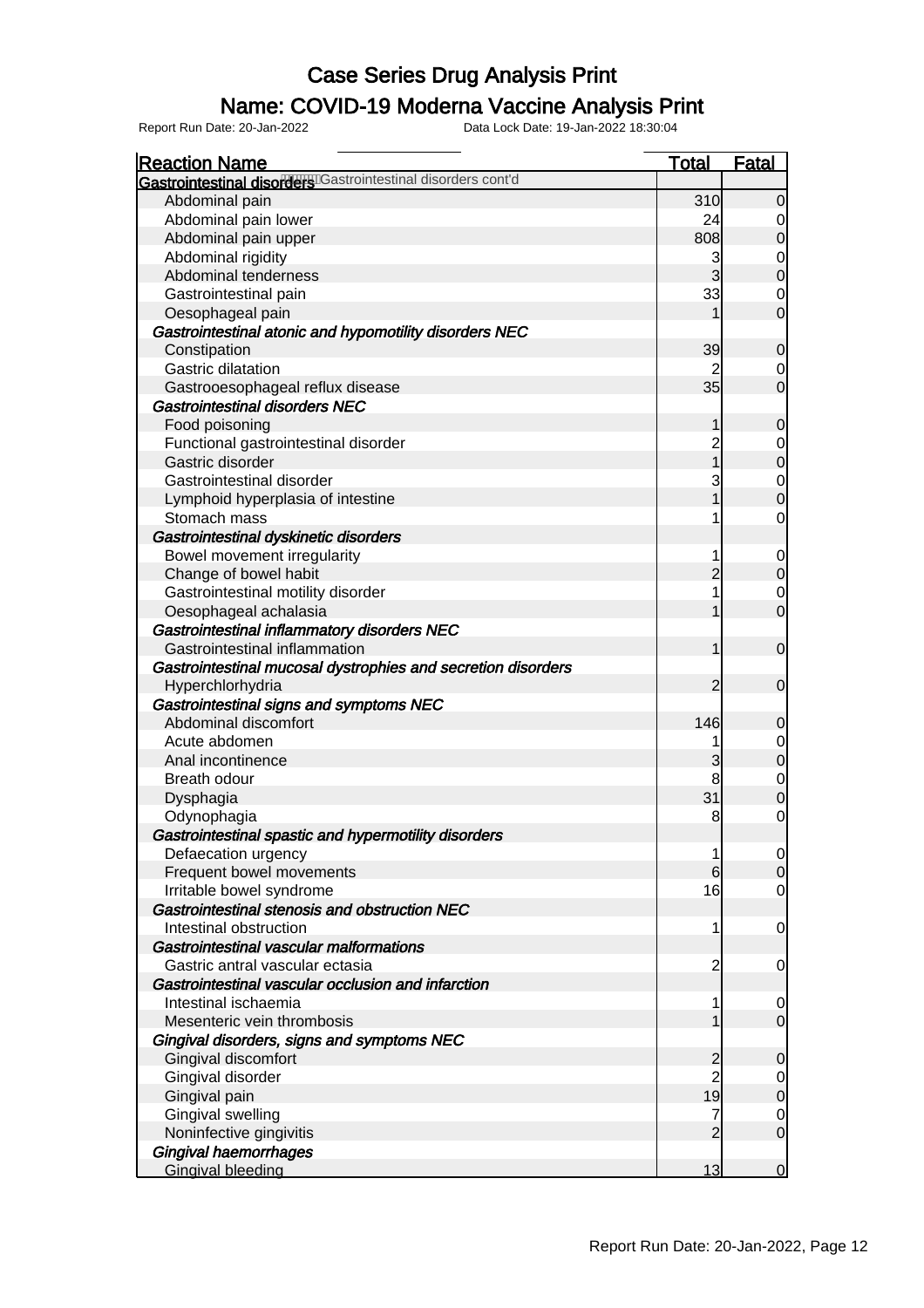# Case Series Drug Analysis Print

## Name: COVID-19 Moderna Vaccine Analysis Print

Report Run Date: 20-Jan-2022    Data Lock Date: 19-Jan-2022 18:30:04

| Reaction Name | Total | Fatal |
|---|---|---|
| **Gastrointestinal disorders** Gastrointestinal disorders cont'd | | |
| Abdominal pain | 310 | 0 |
| Abdominal pain lower | 24 | 0 |
| Abdominal pain upper | 808 | 0 |
| Abdominal rigidity | 3 | 0 |
| Abdominal tenderness | 3 | 0 |
| Gastrointestinal pain | 33 | 0 |
| Oesophageal pain | 1 | 0 |
| ***Gastrointestinal atonic and hypomotility disorders NEC*** | | |
| Constipation | 39 | 0 |
| Gastric dilatation | 2 | 0 |
| Gastrooesophageal reflux disease | 35 | 0 |
| ***Gastrointestinal disorders NEC*** | | |
| Food poisoning | 1 | 0 |
| Functional gastrointestinal disorder | 2 | 0 |
| Gastric disorder | 1 | 0 |
| Gastrointestinal disorder | 3 | 0 |
| Lymphoid hyperplasia of intestine | 1 | 0 |
| Stomach mass | 1 | 0 |
| ***Gastrointestinal dyskinetic disorders*** | | |
| Bowel movement irregularity | 1 | 0 |
| Change of bowel habit | 2 | 0 |
| Gastrointestinal motility disorder | 1 | 0 |
| Oesophageal achalasia | 1 | 0 |
| ***Gastrointestinal inflammatory disorders NEC*** | | |
| Gastrointestinal inflammation | 1 | 0 |
| ***Gastrointestinal mucosal dystrophies and secretion disorders*** | | |
| Hyperchlorhydria | 2 | 0 |
| ***Gastrointestinal signs and symptoms NEC*** | | |
| Abdominal discomfort | 146 | 0 |
| Acute abdomen | 1 | 0 |
| Anal incontinence | 3 | 0 |
| Breath odour | 8 | 0 |
| Dysphagia | 31 | 0 |
| Odynophagia | 8 | 0 |
| ***Gastrointestinal spastic and hypermotility disorders*** | | |
| Defaecation urgency | 1 | 0 |
| Frequent bowel movements | 6 | 0 |
| Irritable bowel syndrome | 16 | 0 |
| ***Gastrointestinal stenosis and obstruction NEC*** | | |
| Intestinal obstruction | 1 | 0 |
| ***Gastrointestinal vascular malformations*** | | |
| Gastric antral vascular ectasia | 2 | 0 |
| ***Gastrointestinal vascular occlusion and infarction*** | | |
| Intestinal ischaemia | 1 | 0 |
| Mesenteric vein thrombosis | 1 | 0 |
| ***Gingival disorders, signs and symptoms NEC*** | | |
| Gingival discomfort | 2 | 0 |
| Gingival disorder | 2 | 0 |
| Gingival pain | 19 | 0 |
| Gingival swelling | 7 | 0 |
| Noninfective gingivitis | 2 | 0 |
| ***Gingival haemorrhages*** | | |
| Gingival bleeding | 13 | 0 |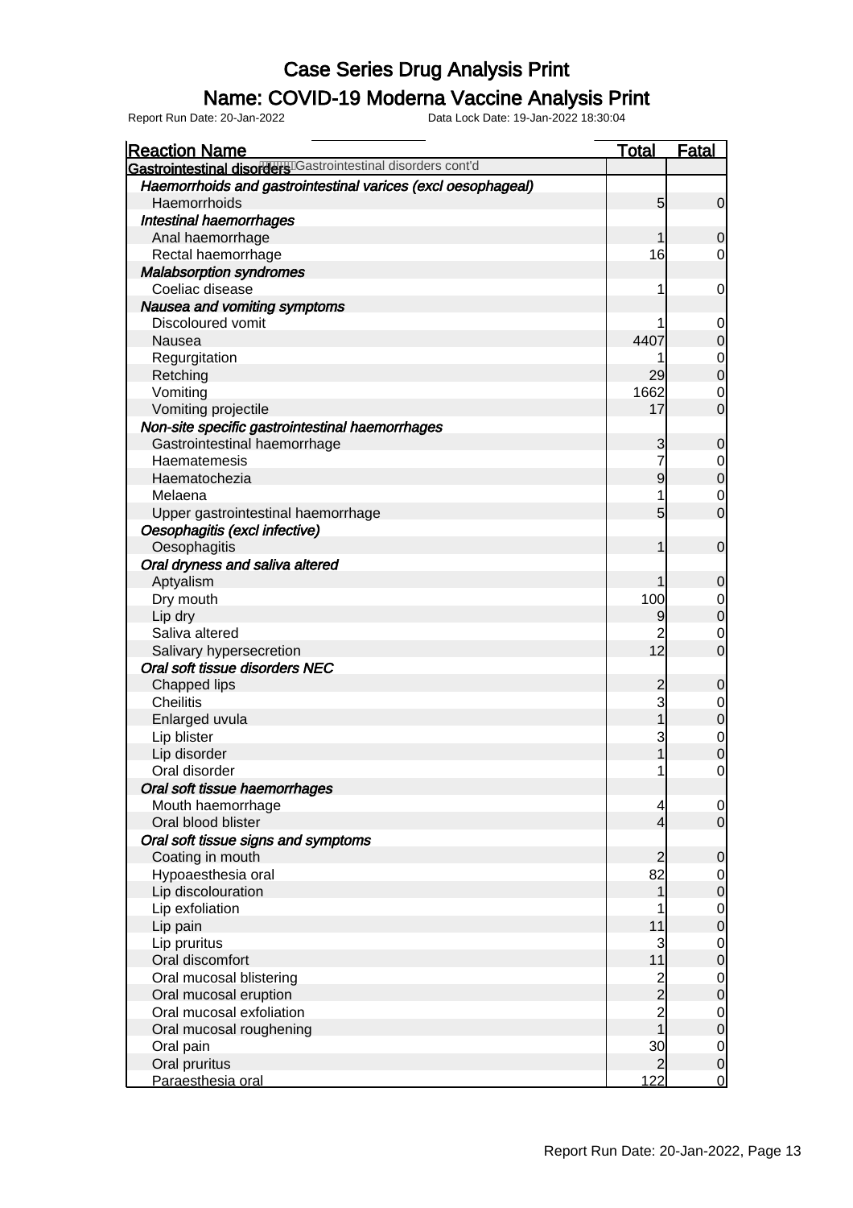# Case Series Drug Analysis Print

## Name: COVID-19 Moderna Vaccine Analysis Print

Report Run Date: 20-Jan-2022 Data Lock Date: 19-Jan-2022 18:30:04

| Reaction Name | Total | Fatal |
|---|---|---|
| **Gastrointestinal disorders** Gastrointestinal disorders cont'd | | |
| ***Haemorrhoids and gastrointestinal varices (excl oesophageal)*** | | |
| Haemorrhoids | 5 | 0 |
| ***Intestinal haemorrhages*** | | |
| Anal haemorrhage | 1 | 0 |
| Rectal haemorrhage | 16 | 0 |
| ***Malabsorption syndromes*** | | |
| Coeliac disease | 1 | 0 |
| ***Nausea and vomiting symptoms*** | | |
| Discoloured vomit | 1 | 0 |
| Nausea | 4407 | 0 |
| Regurgitation | 1 | 0 |
| Retching | 29 | 0 |
| Vomiting | 1662 | 0 |
| Vomiting projectile | 17 | 0 |
| ***Non-site specific gastrointestinal haemorrhages*** | | |
| Gastrointestinal haemorrhage | 3 | 0 |
| Haematemesis | 7 | 0 |
| Haematochezia | 9 | 0 |
| Melaena | 1 | 0 |
| Upper gastrointestinal haemorrhage | 5 | 0 |
| ***Oesophagitis (excl infective)*** | | |
| Oesophagitis | 1 | 0 |
| ***Oral dryness and saliva altered*** | | |
| Aptyalism | 1 | 0 |
| Dry mouth | 100 | 0 |
| Lip dry | 9 | 0 |
| Saliva altered | 2 | 0 |
| Salivary hypersecretion | 12 | 0 |
| ***Oral soft tissue disorders NEC*** | | |
| Chapped lips | 2 | 0 |
| Cheilitis | 3 | 0 |
| Enlarged uvula | 1 | 0 |
| Lip blister | 3 | 0 |
| Lip disorder | 1 | 0 |
| Oral disorder | 1 | 0 |
| ***Oral soft tissue haemorrhages*** | | |
| Mouth haemorrhage | 4 | 0 |
| Oral blood blister | 4 | 0 |
| ***Oral soft tissue signs and symptoms*** | | |
| Coating in mouth | 2 | 0 |
| Hypoaesthesia oral | 82 | 0 |
| Lip discolouration | 1 | 0 |
| Lip exfoliation | 1 | 0 |
| Lip pain | 11 | 0 |
| Lip pruritus | 3 | 0 |
| Oral discomfort | 11 | 0 |
| Oral mucosal blistering | 2 | 0 |
| Oral mucosal eruption | 2 | 0 |
| Oral mucosal exfoliation | 2 | 0 |
| Oral mucosal roughening | 1 | 0 |
| Oral pain | 30 | 0 |
| Oral pruritus | 2 | 0 |
| Paraesthesia oral | 122 | 0 |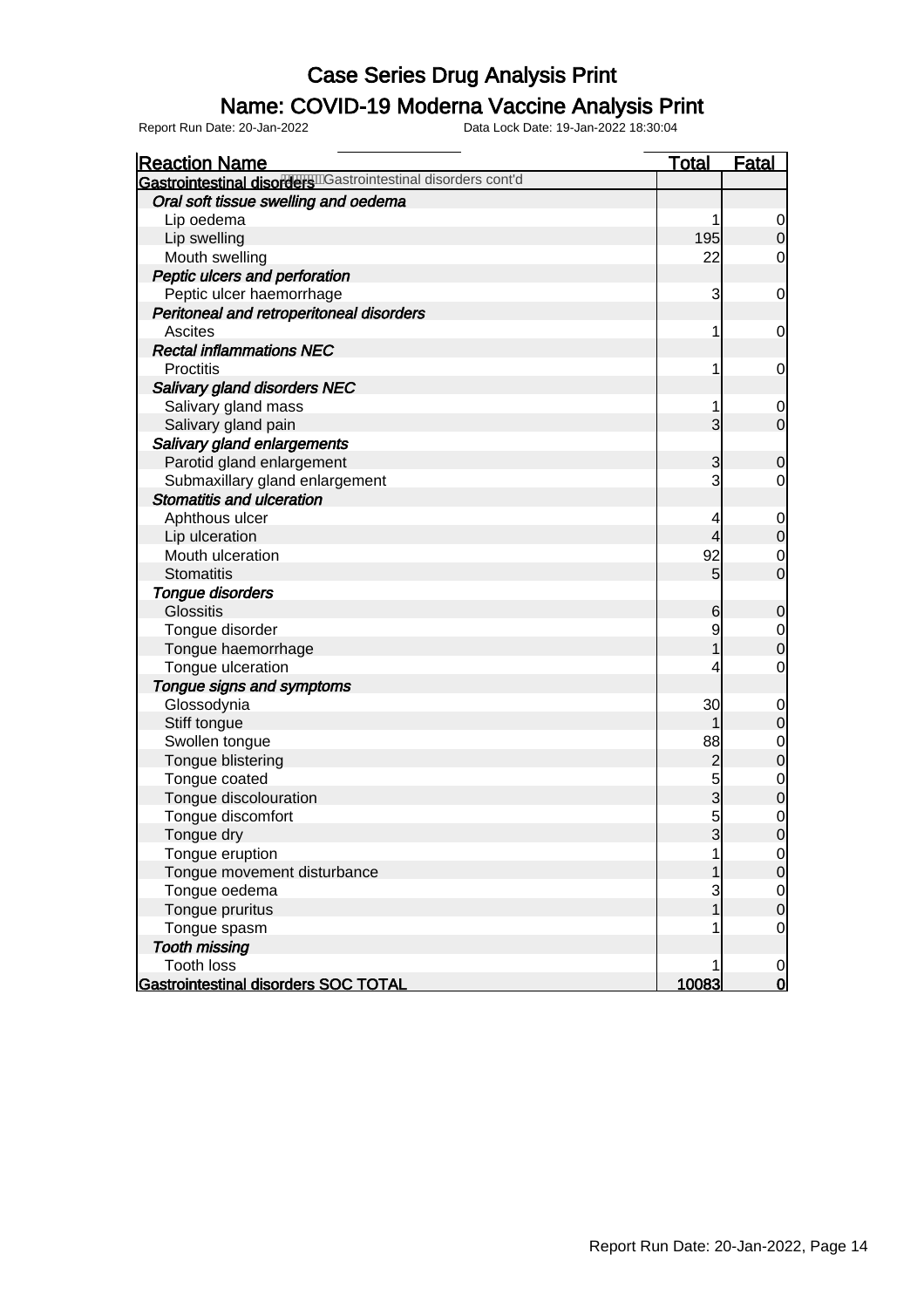# Case Series Drug Analysis Print

## Name: COVID-19 Moderna Vaccine Analysis Print

Report Run Date: 20-Jan-2022    Data Lock Date: 19-Jan-2022 18:30:04

| Reaction Name | Total | Fatal |
|---|---|---|
| **Gastrointestinal disorders** Gastrointestinal disorders cont'd | | |
| ***Oral soft tissue swelling and oedema*** | | |
| Lip oedema | 1 | 0 |
| Lip swelling | 195 | 0 |
| Mouth swelling | 22 | 0 |
| ***Peptic ulcers and perforation*** | | |
| Peptic ulcer haemorrhage | 3 | 0 |
| ***Peritoneal and retroperitoneal disorders*** | | |
| Ascites | 1 | 0 |
| ***Rectal inflammations NEC*** | | |
| Proctitis | 1 | 0 |
| ***Salivary gland disorders NEC*** | | |
| Salivary gland mass | 1 | 0 |
| Salivary gland pain | 3 | 0 |
| ***Salivary gland enlargements*** | | |
| Parotid gland enlargement | 3 | 0 |
| Submaxillary gland enlargement | 3 | 0 |
| ***Stomatitis and ulceration*** | | |
| Aphthous ulcer | 4 | 0 |
| Lip ulceration | 4 | 0 |
| Mouth ulceration | 92 | 0 |
| Stomatitis | 5 | 0 |
| ***Tongue disorders*** | | |
| Glossitis | 6 | 0 |
| Tongue disorder | 9 | 0 |
| Tongue haemorrhage | 1 | 0 |
| Tongue ulceration | 4 | 0 |
| ***Tongue signs and symptoms*** | | |
| Glossodynia | 30 | 0 |
| Stiff tongue | 1 | 0 |
| Swollen tongue | 88 | 0 |
| Tongue blistering | 2 | 0 |
| Tongue coated | 5 | 0 |
| Tongue discolouration | 3 | 0 |
| Tongue discomfort | 5 | 0 |
| Tongue dry | 3 | 0 |
| Tongue eruption | 1 | 0 |
| Tongue movement disturbance | 1 | 0 |
| Tongue oedema | 3 | 0 |
| Tongue pruritus | 1 | 0 |
| Tongue spasm | 1 | 0 |
| ***Tooth missing*** | | |
| Tooth loss | 1 | 0 |
| **Gastrointestinal disorders SOC TOTAL** | **10083** | **0** |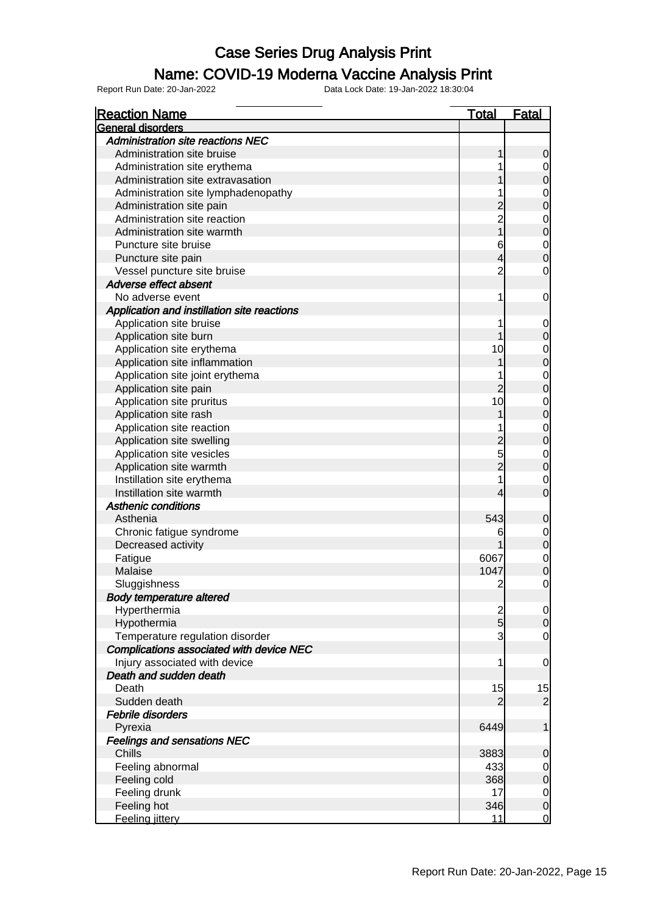# Case Series Drug Analysis Print

## Name: COVID-19 Moderna Vaccine Analysis Print

Report Run Date: 20-Jan-2022    Data Lock Date: 19-Jan-2022 18:30:04

| Reaction Name | Total | Fatal |
|---|---|---|
| **General disorders** | | |
| ***Administration site reactions NEC*** | | |
| Administration site bruise | 1 | 0 |
| Administration site erythema | 1 | 0 |
| Administration site extravasation | 1 | 0 |
| Administration site lymphadenopathy | 1 | 0 |
| Administration site pain | 2 | 0 |
| Administration site reaction | 2 | 0 |
| Administration site warmth | 1 | 0 |
| Puncture site bruise | 6 | 0 |
| Puncture site pain | 4 | 0 |
| Vessel puncture site bruise | 2 | 0 |
| ***Adverse effect absent*** | | |
| No adverse event | 1 | 0 |
| ***Application and instillation site reactions*** | | |
| Application site bruise | 1 | 0 |
| Application site burn | 1 | 0 |
| Application site erythema | 10 | 0 |
| Application site inflammation | 1 | 0 |
| Application site joint erythema | 1 | 0 |
| Application site pain | 2 | 0 |
| Application site pruritus | 10 | 0 |
| Application site rash | 1 | 0 |
| Application site reaction | 1 | 0 |
| Application site swelling | 2 | 0 |
| Application site vesicles | 5 | 0 |
| Application site warmth | 2 | 0 |
| Instillation site erythema | 1 | 0 |
| Instillation site warmth | 4 | 0 |
| ***Asthenic conditions*** | | |
| Asthenia | 543 | 0 |
| Chronic fatigue syndrome | 6 | 0 |
| Decreased activity | 1 | 0 |
| Fatigue | 6067 | 0 |
| Malaise | 1047 | 0 |
| Sluggishness | 2 | 0 |
| ***Body temperature altered*** | | |
| Hyperthermia | 2 | 0 |
| Hypothermia | 5 | 0 |
| Temperature regulation disorder | 3 | 0 |
| ***Complications associated with device NEC*** | | |
| Injury associated with device | 1 | 0 |
| ***Death and sudden death*** | | |
| Death | 15 | 15 |
| Sudden death | 2 | 2 |
| ***Febrile disorders*** | | |
| Pyrexia | 6449 | 1 |
| ***Feelings and sensations NEC*** | | |
| Chills | 3883 | 0 |
| Feeling abnormal | 433 | 0 |
| Feeling cold | 368 | 0 |
| Feeling drunk | 17 | 0 |
| Feeling hot | 346 | 0 |
| Feeling jittery | 11 | 0 |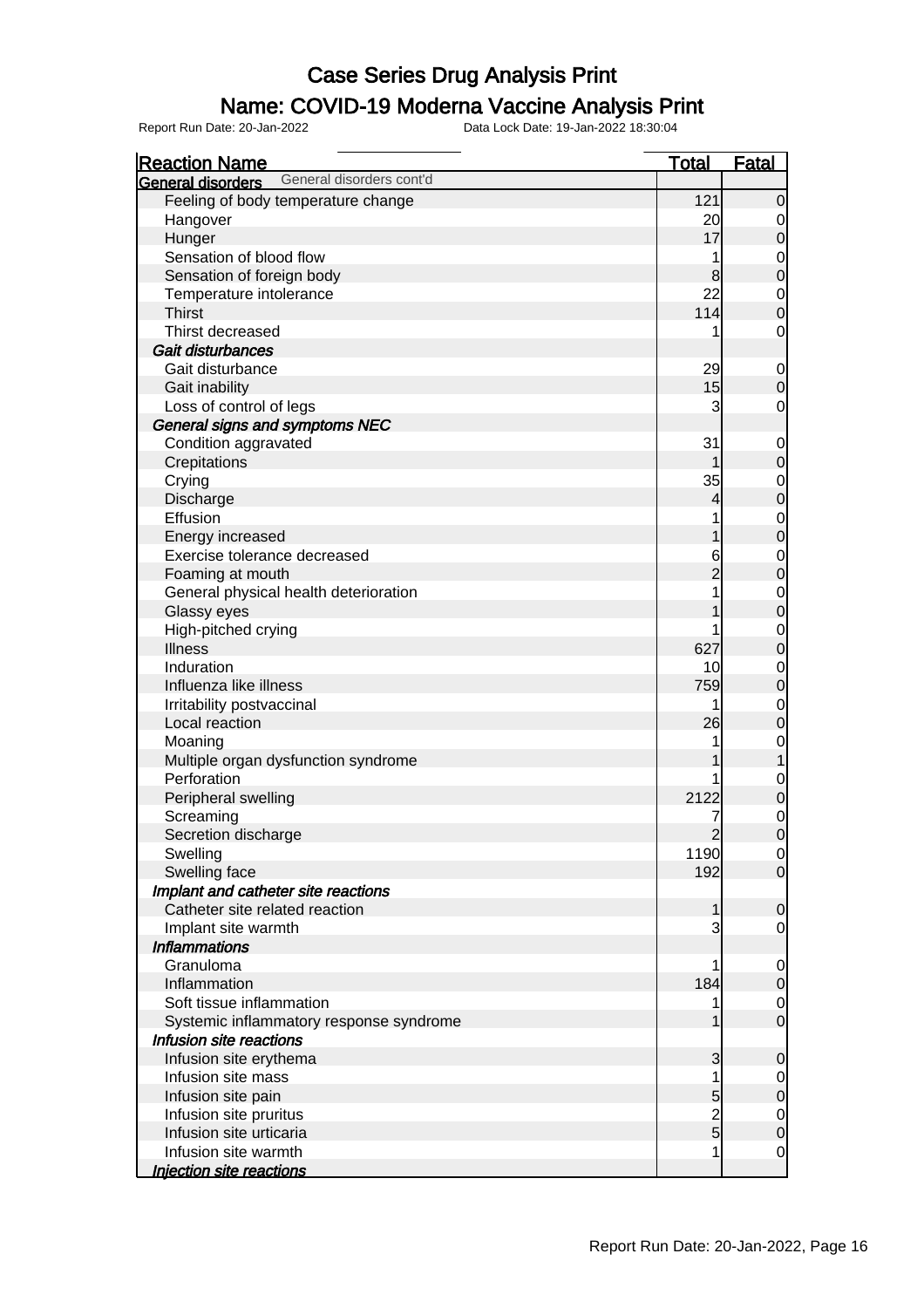# Case Series Drug Analysis Print

## Name: COVID-19 Moderna Vaccine Analysis Print

Report Run Date: 20-Jan-2022 Data Lock Date: 19-Jan-2022 18:30:04

| Reaction Name | Total | Fatal |
|---|---|---|
| **General disorders** General disorders cont'd | | |
| Feeling of body temperature change | 121 | 0 |
| Hangover | 20 | 0 |
| Hunger | 17 | 0 |
| Sensation of blood flow | 1 | 0 |
| Sensation of foreign body | 8 | 0 |
| Temperature intolerance | 22 | 0 |
| Thirst | 114 | 0 |
| Thirst decreased | 1 | 0 |
| ***Gait disturbances*** | | |
| Gait disturbance | 29 | 0 |
| Gait inability | 15 | 0 |
| Loss of control of legs | 3 | 0 |
| ***General signs and symptoms NEC*** | | |
| Condition aggravated | 31 | 0 |
| Crepitations | 1 | 0 |
| Crying | 35 | 0 |
| Discharge | 4 | 0 |
| Effusion | 1 | 0 |
| Energy increased | 1 | 0 |
| Exercise tolerance decreased | 6 | 0 |
| Foaming at mouth | 2 | 0 |
| General physical health deterioration | 1 | 0 |
| Glassy eyes | 1 | 0 |
| High-pitched crying | 1 | 0 |
| Illness | 627 | 0 |
| Induration | 10 | 0 |
| Influenza like illness | 759 | 0 |
| Irritability postvaccinal | 1 | 0 |
| Local reaction | 26 | 0 |
| Moaning | 1 | 0 |
| Multiple organ dysfunction syndrome | 1 | 1 |
| Perforation | 1 | 0 |
| Peripheral swelling | 2122 | 0 |
| Screaming | 7 | 0 |
| Secretion discharge | 2 | 0 |
| Swelling | 1190 | 0 |
| Swelling face | 192 | 0 |
| ***Implant and catheter site reactions*** | | |
| Catheter site related reaction | 1 | 0 |
| Implant site warmth | 3 | 0 |
| ***Inflammations*** | | |
| Granuloma | 1 | 0 |
| Inflammation | 184 | 0 |
| Soft tissue inflammation | 1 | 0 |
| Systemic inflammatory response syndrome | 1 | 0 |
| ***Infusion site reactions*** | | |
| Infusion site erythema | 3 | 0 |
| Infusion site mass | 1 | 0 |
| Infusion site pain | 5 | 0 |
| Infusion site pruritus | 2 | 0 |
| Infusion site urticaria | 5 | 0 |
| Infusion site warmth | 1 | 0 |
| ***Injection site reactions*** | | |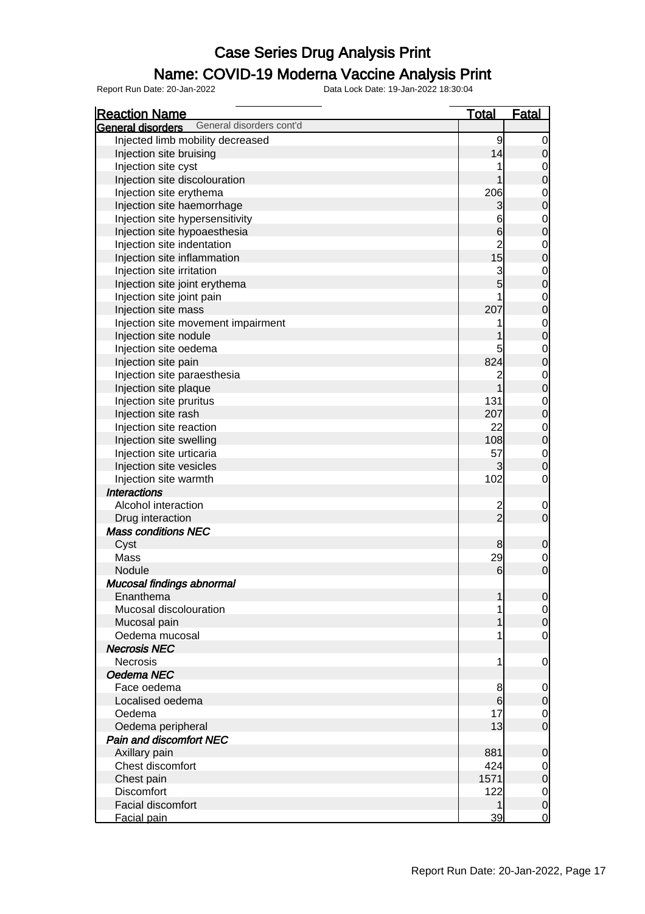# Case Series Drug Analysis Print

## Name: COVID-19 Moderna Vaccine Analysis Print

Report Run Date: 20-Jan-2022 Data Lock Date: 19-Jan-2022 18:30:04

| Reaction Name | Total | Fatal |
|---|---|---|
| **General disorders** General disorders cont'd | | |
| Injected limb mobility decreased | 9 | 0 |
| Injection site bruising | 14 | 0 |
| Injection site cyst | 1 | 0 |
| Injection site discolouration | 1 | 0 |
| Injection site erythema | 206 | 0 |
| Injection site haemorrhage | 3 | 0 |
| Injection site hypersensitivity | 6 | 0 |
| Injection site hypoaesthesia | 6 | 0 |
| Injection site indentation | 2 | 0 |
| Injection site inflammation | 15 | 0 |
| Injection site irritation | 3 | 0 |
| Injection site joint erythema | 5 | 0 |
| Injection site joint pain | 1 | 0 |
| Injection site mass | 207 | 0 |
| Injection site movement impairment | 1 | 0 |
| Injection site nodule | 1 | 0 |
| Injection site oedema | 5 | 0 |
| Injection site pain | 824 | 0 |
| Injection site paraesthesia | 2 | 0 |
| Injection site plaque | 1 | 0 |
| Injection site pruritus | 131 | 0 |
| Injection site rash | 207 | 0 |
| Injection site reaction | 22 | 0 |
| Injection site swelling | 108 | 0 |
| Injection site urticaria | 57 | 0 |
| Injection site vesicles | 3 | 0 |
| Injection site warmth | 102 | 0 |
| ***Interactions*** | | |
| Alcohol interaction | 2 | 0 |
| Drug interaction | 2 | 0 |
| ***Mass conditions NEC*** | | |
| Cyst | 8 | 0 |
| Mass | 29 | 0 |
| Nodule | 6 | 0 |
| ***Mucosal findings abnormal*** | | |
| Enanthema | 1 | 0 |
| Mucosal discolouration | 1 | 0 |
| Mucosal pain | 1 | 0 |
| Oedema mucosal | 1 | 0 |
| ***Necrosis NEC*** | | |
| Necrosis | 1 | 0 |
| ***Oedema NEC*** | | |
| Face oedema | 8 | 0 |
| Localised oedema | 6 | 0 |
| Oedema | 17 | 0 |
| Oedema peripheral | 13 | 0 |
| ***Pain and discomfort NEC*** | | |
| Axillary pain | 881 | 0 |
| Chest discomfort | 424 | 0 |
| Chest pain | 1571 | 0 |
| Discomfort | 122 | 0 |
| Facial discomfort | 1 | 0 |
| Facial pain | 39 | 0 |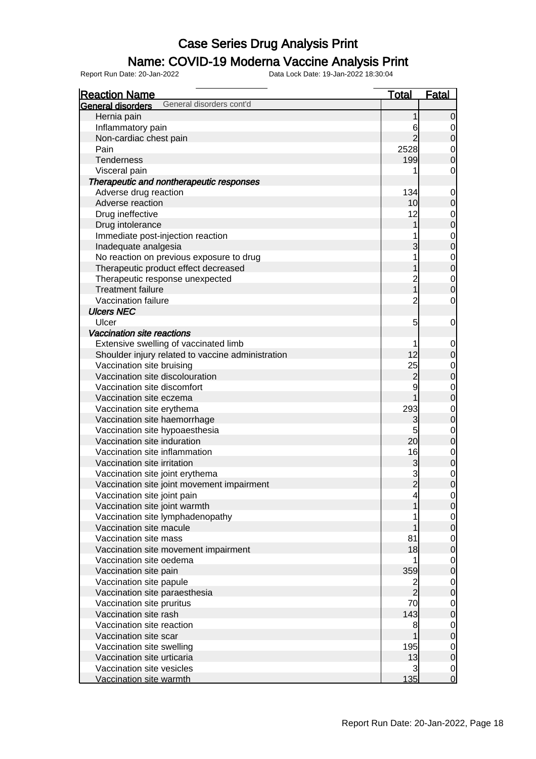# Case Series Drug Analysis Print

## Name: COVID-19 Moderna Vaccine Analysis Print

Report Run Date: 20-Jan-2022    Data Lock Date: 19-Jan-2022 18:30:04

| Reaction Name | Total | Fatal |
|---|---|---|
| **General disorders** General disorders cont'd | | |
| Hernia pain | 1 | 0 |
| Inflammatory pain | 6 | 0 |
| Non-cardiac chest pain | 2 | 0 |
| Pain | 2528 | 0 |
| Tenderness | 199 | 0 |
| Visceral pain | 1 | 0 |
| ***Therapeutic and nontherapeutic responses*** | | |
| Adverse drug reaction | 134 | 0 |
| Adverse reaction | 10 | 0 |
| Drug ineffective | 12 | 0 |
| Drug intolerance | 1 | 0 |
| Immediate post-injection reaction | 1 | 0 |
| Inadequate analgesia | 3 | 0 |
| No reaction on previous exposure to drug | 1 | 0 |
| Therapeutic product effect decreased | 1 | 0 |
| Therapeutic response unexpected | 2 | 0 |
| Treatment failure | 1 | 0 |
| Vaccination failure | 2 | 0 |
| ***Ulcers NEC*** | | |
| Ulcer | 5 | 0 |
| ***Vaccination site reactions*** | | |
| Extensive swelling of vaccinated limb | 1 | 0 |
| Shoulder injury related to vaccine administration | 12 | 0 |
| Vaccination site bruising | 25 | 0 |
| Vaccination site discolouration | 2 | 0 |
| Vaccination site discomfort | 9 | 0 |
| Vaccination site eczema | 1 | 0 |
| Vaccination site erythema | 293 | 0 |
| Vaccination site haemorrhage | 3 | 0 |
| Vaccination site hypoaesthesia | 5 | 0 |
| Vaccination site induration | 20 | 0 |
| Vaccination site inflammation | 16 | 0 |
| Vaccination site irritation | 3 | 0 |
| Vaccination site joint erythema | 3 | 0 |
| Vaccination site joint movement impairment | 2 | 0 |
| Vaccination site joint pain | 4 | 0 |
| Vaccination site joint warmth | 1 | 0 |
| Vaccination site lymphadenopathy | 1 | 0 |
| Vaccination site macule | 1 | 0 |
| Vaccination site mass | 81 | 0 |
| Vaccination site movement impairment | 18 | 0 |
| Vaccination site oedema | 1 | 0 |
| Vaccination site pain | 359 | 0 |
| Vaccination site papule | 2 | 0 |
| Vaccination site paraesthesia | 2 | 0 |
| Vaccination site pruritus | 70 | 0 |
| Vaccination site rash | 143 | 0 |
| Vaccination site reaction | 8 | 0 |
| Vaccination site scar | 1 | 0 |
| Vaccination site swelling | 195 | 0 |
| Vaccination site urticaria | 13 | 0 |
| Vaccination site vesicles | 3 | 0 |
| Vaccination site warmth | 135 | 0 |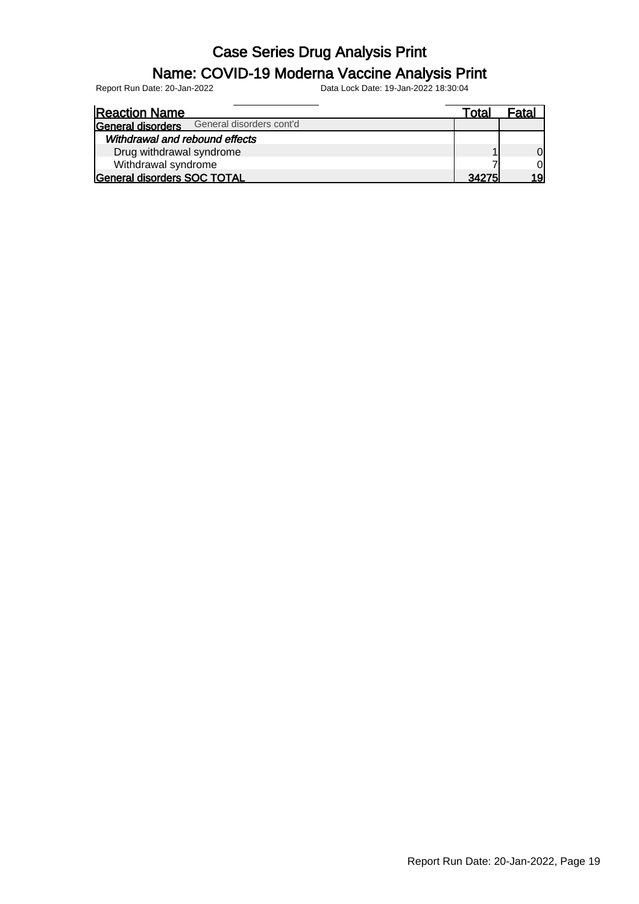# Case Series Drug Analysis Print

## Name: COVID-19 Moderna Vaccine Analysis Print

Report Run Date: 20-Jan-2022    Data Lock Date: 19-Jan-2022 18:30:04

| Reaction Name | Total | Fatal |
|---|---|---|
| **General disorders** General disorders cont'd | | |
| ***Withdrawal and rebound effects*** | | |
| Drug withdrawal syndrome | 1 | 0 |
| Withdrawal syndrome | 7 | 0 |
| **General disorders SOC TOTAL** | **34275** | **19** |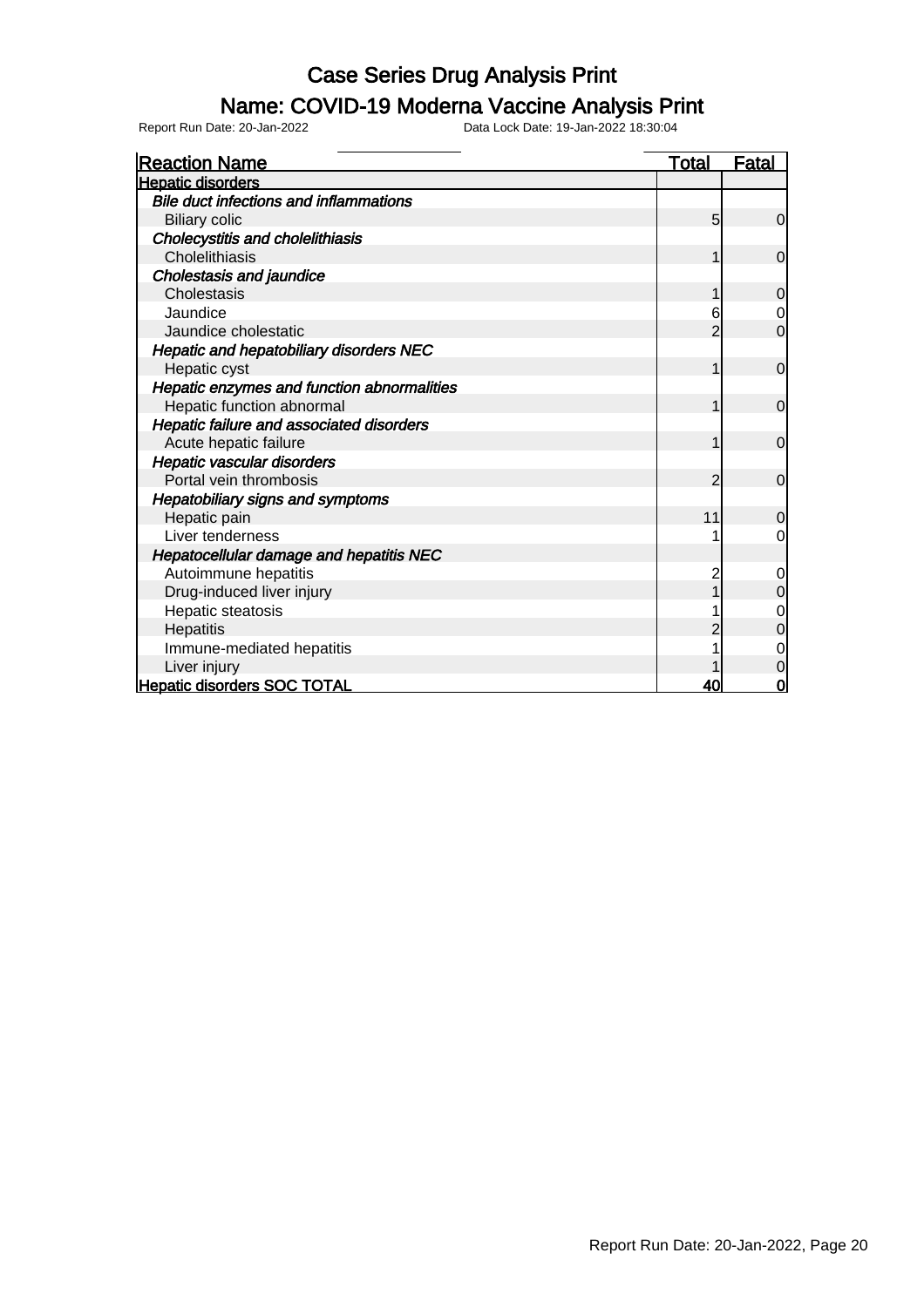# Case Series Drug Analysis Print

## Name: COVID-19 Moderna Vaccine Analysis Print

Report Run Date: 20-Jan-2022 Data Lock Date: 19-Jan-2022 18:30:04

| Reaction Name | Total | Fatal |
|---|---|---|
| **Hepatic disorders** | | |
| *Bile duct infections and inflammations* | | |
| Biliary colic | 5 | 0 |
| *Cholecystitis and cholelithiasis* | | |
| Cholelithiasis | 1 | 0 |
| *Cholestasis and jaundice* | | |
| Cholestasis | 1 | 0 |
| Jaundice | 6 | 0 |
| Jaundice cholestatic | 2 | 0 |
| *Hepatic and hepatobiliary disorders NEC* | | |
| Hepatic cyst | 1 | 0 |
| *Hepatic enzymes and function abnormalities* | | |
| Hepatic function abnormal | 1 | 0 |
| *Hepatic failure and associated disorders* | | |
| Acute hepatic failure | 1 | 0 |
| *Hepatic vascular disorders* | | |
| Portal vein thrombosis | 2 | 0 |
| *Hepatobiliary signs and symptoms* | | |
| Hepatic pain | 11 | 0 |
| Liver tenderness | 1 | 0 |
| *Hepatocellular damage and hepatitis NEC* | | |
| Autoimmune hepatitis | 2 | 0 |
| Drug-induced liver injury | 1 | 0 |
| Hepatic steatosis | 1 | 0 |
| Hepatitis | 2 | 0 |
| Immune-mediated hepatitis | 1 | 0 |
| Liver injury | 1 | 0 |
| **Hepatic disorders SOC TOTAL** | **40** | **0** |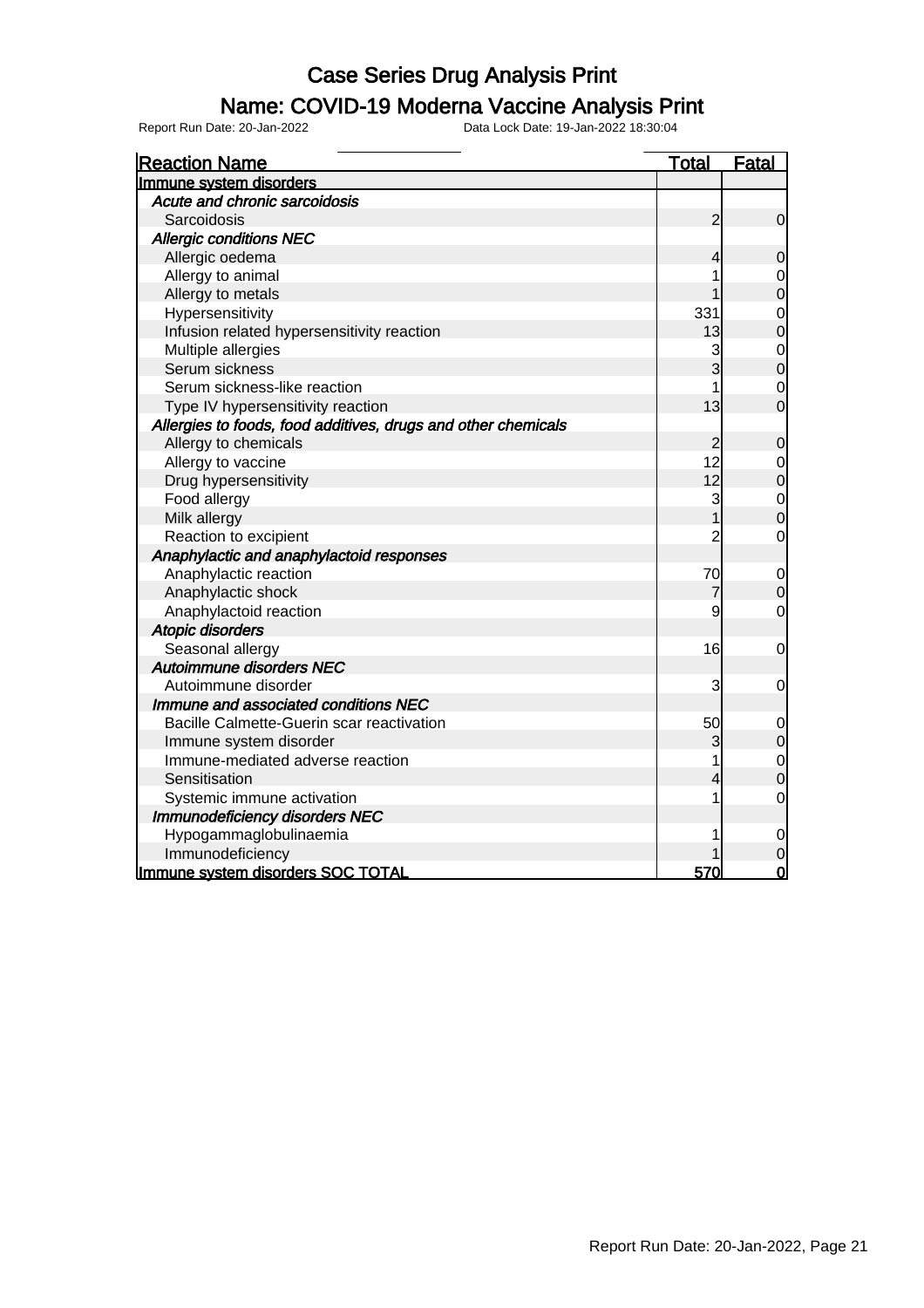# Case Series Drug Analysis Print

## Name: COVID-19 Moderna Vaccine Analysis Print

Report Run Date: 20-Jan-2022 Data Lock Date: 19-Jan-2022 18:30:04

| Reaction Name | Total | Fatal |
|---|---|---|
| **Immune system disorders** | | |
| *Acute and chronic sarcoidosis* | | |
| Sarcoidosis | 2 | 0 |
| *Allergic conditions NEC* | | |
| Allergic oedema | 4 | 0 |
| Allergy to animal | 1 | 0 |
| Allergy to metals | 1 | 0 |
| Hypersensitivity | 331 | 0 |
| Infusion related hypersensitivity reaction | 13 | 0 |
| Multiple allergies | 3 | 0 |
| Serum sickness | 3 | 0 |
| Serum sickness-like reaction | 1 | 0 |
| Type IV hypersensitivity reaction | 13 | 0 |
| *Allergies to foods, food additives, drugs and other chemicals* | | |
| Allergy to chemicals | 2 | 0 |
| Allergy to vaccine | 12 | 0 |
| Drug hypersensitivity | 12 | 0 |
| Food allergy | 3 | 0 |
| Milk allergy | 1 | 0 |
| Reaction to excipient | 2 | 0 |
| *Anaphylactic and anaphylactoid responses* | | |
| Anaphylactic reaction | 70 | 0 |
| Anaphylactic shock | 7 | 0 |
| Anaphylactoid reaction | 9 | 0 |
| *Atopic disorders* | | |
| Seasonal allergy | 16 | 0 |
| *Autoimmune disorders NEC* | | |
| Autoimmune disorder | 3 | 0 |
| *Immune and associated conditions NEC* | | |
| Bacille Calmette-Guerin scar reactivation | 50 | 0 |
| Immune system disorder | 3 | 0 |
| Immune-mediated adverse reaction | 1 | 0 |
| Sensitisation | 4 | 0 |
| Systemic immune activation | 1 | 0 |
| *Immunodeficiency disorders NEC* | | |
| Hypogammaglobulinaemia | 1 | 0 |
| Immunodeficiency | 1 | 0 |
| **Immune system disorders SOC TOTAL** | **570** | **0** |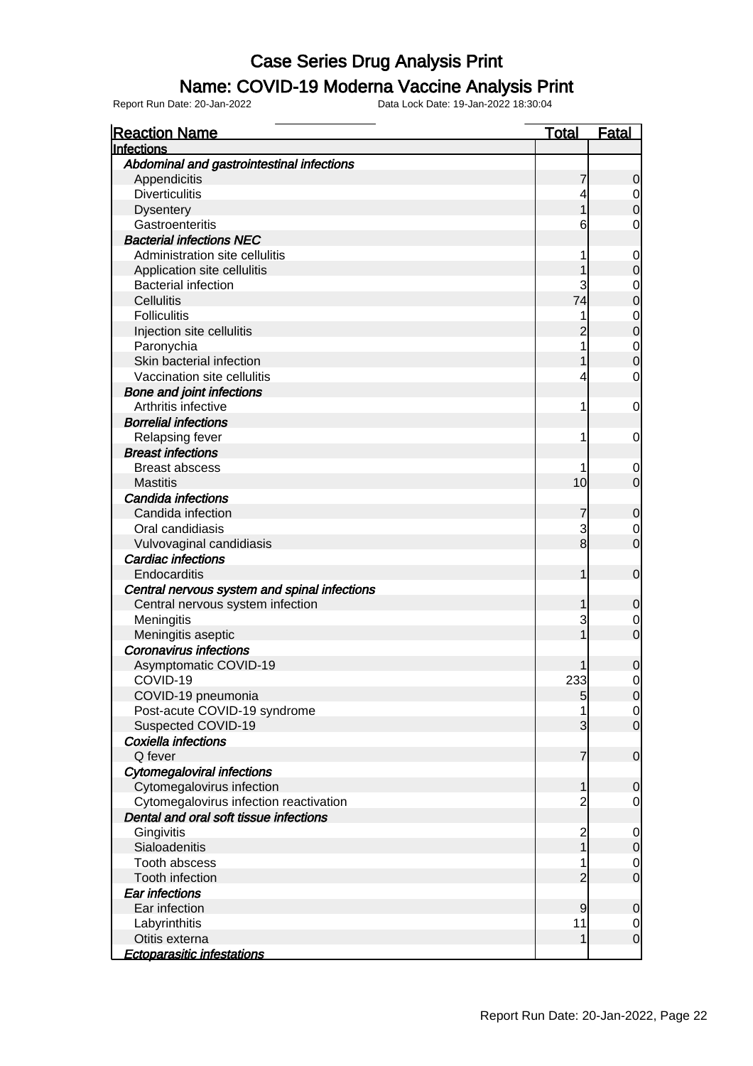# Case Series Drug Analysis Print

## Name: COVID-19 Moderna Vaccine Analysis Print

Report Run Date: 20-Jan-2022 Data Lock Date: 19-Jan-2022 18:30:04

| Reaction Name | Total | Fatal |
|---|---|---|
| **Infections** | | |
| *Abdominal and gastrointestinal infections* | | |
| Appendicitis | 7 | 0 |
| Diverticulitis | 4 | 0 |
| Dysentery | 1 | 0 |
| Gastroenteritis | 6 | 0 |
| *Bacterial infections NEC* | | |
| Administration site cellulitis | 1 | 0 |
| Application site cellulitis | 1 | 0 |
| Bacterial infection | 3 | 0 |
| Cellulitis | 74 | 0 |
| Folliculitis | 1 | 0 |
| Injection site cellulitis | 2 | 0 |
| Paronychia | 1 | 0 |
| Skin bacterial infection | 1 | 0 |
| Vaccination site cellulitis | 4 | 0 |
| *Bone and joint infections* | | |
| Arthritis infective | 1 | 0 |
| *Borrelial infections* | | |
| Relapsing fever | 1 | 0 |
| *Breast infections* | | |
| Breast abscess | 1 | 0 |
| Mastitis | 10 | 0 |
| *Candida infections* | | |
| Candida infection | 7 | 0 |
| Oral candidiasis | 3 | 0 |
| Vulvovaginal candidiasis | 8 | 0 |
| *Cardiac infections* | | |
| Endocarditis | 1 | 0 |
| *Central nervous system and spinal infections* | | |
| Central nervous system infection | 1 | 0 |
| Meningitis | 3 | 0 |
| Meningitis aseptic | 1 | 0 |
| *Coronavirus infections* | | |
| Asymptomatic COVID-19 | 1 | 0 |
| COVID-19 | 233 | 0 |
| COVID-19 pneumonia | 5 | 0 |
| Post-acute COVID-19 syndrome | 1 | 0 |
| Suspected COVID-19 | 3 | 0 |
| *Coxiella infections* | | |
| Q fever | 7 | 0 |
| *Cytomegaloviral infections* | | |
| Cytomegalovirus infection | 1 | 0 |
| Cytomegalovirus infection reactivation | 2 | 0 |
| *Dental and oral soft tissue infections* | | |
| Gingivitis | 2 | 0 |
| Sialoadenitis | 1 | 0 |
| Tooth abscess | 1 | 0 |
| Tooth infection | 2 | 0 |
| *Ear infections* | | |
| Ear infection | 9 | 0 |
| Labyrinthitis | 11 | 0 |
| Otitis externa | 1 | 0 |
| *Ectoparasitic infestations* | | |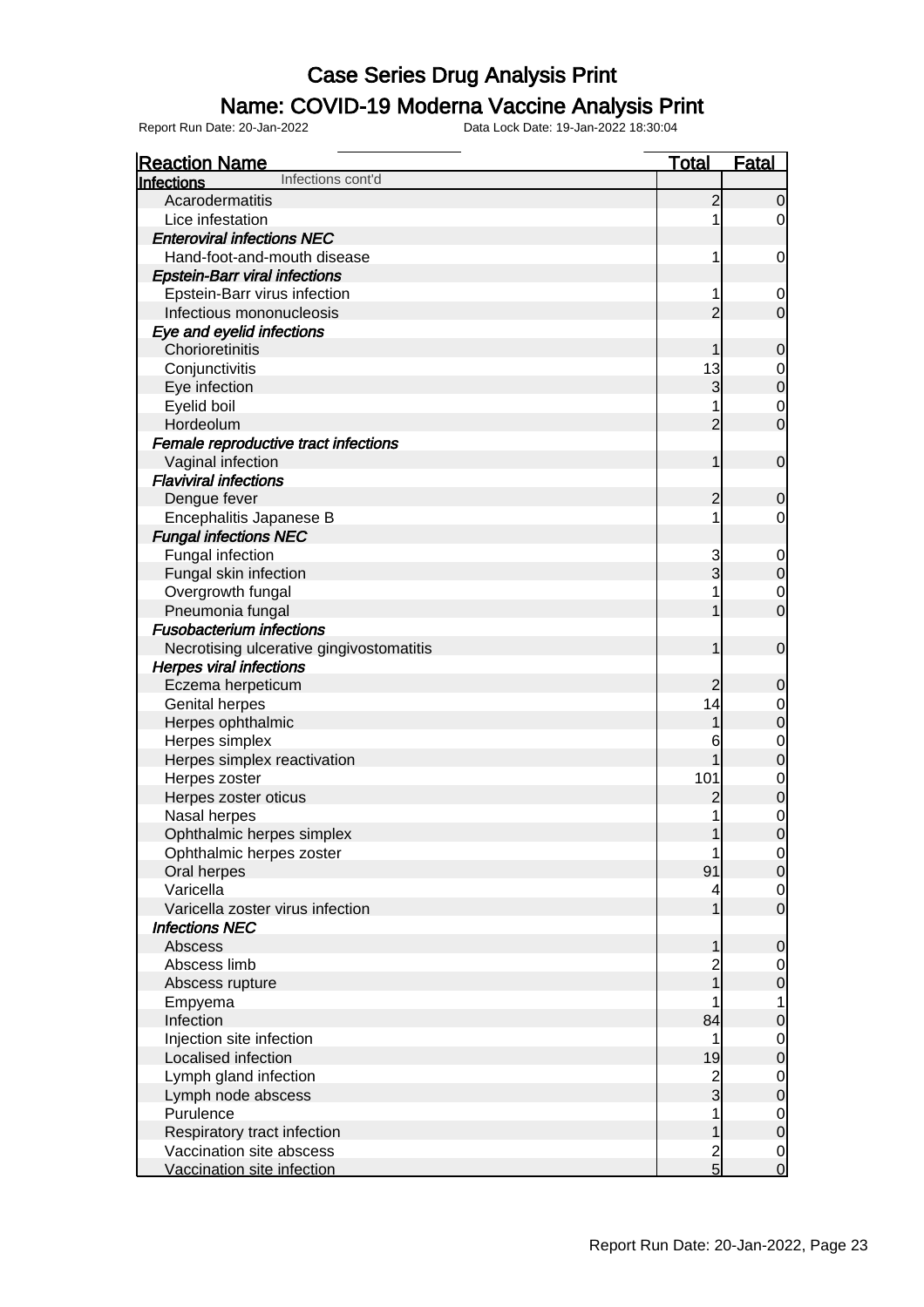# Case Series Drug Analysis Print

## Name: COVID-19 Moderna Vaccine Analysis Print

Report Run Date: 20-Jan-2022    Data Lock Date: 19-Jan-2022 18:30:04

| Reaction Name | Total | Fatal |
|---|---|---|
| **Infections** Infections cont'd | | |
| Acarodermatitis | 2 | 0 |
| Lice infestation | 1 | 0 |
| ***Enteroviral infections NEC*** | | |
| Hand-foot-and-mouth disease | 1 | 0 |
| ***Epstein-Barr viral infections*** | | |
| Epstein-Barr virus infection | 1 | 0 |
| Infectious mononucleosis | 2 | 0 |
| ***Eye and eyelid infections*** | | |
| Chorioretinitis | 1 | 0 |
| Conjunctivitis | 13 | 0 |
| Eye infection | 3 | 0 |
| Eyelid boil | 1 | 0 |
| Hordeolum | 2 | 0 |
| ***Female reproductive tract infections*** | | |
| Vaginal infection | 1 | 0 |
| ***Flaviviral infections*** | | |
| Dengue fever | 2 | 0 |
| Encephalitis Japanese B | 1 | 0 |
| ***Fungal infections NEC*** | | |
| Fungal infection | 3 | 0 |
| Fungal skin infection | 3 | 0 |
| Overgrowth fungal | 1 | 0 |
| Pneumonia fungal | 1 | 0 |
| ***Fusobacterium infections*** | | |
| Necrotising ulcerative gingivostomatitis | 1 | 0 |
| ***Herpes viral infections*** | | |
| Eczema herpeticum | 2 | 0 |
| Genital herpes | 14 | 0 |
| Herpes ophthalmic | 1 | 0 |
| Herpes simplex | 6 | 0 |
| Herpes simplex reactivation | 1 | 0 |
| Herpes zoster | 101 | 0 |
| Herpes zoster oticus | 2 | 0 |
| Nasal herpes | 1 | 0 |
| Ophthalmic herpes simplex | 1 | 0 |
| Ophthalmic herpes zoster | 1 | 0 |
| Oral herpes | 91 | 0 |
| Varicella | 4 | 0 |
| Varicella zoster virus infection | 1 | 0 |
| ***Infections NEC*** | | |
| Abscess | 1 | 0 |
| Abscess limb | 2 | 0 |
| Abscess rupture | 1 | 0 |
| Empyema | 1 | 1 |
| Infection | 84 | 0 |
| Injection site infection | 1 | 0 |
| Localised infection | 19 | 0 |
| Lymph gland infection | 2 | 0 |
| Lymph node abscess | 3 | 0 |
| Purulence | 1 | 0 |
| Respiratory tract infection | 1 | 0 |
| Vaccination site abscess | 2 | 0 |
| Vaccination site infection | 5 | 0 |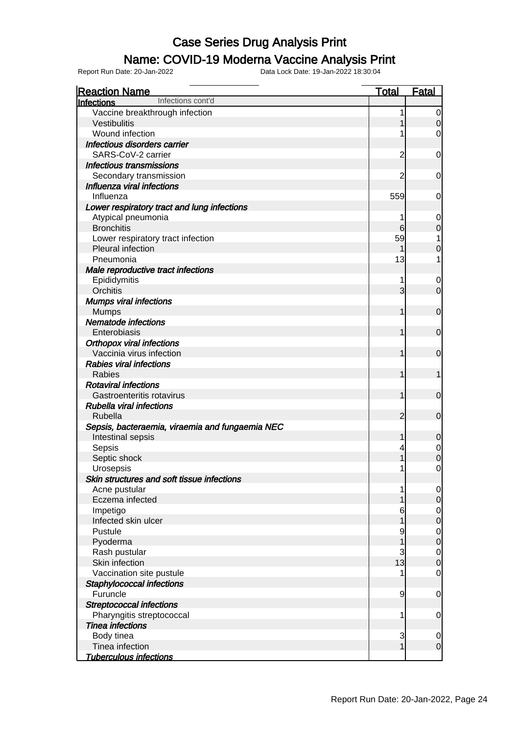# Case Series Drug Analysis Print

## Name: COVID-19 Moderna Vaccine Analysis Print

Report Run Date: 20-Jan-2022 Data Lock Date: 19-Jan-2022 18:30:04

| Reaction Name | Total | Fatal |
|---|---|---|
| **Infections** Infections cont'd | | |
| Vaccine breakthrough infection | 1 | 0 |
| Vestibulitis | 1 | 0 |
| Wound infection | 1 | 0 |
| ***Infectious disorders carrier*** | | |
| SARS-CoV-2 carrier | 2 | 0 |
| ***Infectious transmissions*** | | |
| Secondary transmission | 2 | 0 |
| ***Influenza viral infections*** | | |
| Influenza | 559 | 0 |
| ***Lower respiratory tract and lung infections*** | | |
| Atypical pneumonia | 1 | 0 |
| Bronchitis | 6 | 0 |
| Lower respiratory tract infection | 59 | 1 |
| Pleural infection | 1 | 0 |
| Pneumonia | 13 | 1 |
| ***Male reproductive tract infections*** | | |
| Epididymitis | 1 | 0 |
| Orchitis | 3 | 0 |
| ***Mumps viral infections*** | | |
| Mumps | 1 | 0 |
| ***Nematode infections*** | | |
| Enterobiasis | 1 | 0 |
| ***Orthopox viral infections*** | | |
| Vaccinia virus infection | 1 | 0 |
| ***Rabies viral infections*** | | |
| Rabies | 1 | 1 |
| ***Rotaviral infections*** | | |
| Gastroenteritis rotavirus | 1 | 0 |
| ***Rubella viral infections*** | | |
| Rubella | 2 | 0 |
| ***Sepsis, bacteraemia, viraemia and fungaemia NEC*** | | |
| Intestinal sepsis | 1 | 0 |
| Sepsis | 4 | 0 |
| Septic shock | 1 | 0 |
| Urosepsis | 1 | 0 |
| ***Skin structures and soft tissue infections*** | | |
| Acne pustular | 1 | 0 |
| Eczema infected | 1 | 0 |
| Impetigo | 6 | 0 |
| Infected skin ulcer | 1 | 0 |
| Pustule | 9 | 0 |
| Pyoderma | 1 | 0 |
| Rash pustular | 3 | 0 |
| Skin infection | 13 | 0 |
| Vaccination site pustule | 1 | 0 |
| ***Staphylococcal infections*** | | |
| Furuncle | 9 | 0 |
| ***Streptococcal infections*** | | |
| Pharyngitis streptococcal | 1 | 0 |
| ***Tinea infections*** | | |
| Body tinea | 3 | 0 |
| Tinea infection | 1 | 0 |
| ***Tuberculous infections*** | | |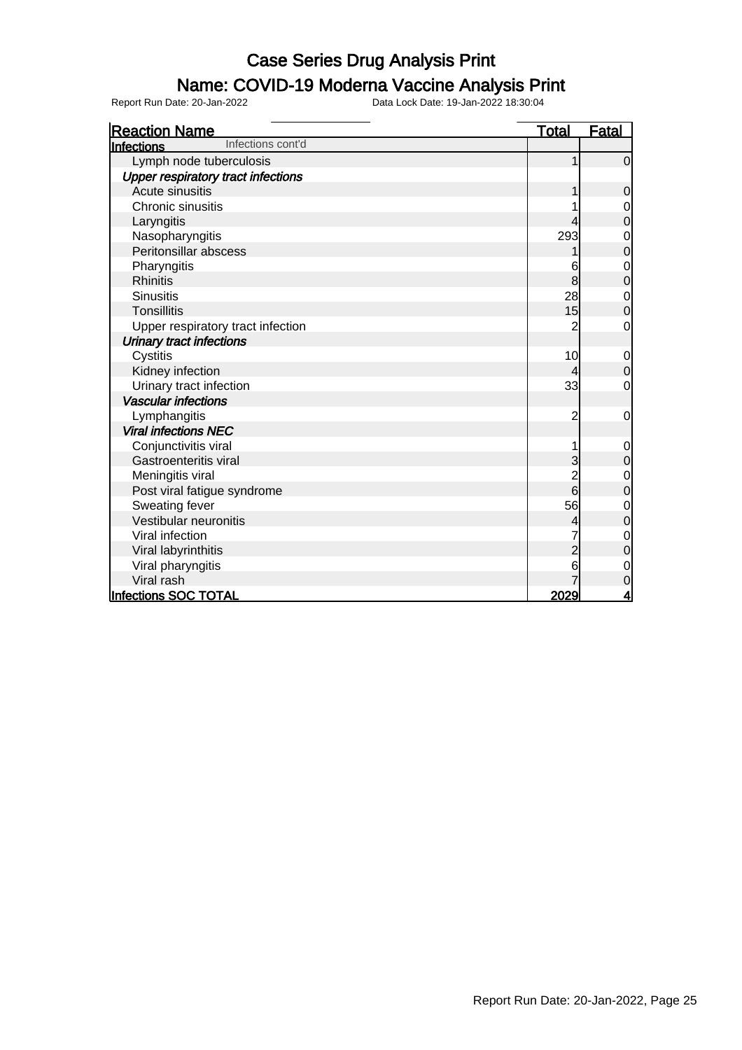# Case Series Drug Analysis Print

## Name: COVID-19 Moderna Vaccine Analysis Print

Report Run Date: 20-Jan-2022 Data Lock Date: 19-Jan-2022 18:30:04

| Reaction Name | Total | Fatal |
|---|---|---|
| **Infections** Infections cont'd | | |
| Lymph node tuberculosis | 1 | 0 |
| ***Upper respiratory tract infections*** | | |
| Acute sinusitis | 1 | 0 |
| Chronic sinusitis | 1 | 0 |
| Laryngitis | 4 | 0 |
| Nasopharyngitis | 293 | 0 |
| Peritonsillar abscess | 1 | 0 |
| Pharyngitis | 6 | 0 |
| Rhinitis | 8 | 0 |
| Sinusitis | 28 | 0 |
| Tonsillitis | 15 | 0 |
| Upper respiratory tract infection | 2 | 0 |
| ***Urinary tract infections*** | | |
| Cystitis | 10 | 0 |
| Kidney infection | 4 | 0 |
| Urinary tract infection | 33 | 0 |
| ***Vascular infections*** | | |
| Lymphangitis | 2 | 0 |
| ***Viral infections NEC*** | | |
| Conjunctivitis viral | 1 | 0 |
| Gastroenteritis viral | 3 | 0 |
| Meningitis viral | 2 | 0 |
| Post viral fatigue syndrome | 6 | 0 |
| Sweating fever | 56 | 0 |
| Vestibular neuronitis | 4 | 0 |
| Viral infection | 7 | 0 |
| Viral labyrinthitis | 2 | 0 |
| Viral pharyngitis | 6 | 0 |
| Viral rash | 7 | 0 |
| **Infections SOC TOTAL** | **2029** | **4** |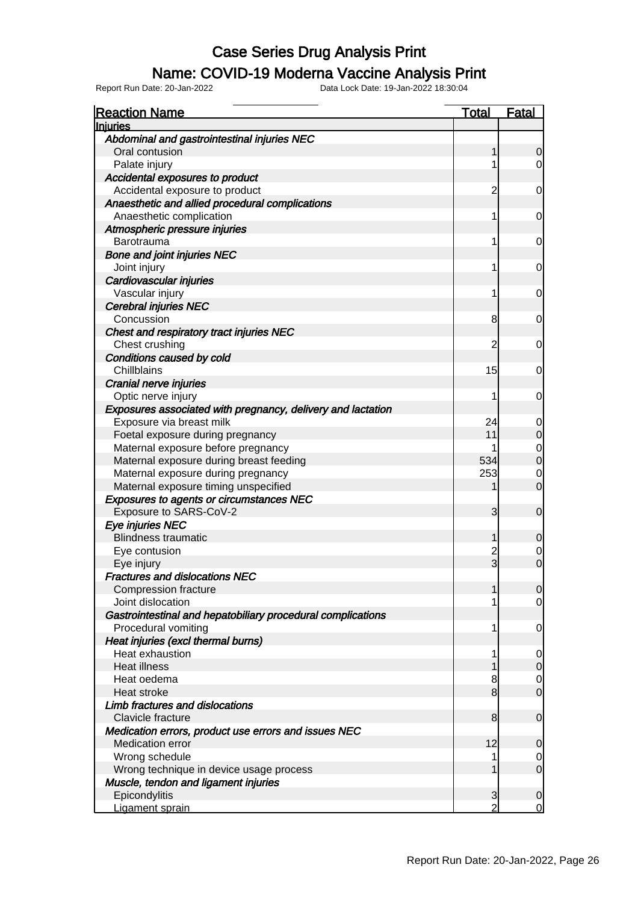# Case Series Drug Analysis Print

## Name: COVID-19 Moderna Vaccine Analysis Print

Report Run Date: 20-Jan-2022 Data Lock Date: 19-Jan-2022 18:30:04

| Reaction Name | Total | Fatal |
|---|---|---|
| **Injuries** | | |
| *Abdominal and gastrointestinal injuries NEC* | | |
| Oral contusion | 1 | 0 |
| Palate injury | 1 | 0 |
| *Accidental exposures to product* | | |
| Accidental exposure to product | 2 | 0 |
| *Anaesthetic and allied procedural complications* | | |
| Anaesthetic complication | 1 | 0 |
| *Atmospheric pressure injuries* | | |
| Barotrauma | 1 | 0 |
| *Bone and joint injuries NEC* | | |
| Joint injury | 1 | 0 |
| *Cardiovascular injuries* | | |
| Vascular injury | 1 | 0 |
| *Cerebral injuries NEC* | | |
| Concussion | 8 | 0 |
| *Chest and respiratory tract injuries NEC* | | |
| Chest crushing | 2 | 0 |
| *Conditions caused by cold* | | |
| Chillblains | 15 | 0 |
| *Cranial nerve injuries* | | |
| Optic nerve injury | 1 | 0 |
| *Exposures associated with pregnancy, delivery and lactation* | | |
| Exposure via breast milk | 24 | 0 |
| Foetal exposure during pregnancy | 11 | 0 |
| Maternal exposure before pregnancy | 1 | 0 |
| Maternal exposure during breast feeding | 534 | 0 |
| Maternal exposure during pregnancy | 253 | 0 |
| Maternal exposure timing unspecified | 1 | 0 |
| *Exposures to agents or circumstances NEC* | | |
| Exposure to SARS-CoV-2 | 3 | 0 |
| *Eye injuries NEC* | | |
| Blindness traumatic | 1 | 0 |
| Eye contusion | 2 | 0 |
| Eye injury | 3 | 0 |
| *Fractures and dislocations NEC* | | |
| Compression fracture | 1 | 0 |
| Joint dislocation | 1 | 0 |
| *Gastrointestinal and hepatobiliary procedural complications* | | |
| Procedural vomiting | 1 | 0 |
| *Heat injuries (excl thermal burns)* | | |
| Heat exhaustion | 1 | 0 |
| Heat illness | 1 | 0 |
| Heat oedema | 8 | 0 |
| Heat stroke | 8 | 0 |
| *Limb fractures and dislocations* | | |
| Clavicle fracture | 8 | 0 |
| *Medication errors, product use errors and issues NEC* | | |
| Medication error | 12 | 0 |
| Wrong schedule | 1 | 0 |
| Wrong technique in device usage process | 1 | 0 |
| *Muscle, tendon and ligament injuries* | | |
| Epicondylitis | 3 | 0 |
| Ligament sprain | 2 | 0 |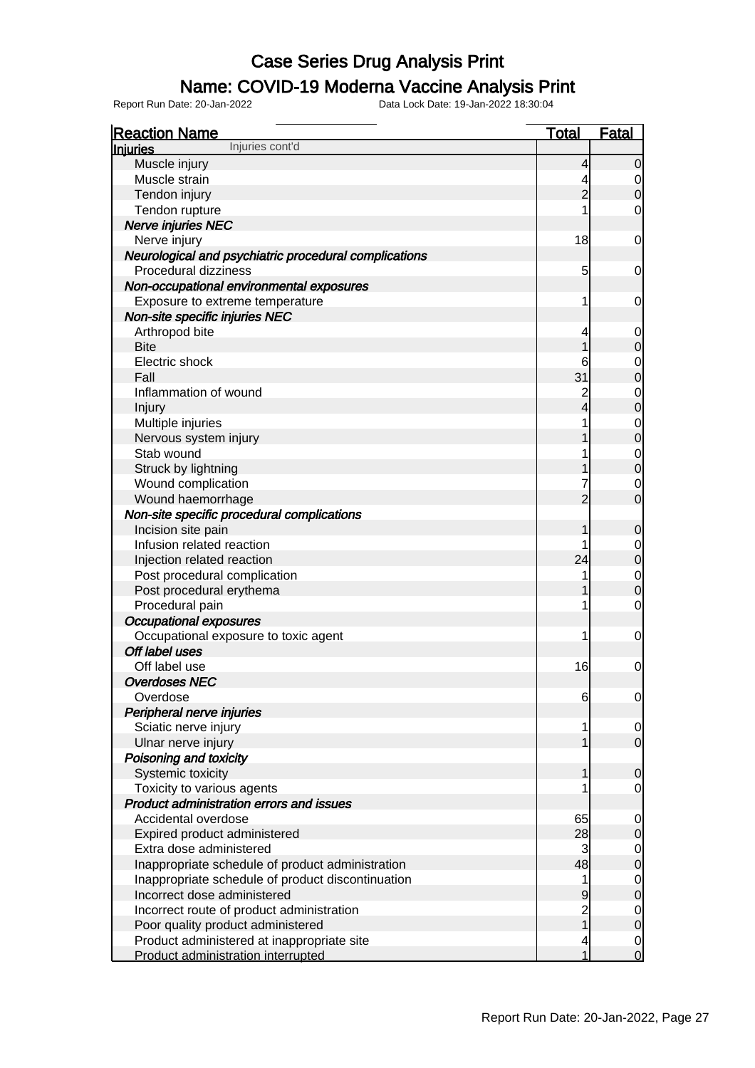# Case Series Drug Analysis Print

## Name: COVID-19 Moderna Vaccine Analysis Print

Report Run Date: 20-Jan-2022 Data Lock Date: 19-Jan-2022 18:30:04

| Reaction Name | Total | Fatal |
|---|---|---|
| **Injuries** Injuries cont'd | | |
| Muscle injury | 4 | 0 |
| Muscle strain | 4 | 0 |
| Tendon injury | 2 | 0 |
| Tendon rupture | 1 | 0 |
| ***Nerve injuries NEC*** | | |
| Nerve injury | 18 | 0 |
| ***Neurological and psychiatric procedural complications*** | | |
| Procedural dizziness | 5 | 0 |
| ***Non-occupational environmental exposures*** | | |
| Exposure to extreme temperature | 1 | 0 |
| ***Non-site specific injuries NEC*** | | |
| Arthropod bite | 4 | 0 |
| Bite | 1 | 0 |
| Electric shock | 6 | 0 |
| Fall | 31 | 0 |
| Inflammation of wound | 2 | 0 |
| Injury | 4 | 0 |
| Multiple injuries | 1 | 0 |
| Nervous system injury | 1 | 0 |
| Stab wound | 1 | 0 |
| Struck by lightning | 1 | 0 |
| Wound complication | 7 | 0 |
| Wound haemorrhage | 2 | 0 |
| ***Non-site specific procedural complications*** | | |
| Incision site pain | 1 | 0 |
| Infusion related reaction | 1 | 0 |
| Injection related reaction | 24 | 0 |
| Post procedural complication | 1 | 0 |
| Post procedural erythema | 1 | 0 |
| Procedural pain | 1 | 0 |
| ***Occupational exposures*** | | |
| Occupational exposure to toxic agent | 1 | 0 |
| ***Off label uses*** | | |
| Off label use | 16 | 0 |
| ***Overdoses NEC*** | | |
| Overdose | 6 | 0 |
| ***Peripheral nerve injuries*** | | |
| Sciatic nerve injury | 1 | 0 |
| Ulnar nerve injury | 1 | 0 |
| ***Poisoning and toxicity*** | | |
| Systemic toxicity | 1 | 0 |
| Toxicity to various agents | 1 | 0 |
| ***Product administration errors and issues*** | | |
| Accidental overdose | 65 | 0 |
| Expired product administered | 28 | 0 |
| Extra dose administered | 3 | 0 |
| Inappropriate schedule of product administration | 48 | 0 |
| Inappropriate schedule of product discontinuation | 1 | 0 |
| Incorrect dose administered | 9 | 0 |
| Incorrect route of product administration | 2 | 0 |
| Poor quality product administered | 1 | 0 |
| Product administered at inappropriate site | 4 | 0 |
| Product administration interrupted | 1 | 0 |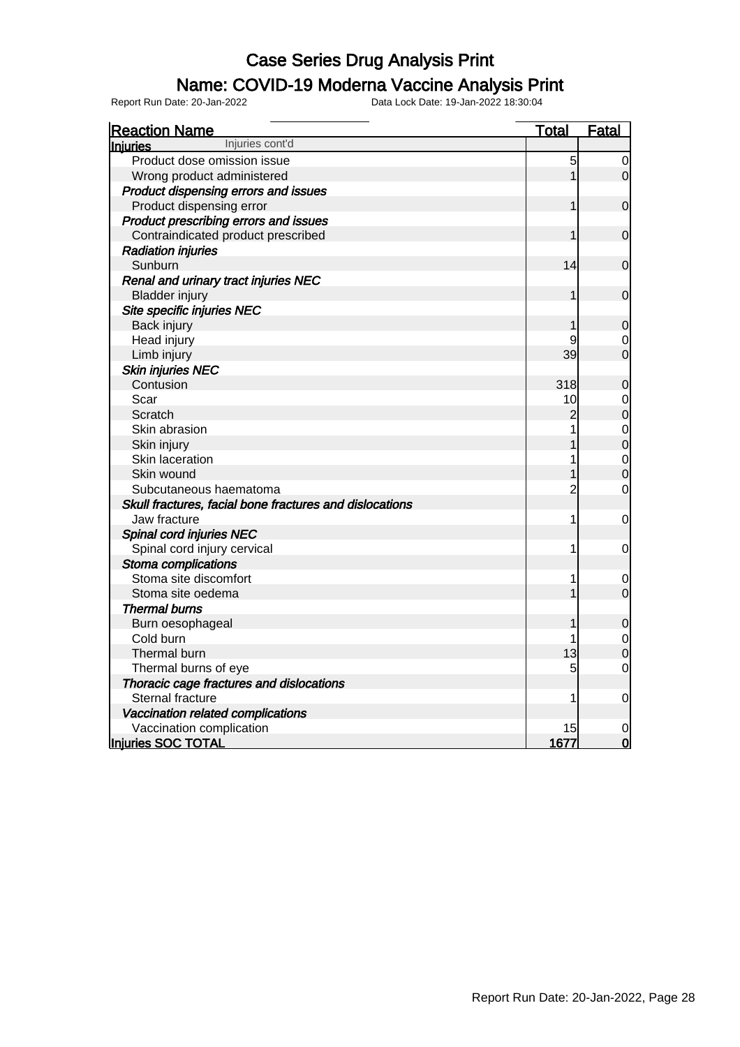# Case Series Drug Analysis Print

## Name: COVID-19 Moderna Vaccine Analysis Print

Report Run Date: 20-Jan-2022 Data Lock Date: 19-Jan-2022 18:30:04

| Reaction Name | Total | Fatal |
|---|---|---|
| **Injuries** Injuries cont'd | | |
| Product dose omission issue | 5 | 0 |
| Wrong product administered | 1 | 0 |
| ***Product dispensing errors and issues*** | | |
| Product dispensing error | 1 | 0 |
| ***Product prescribing errors and issues*** | | |
| Contraindicated product prescribed | 1 | 0 |
| ***Radiation injuries*** | | |
| Sunburn | 14 | 0 |
| ***Renal and urinary tract injuries NEC*** | | |
| Bladder injury | 1 | 0 |
| ***Site specific injuries NEC*** | | |
| Back injury | 1 | 0 |
| Head injury | 9 | 0 |
| Limb injury | 39 | 0 |
| ***Skin injuries NEC*** | | |
| Contusion | 318 | 0 |
| Scar | 10 | 0 |
| Scratch | 2 | 0 |
| Skin abrasion | 1 | 0 |
| Skin injury | 1 | 0 |
| Skin laceration | 1 | 0 |
| Skin wound | 1 | 0 |
| Subcutaneous haematoma | 2 | 0 |
| ***Skull fractures, facial bone fractures and dislocations*** | | |
| Jaw fracture | 1 | 0 |
| ***Spinal cord injuries NEC*** | | |
| Spinal cord injury cervical | 1 | 0 |
| ***Stoma complications*** | | |
| Stoma site discomfort | 1 | 0 |
| Stoma site oedema | 1 | 0 |
| ***Thermal burns*** | | |
| Burn oesophageal | 1 | 0 |
| Cold burn | 1 | 0 |
| Thermal burn | 13 | 0 |
| Thermal burns of eye | 5 | 0 |
| ***Thoracic cage fractures and dislocations*** | | |
| Sternal fracture | 1 | 0 |
| ***Vaccination related complications*** | | |
| Vaccination complication | 15 | 0 |
| **Injuries SOC TOTAL** | **1677** | **0** |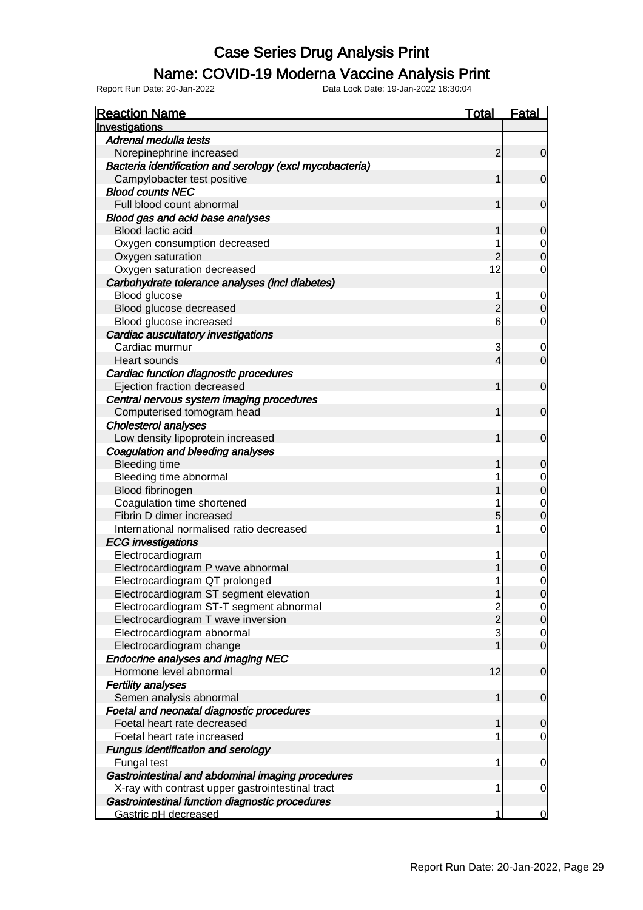# Case Series Drug Analysis Print

## Name: COVID-19 Moderna Vaccine Analysis Print

Report Run Date: 20-Jan-2022 Data Lock Date: 19-Jan-2022 18:30:04

| Reaction Name | Total | Fatal |
|---|---|---|
| **Investigations** | | |
| *Adrenal medulla tests* | | |
| Norepinephrine increased | 2 | 0 |
| *Bacteria identification and serology (excl mycobacteria)* | | |
| Campylobacter test positive | 1 | 0 |
| *Blood counts NEC* | | |
| Full blood count abnormal | 1 | 0 |
| *Blood gas and acid base analyses* | | |
| Blood lactic acid | 1 | 0 |
| Oxygen consumption decreased | 1 | 0 |
| Oxygen saturation | 2 | 0 |
| Oxygen saturation decreased | 12 | 0 |
| *Carbohydrate tolerance analyses (incl diabetes)* | | |
| Blood glucose | 1 | 0 |
| Blood glucose decreased | 2 | 0 |
| Blood glucose increased | 6 | 0 |
| *Cardiac auscultatory investigations* | | |
| Cardiac murmur | 3 | 0 |
| Heart sounds | 4 | 0 |
| *Cardiac function diagnostic procedures* | | |
| Ejection fraction decreased | 1 | 0 |
| *Central nervous system imaging procedures* | | |
| Computerised tomogram head | 1 | 0 |
| *Cholesterol analyses* | | |
| Low density lipoprotein increased | 1 | 0 |
| *Coagulation and bleeding analyses* | | |
| Bleeding time | 1 | 0 |
| Bleeding time abnormal | 1 | 0 |
| Blood fibrinogen | 1 | 0 |
| Coagulation time shortened | 1 | 0 |
| Fibrin D dimer increased | 5 | 0 |
| International normalised ratio decreased | 1 | 0 |
| *ECG investigations* | | |
| Electrocardiogram | 1 | 0 |
| Electrocardiogram P wave abnormal | 1 | 0 |
| Electrocardiogram QT prolonged | 1 | 0 |
| Electrocardiogram ST segment elevation | 1 | 0 |
| Electrocardiogram ST-T segment abnormal | 2 | 0 |
| Electrocardiogram T wave inversion | 2 | 0 |
| Electrocardiogram abnormal | 3 | 0 |
| Electrocardiogram change | 1 | 0 |
| *Endocrine analyses and imaging NEC* | | |
| Hormone level abnormal | 12 | 0 |
| *Fertility analyses* | | |
| Semen analysis abnormal | 1 | 0 |
| *Foetal and neonatal diagnostic procedures* | | |
| Foetal heart rate decreased | 1 | 0 |
| Foetal heart rate increased | 1 | 0 |
| *Fungus identification and serology* | | |
| Fungal test | 1 | 0 |
| *Gastrointestinal and abdominal imaging procedures* | | |
| X-ray with contrast upper gastrointestinal tract | 1 | 0 |
| *Gastrointestinal function diagnostic procedures* | | |
| Gastric pH decreased | 1 | 0 |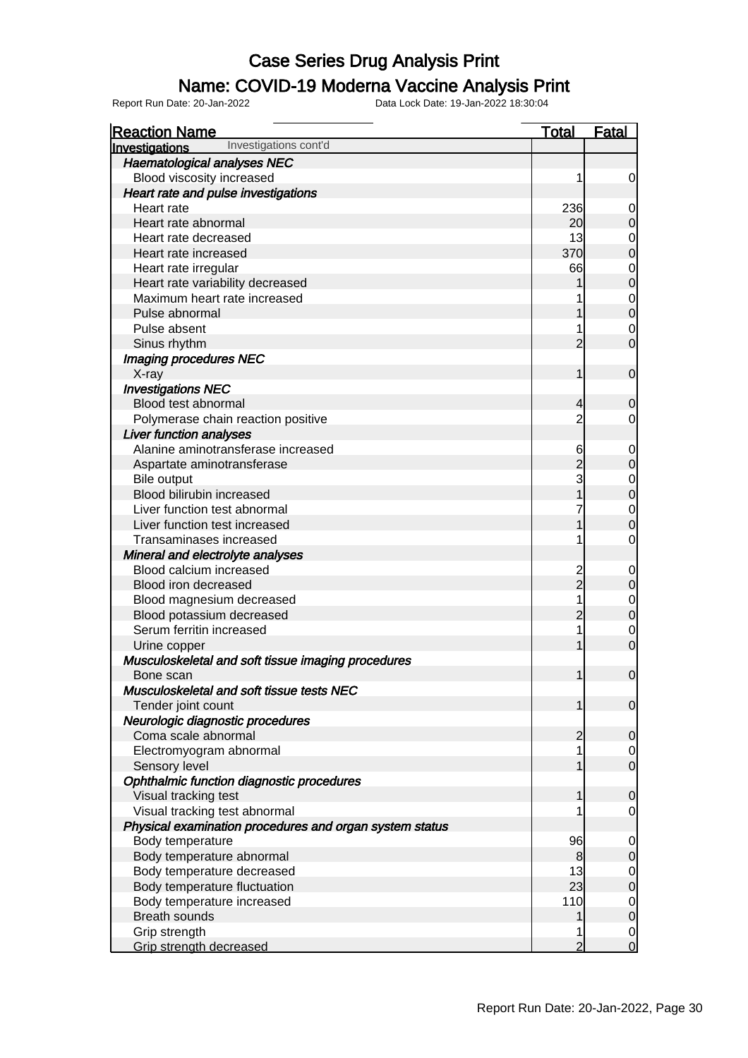# Case Series Drug Analysis Print

## Name: COVID-19 Moderna Vaccine Analysis Print

Report Run Date: 20-Jan-2022 Data Lock Date: 19-Jan-2022 18:30:04

| Reaction Name | Total | Fatal |
|---|---|---|
| **Investigations** Investigations cont'd | | |
| ***Haematological analyses NEC*** | | |
| Blood viscosity increased | 1 | 0 |
| ***Heart rate and pulse investigations*** | | |
| Heart rate | 236 | 0 |
| Heart rate abnormal | 20 | 0 |
| Heart rate decreased | 13 | 0 |
| Heart rate increased | 370 | 0 |
| Heart rate irregular | 66 | 0 |
| Heart rate variability decreased | 1 | 0 |
| Maximum heart rate increased | 1 | 0 |
| Pulse abnormal | 1 | 0 |
| Pulse absent | 1 | 0 |
| Sinus rhythm | 2 | 0 |
| ***Imaging procedures NEC*** | | |
| X-ray | 1 | 0 |
| ***Investigations NEC*** | | |
| Blood test abnormal | 4 | 0 |
| Polymerase chain reaction positive | 2 | 0 |
| ***Liver function analyses*** | | |
| Alanine aminotransferase increased | 6 | 0 |
| Aspartate aminotransferase | 2 | 0 |
| Bile output | 3 | 0 |
| Blood bilirubin increased | 1 | 0 |
| Liver function test abnormal | 7 | 0 |
| Liver function test increased | 1 | 0 |
| Transaminases increased | 1 | 0 |
| ***Mineral and electrolyte analyses*** | | |
| Blood calcium increased | 2 | 0 |
| Blood iron decreased | 2 | 0 |
| Blood magnesium decreased | 1 | 0 |
| Blood potassium decreased | 2 | 0 |
| Serum ferritin increased | 1 | 0 |
| Urine copper | 1 | 0 |
| ***Musculoskeletal and soft tissue imaging procedures*** | | |
| Bone scan | 1 | 0 |
| ***Musculoskeletal and soft tissue tests NEC*** | | |
| Tender joint count | 1 | 0 |
| ***Neurologic diagnostic procedures*** | | |
| Coma scale abnormal | 2 | 0 |
| Electromyogram abnormal | 1 | 0 |
| Sensory level | 1 | 0 |
| ***Ophthalmic function diagnostic procedures*** | | |
| Visual tracking test | 1 | 0 |
| Visual tracking test abnormal | 1 | 0 |
| ***Physical examination procedures and organ system status*** | | |
| Body temperature | 96 | 0 |
| Body temperature abnormal | 8 | 0 |
| Body temperature decreased | 13 | 0 |
| Body temperature fluctuation | 23 | 0 |
| Body temperature increased | 110 | 0 |
| Breath sounds | 1 | 0 |
| Grip strength | 1 | 0 |
| Grip strength decreased | 2 | 0 |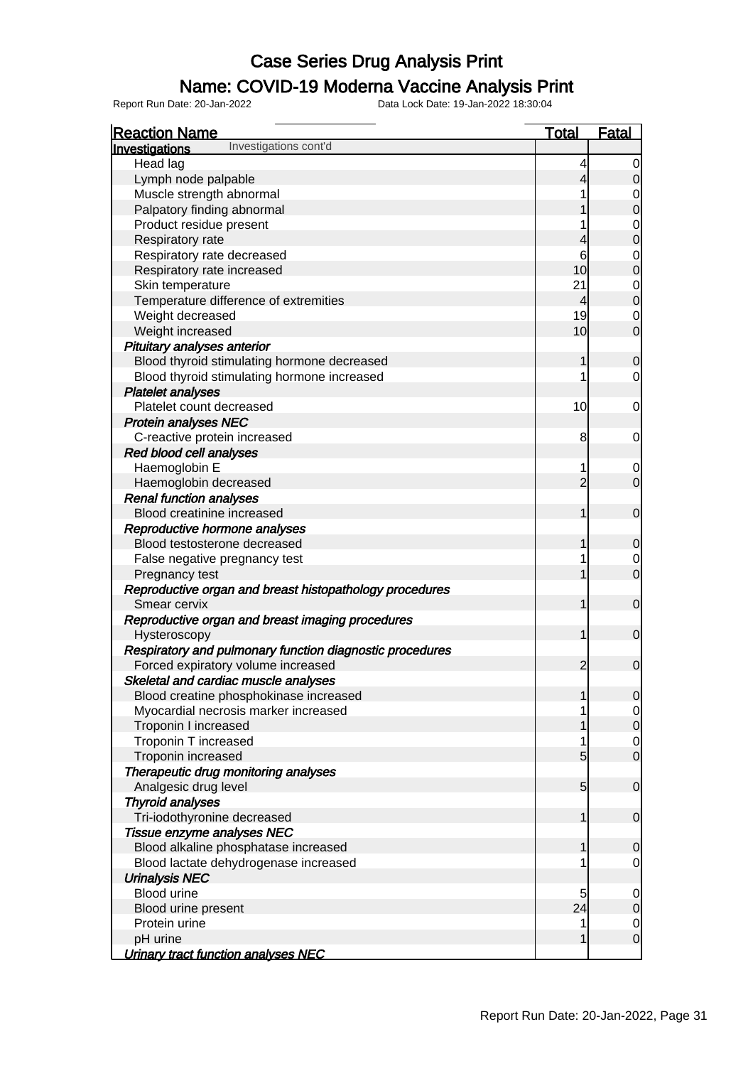# Case Series Drug Analysis Print

## Name: COVID-19 Moderna Vaccine Analysis Print

Report Run Date: 20-Jan-2022 Data Lock Date: 19-Jan-2022 18:30:04

| Reaction Name | Total | Fatal |
|---|---|---|
| **Investigations** Investigations cont'd | | |
| Head lag | 4 | 0 |
| Lymph node palpable | 4 | 0 |
| Muscle strength abnormal | 1 | 0 |
| Palpatory finding abnormal | 1 | 0 |
| Product residue present | 1 | 0 |
| Respiratory rate | 4 | 0 |
| Respiratory rate decreased | 6 | 0 |
| Respiratory rate increased | 10 | 0 |
| Skin temperature | 21 | 0 |
| Temperature difference of extremities | 4 | 0 |
| Weight decreased | 19 | 0 |
| Weight increased | 10 | 0 |
| ***Pituitary analyses anterior*** | | |
| Blood thyroid stimulating hormone decreased | 1 | 0 |
| Blood thyroid stimulating hormone increased | 1 | 0 |
| ***Platelet analyses*** | | |
| Platelet count decreased | 10 | 0 |
| ***Protein analyses NEC*** | | |
| C-reactive protein increased | 8 | 0 |
| ***Red blood cell analyses*** | | |
| Haemoglobin E | 1 | 0 |
| Haemoglobin decreased | 2 | 0 |
| ***Renal function analyses*** | | |
| Blood creatinine increased | 1 | 0 |
| ***Reproductive hormone analyses*** | | |
| Blood testosterone decreased | 1 | 0 |
| False negative pregnancy test | 1 | 0 |
| Pregnancy test | 1 | 0 |
| ***Reproductive organ and breast histopathology procedures*** | | |
| Smear cervix | 1 | 0 |
| ***Reproductive organ and breast imaging procedures*** | | |
| Hysteroscopy | 1 | 0 |
| ***Respiratory and pulmonary function diagnostic procedures*** | | |
| Forced expiratory volume increased | 2 | 0 |
| ***Skeletal and cardiac muscle analyses*** | | |
| Blood creatine phosphokinase increased | 1 | 0 |
| Myocardial necrosis marker increased | 1 | 0 |
| Troponin I increased | 1 | 0 |
| Troponin T increased | 1 | 0 |
| Troponin increased | 5 | 0 |
| ***Therapeutic drug monitoring analyses*** | | |
| Analgesic drug level | 5 | 0 |
| ***Thyroid analyses*** | | |
| Tri-iodothyronine decreased | 1 | 0 |
| ***Tissue enzyme analyses NEC*** | | |
| Blood alkaline phosphatase increased | 1 | 0 |
| Blood lactate dehydrogenase increased | 1 | 0 |
| ***Urinalysis NEC*** | | |
| Blood urine | 5 | 0 |
| Blood urine present | 24 | 0 |
| Protein urine | 1 | 0 |
| pH urine | 1 | 0 |
| ***Urinary tract function analyses NEC*** | | |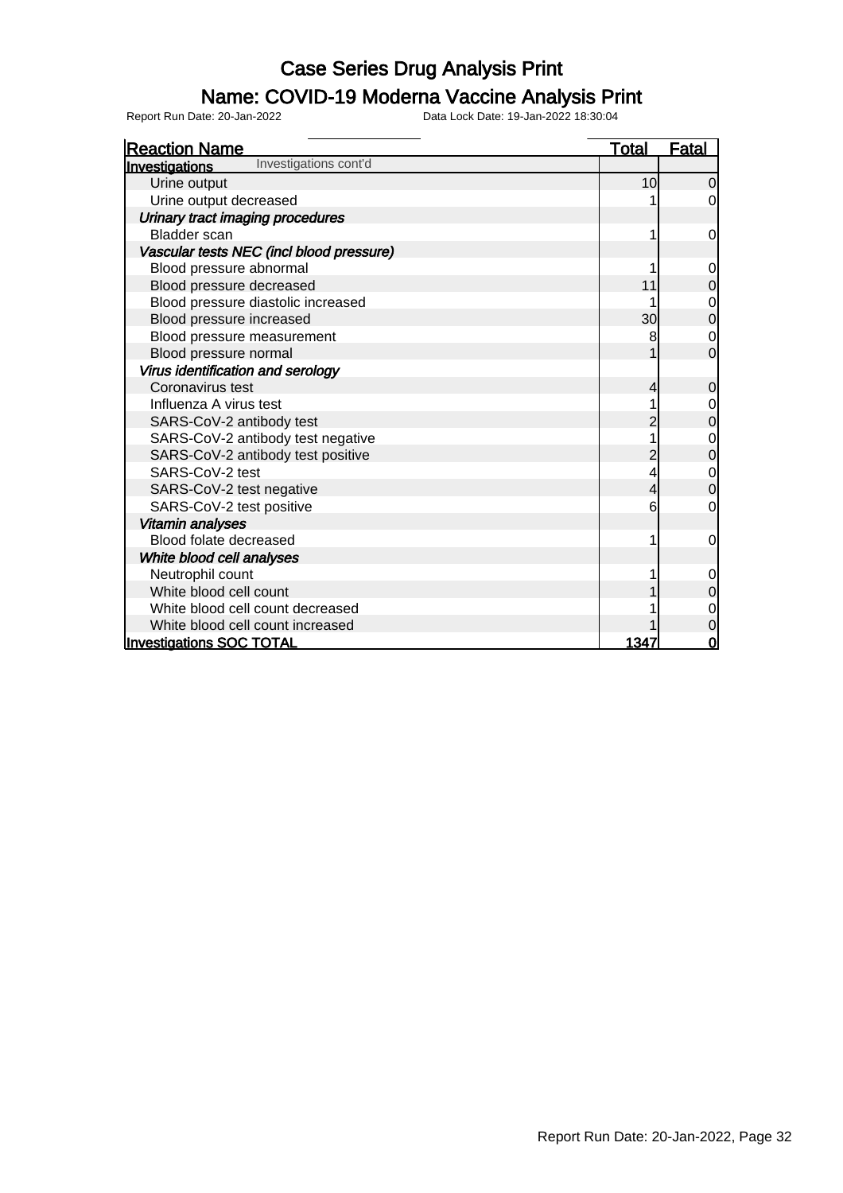# Case Series Drug Analysis Print

## Name: COVID-19 Moderna Vaccine Analysis Print

Report Run Date: 20-Jan-2022 Data Lock Date: 19-Jan-2022 18:30:04

| Reaction Name | Total | Fatal |
|---|---|---|
| **Investigations** Investigations cont'd | | |
| Urine output | 10 | 0 |
| Urine output decreased | 1 | 0 |
| ***Urinary tract imaging procedures*** | | |
| Bladder scan | 1 | 0 |
| ***Vascular tests NEC (incl blood pressure)*** | | |
| Blood pressure abnormal | 1 | 0 |
| Blood pressure decreased | 11 | 0 |
| Blood pressure diastolic increased | 1 | 0 |
| Blood pressure increased | 30 | 0 |
| Blood pressure measurement | 8 | 0 |
| Blood pressure normal | 1 | 0 |
| ***Virus identification and serology*** | | |
| Coronavirus test | 4 | 0 |
| Influenza A virus test | 1 | 0 |
| SARS-CoV-2 antibody test | 2 | 0 |
| SARS-CoV-2 antibody test negative | 1 | 0 |
| SARS-CoV-2 antibody test positive | 2 | 0 |
| SARS-CoV-2 test | 4 | 0 |
| SARS-CoV-2 test negative | 4 | 0 |
| SARS-CoV-2 test positive | 6 | 0 |
| ***Vitamin analyses*** | | |
| Blood folate decreased | 1 | 0 |
| ***White blood cell analyses*** | | |
| Neutrophil count | 1 | 0 |
| White blood cell count | 1 | 0 |
| White blood cell count decreased | 1 | 0 |
| White blood cell count increased | 1 | 0 |
| **Investigations SOC TOTAL** | **1347** | **0** |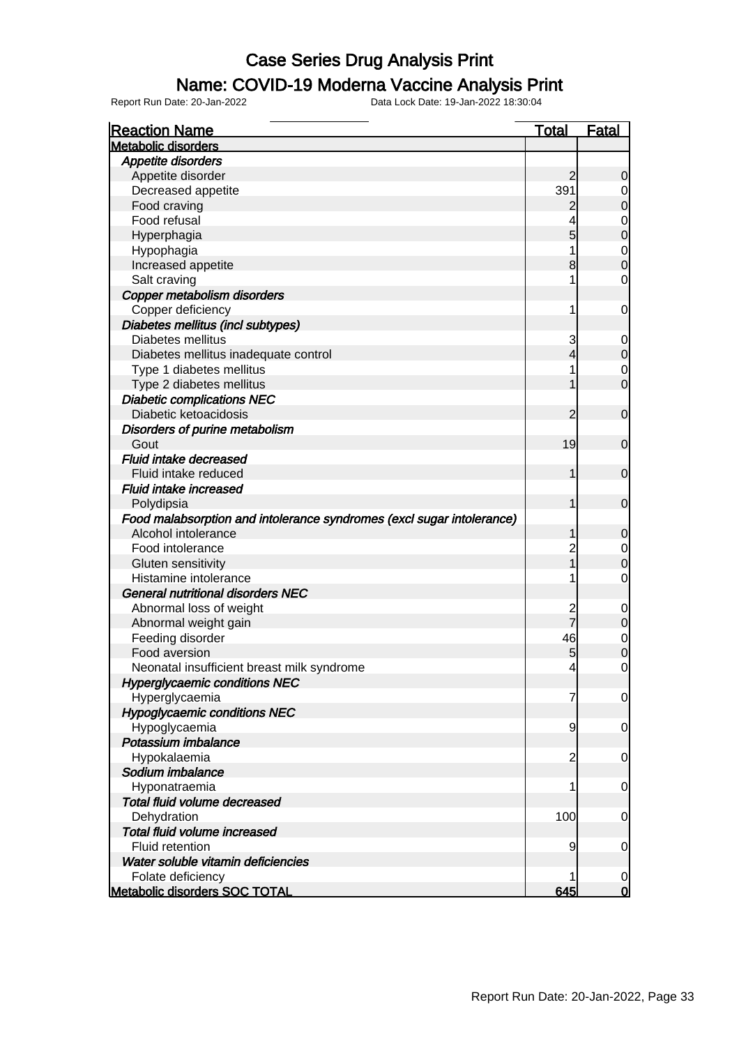# Case Series Drug Analysis Print

## Name: COVID-19 Moderna Vaccine Analysis Print

Report Run Date: 20-Jan-2022    Data Lock Date: 19-Jan-2022 18:30:04

| Reaction Name | Total | Fatal |
|---|---|---|
| **Metabolic disorders** | | |
| *Appetite disorders* | | |
| Appetite disorder | 2 | 0 |
| Decreased appetite | 391 | 0 |
| Food craving | 2 | 0 |
| Food refusal | 4 | 0 |
| Hyperphagia | 5 | 0 |
| Hypophagia | 1 | 0 |
| Increased appetite | 8 | 0 |
| Salt craving | 1 | 0 |
| *Copper metabolism disorders* | | |
| Copper deficiency | 1 | 0 |
| *Diabetes mellitus (incl subtypes)* | | |
| Diabetes mellitus | 3 | 0 |
| Diabetes mellitus inadequate control | 4 | 0 |
| Type 1 diabetes mellitus | 1 | 0 |
| Type 2 diabetes mellitus | 1 | 0 |
| *Diabetic complications NEC* | | |
| Diabetic ketoacidosis | 2 | 0 |
| *Disorders of purine metabolism* | | |
| Gout | 19 | 0 |
| *Fluid intake decreased* | | |
| Fluid intake reduced | 1 | 0 |
| *Fluid intake increased* | | |
| Polydipsia | 1 | 0 |
| *Food malabsorption and intolerance syndromes (excl sugar intolerance)* | | |
| Alcohol intolerance | 1 | 0 |
| Food intolerance | 2 | 0 |
| Gluten sensitivity | 1 | 0 |
| Histamine intolerance | 1 | 0 |
| *General nutritional disorders NEC* | | |
| Abnormal loss of weight | 2 | 0 |
| Abnormal weight gain | 7 | 0 |
| Feeding disorder | 46 | 0 |
| Food aversion | 5 | 0 |
| Neonatal insufficient breast milk syndrome | 4 | 0 |
| *Hyperglycaemic conditions NEC* | | |
| Hyperglycaemia | 7 | 0 |
| *Hypoglycaemic conditions NEC* | | |
| Hypoglycaemia | 9 | 0 |
| *Potassium imbalance* | | |
| Hypokalaemia | 2 | 0 |
| *Sodium imbalance* | | |
| Hyponatraemia | 1 | 0 |
| *Total fluid volume decreased* | | |
| Dehydration | 100 | 0 |
| *Total fluid volume increased* | | |
| Fluid retention | 9 | 0 |
| *Water soluble vitamin deficiencies* | | |
| Folate deficiency | 1 | 0 |
| **Metabolic disorders SOC TOTAL** | **645** | **0** |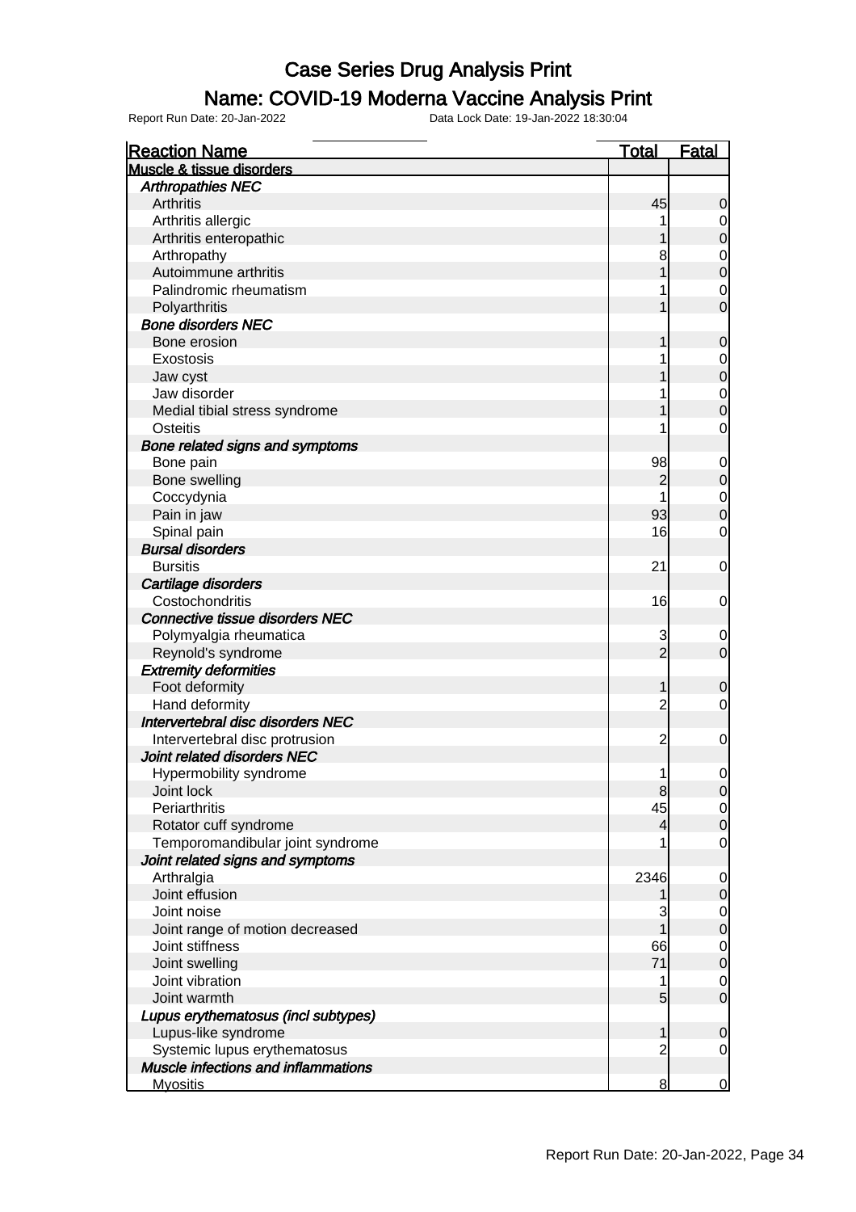# Case Series Drug Analysis Print

## Name: COVID-19 Moderna Vaccine Analysis Print

Report Run Date: 20-Jan-2022 Data Lock Date: 19-Jan-2022 18:30:04

| Reaction Name | Total | Fatal |
|---|---|---|
| **Muscle & tissue disorders** | | |
| ***Arthropathies NEC*** | | |
| Arthritis | 45 | 0 |
| Arthritis allergic | 1 | 0 |
| Arthritis enteropathic | 1 | 0 |
| Arthropathy | 8 | 0 |
| Autoimmune arthritis | 1 | 0 |
| Palindromic rheumatism | 1 | 0 |
| Polyarthritis | 1 | 0 |
| ***Bone disorders NEC*** | | |
| Bone erosion | 1 | 0 |
| Exostosis | 1 | 0 |
| Jaw cyst | 1 | 0 |
| Jaw disorder | 1 | 0 |
| Medial tibial stress syndrome | 1 | 0 |
| Osteitis | 1 | 0 |
| ***Bone related signs and symptoms*** | | |
| Bone pain | 98 | 0 |
| Bone swelling | 2 | 0 |
| Coccydynia | 1 | 0 |
| Pain in jaw | 93 | 0 |
| Spinal pain | 16 | 0 |
| ***Bursal disorders*** | | |
| Bursitis | 21 | 0 |
| ***Cartilage disorders*** | | |
| Costochondritis | 16 | 0 |
| ***Connective tissue disorders NEC*** | | |
| Polymyalgia rheumatica | 3 | 0 |
| Reynold's syndrome | 2 | 0 |
| ***Extremity deformities*** | | |
| Foot deformity | 1 | 0 |
| Hand deformity | 2 | 0 |
| ***Intervertebral disc disorders NEC*** | | |
| Intervertebral disc protrusion | 2 | 0 |
| ***Joint related disorders NEC*** | | |
| Hypermobility syndrome | 1 | 0 |
| Joint lock | 8 | 0 |
| Periarthritis | 45 | 0 |
| Rotator cuff syndrome | 4 | 0 |
| Temporomandibular joint syndrome | 1 | 0 |
| ***Joint related signs and symptoms*** | | |
| Arthralgia | 2346 | 0 |
| Joint effusion | 1 | 0 |
| Joint noise | 3 | 0 |
| Joint range of motion decreased | 1 | 0 |
| Joint stiffness | 66 | 0 |
| Joint swelling | 71 | 0 |
| Joint vibration | 1 | 0 |
| Joint warmth | 5 | 0 |
| ***Lupus erythematosus (incl subtypes)*** | | |
| Lupus-like syndrome | 1 | 0 |
| Systemic lupus erythematosus | 2 | 0 |
| ***Muscle infections and inflammations*** | | |
| Myositis | 8 | 0 |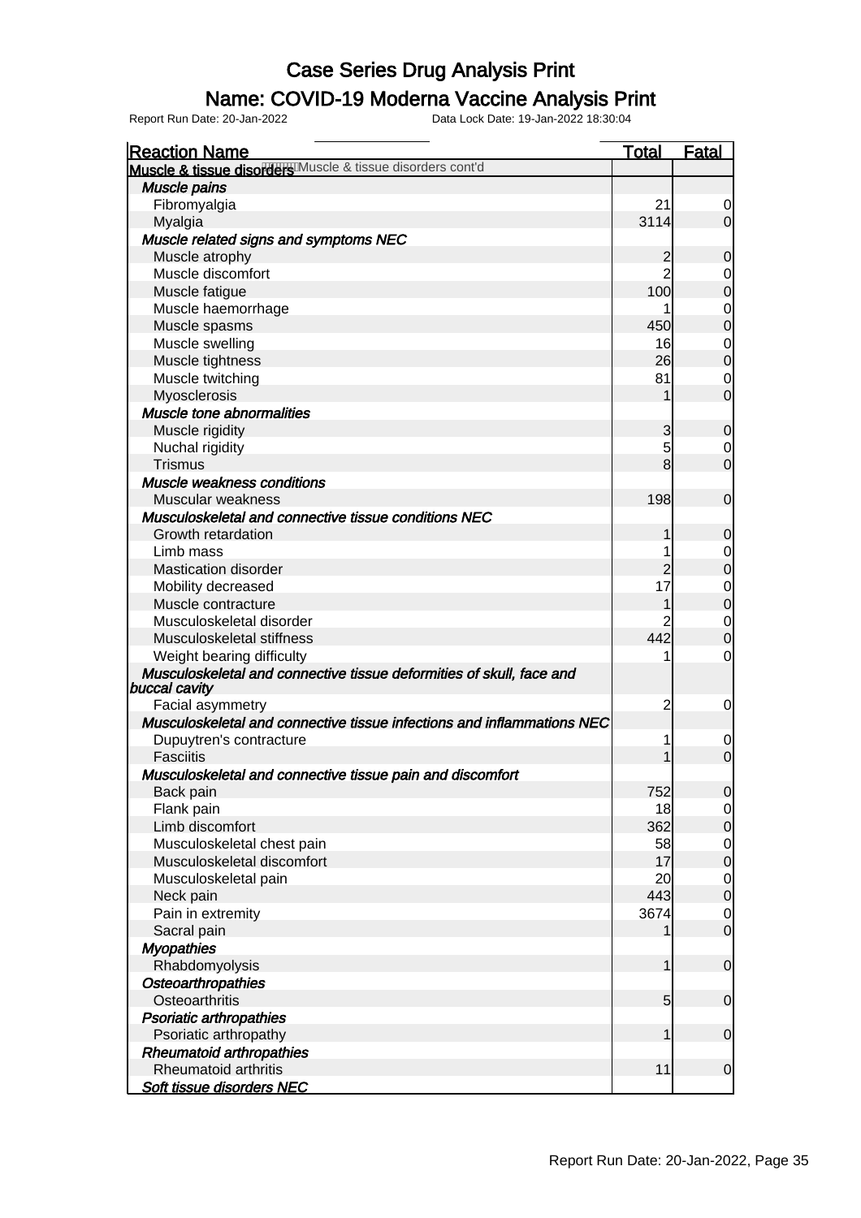# Case Series Drug Analysis Print

## Name: COVID-19 Moderna Vaccine Analysis Print

Report Run Date: 20-Jan-2022 Data Lock Date: 19-Jan-2022 18:30:04

| Reaction Name | Total | Fatal |
|---|---|---|
| **Muscle & tissue disorders** Muscle & tissue disorders cont'd | | |
| ***Muscle pains*** | | |
| Fibromyalgia | 21 | 0 |
| Myalgia | 3114 | 0 |
| ***Muscle related signs and symptoms NEC*** | | |
| Muscle atrophy | 2 | 0 |
| Muscle discomfort | 2 | 0 |
| Muscle fatigue | 100 | 0 |
| Muscle haemorrhage | 1 | 0 |
| Muscle spasms | 450 | 0 |
| Muscle swelling | 16 | 0 |
| Muscle tightness | 26 | 0 |
| Muscle twitching | 81 | 0 |
| Myosclerosis | 1 | 0 |
| ***Muscle tone abnormalities*** | | |
| Muscle rigidity | 3 | 0 |
| Nuchal rigidity | 5 | 0 |
| Trismus | 8 | 0 |
| ***Muscle weakness conditions*** | | |
| Muscular weakness | 198 | 0 |
| ***Musculoskeletal and connective tissue conditions NEC*** | | |
| Growth retardation | 1 | 0 |
| Limb mass | 1 | 0 |
| Mastication disorder | 2 | 0 |
| Mobility decreased | 17 | 0 |
| Muscle contracture | 1 | 0 |
| Musculoskeletal disorder | 2 | 0 |
| Musculoskeletal stiffness | 442 | 0 |
| Weight bearing difficulty | 1 | 0 |
| ***Musculoskeletal and connective tissue deformities of skull, face and buccal cavity*** | | |
| Facial asymmetry | 2 | 0 |
| ***Musculoskeletal and connective tissue infections and inflammations NEC*** | | |
| Dupuytren's contracture | 1 | 0 |
| Fasciitis | 1 | 0 |
| ***Musculoskeletal and connective tissue pain and discomfort*** | | |
| Back pain | 752 | 0 |
| Flank pain | 18 | 0 |
| Limb discomfort | 362 | 0 |
| Musculoskeletal chest pain | 58 | 0 |
| Musculoskeletal discomfort | 17 | 0 |
| Musculoskeletal pain | 20 | 0 |
| Neck pain | 443 | 0 |
| Pain in extremity | 3674 | 0 |
| Sacral pain | 1 | 0 |
| ***Myopathies*** | | |
| Rhabdomyolysis | 1 | 0 |
| ***Osteoarthropathies*** | | |
| Osteoarthritis | 5 | 0 |
| ***Psoriatic arthropathies*** | | |
| Psoriatic arthropathy | 1 | 0 |
| ***Rheumatoid arthropathies*** | | |
| Rheumatoid arthritis | 11 | 0 |
| ***Soft tissue disorders NEC*** | | |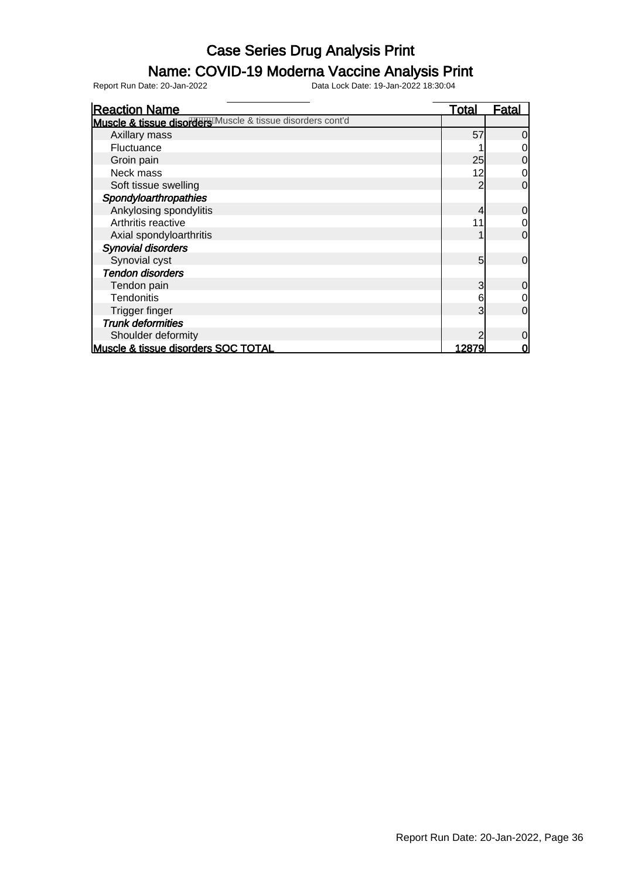# Case Series Drug Analysis Print

## Name: COVID-19 Moderna Vaccine Analysis Print

Report Run Date: 20-Jan-2022 Data Lock Date: 19-Jan-2022 18:30:04

| Reaction Name | Total | Fatal |
|---|---|---|
| **Muscle & tissue disorders** Muscle & tissue disorders cont'd | | |
| Axillary mass | 57 | 0 |
| Fluctuance | 1 | 0 |
| Groin pain | 25 | 0 |
| Neck mass | 12 | 0 |
| Soft tissue swelling | 2 | 0 |
| ***Spondyloarthropathies*** | | |
| Ankylosing spondylitis | 4 | 0 |
| Arthritis reactive | 11 | 0 |
| Axial spondyloarthritis | 1 | 0 |
| ***Synovial disorders*** | | |
| Synovial cyst | 5 | 0 |
| ***Tendon disorders*** | | |
| Tendon pain | 3 | 0 |
| Tendonitis | 6 | 0 |
| Trigger finger | 3 | 0 |
| ***Trunk deformities*** | | |
| Shoulder deformity | 2 | 0 |
| **Muscle & tissue disorders SOC TOTAL** | **12879** | **0** |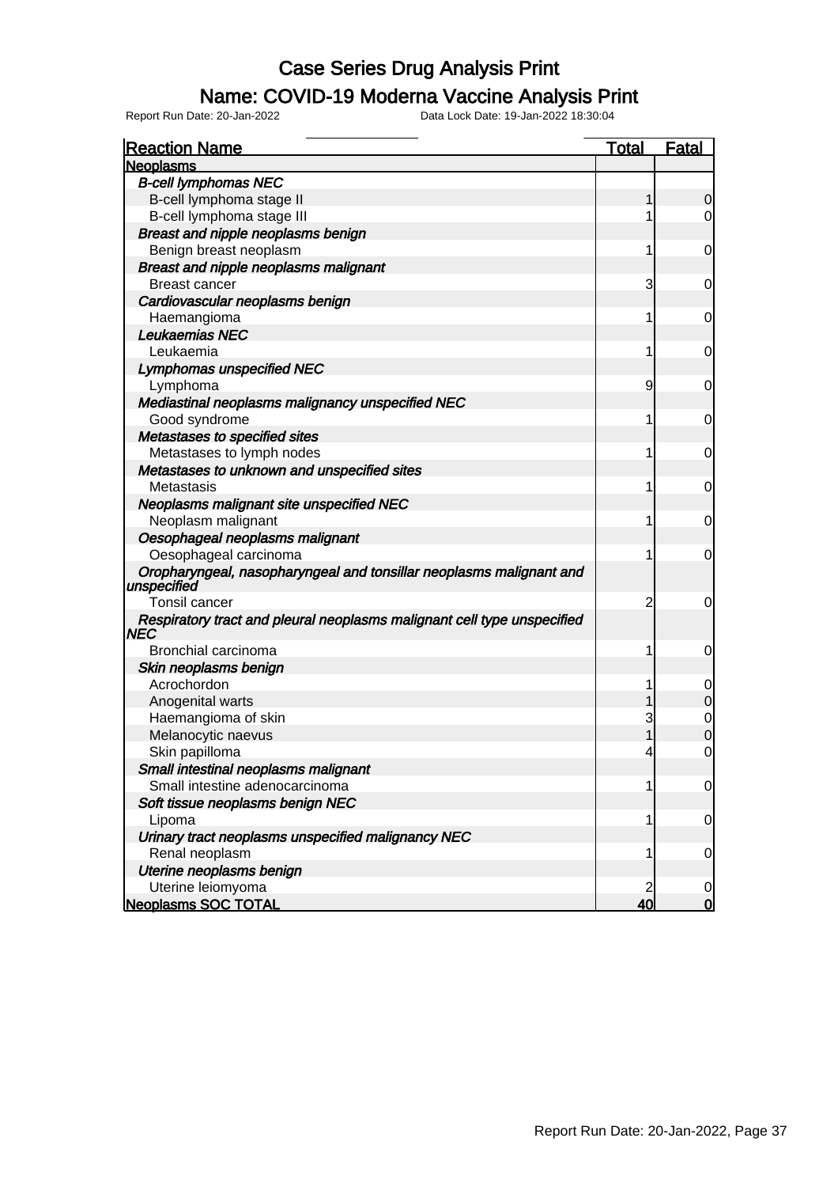# Case Series Drug Analysis Print

## Name: COVID-19 Moderna Vaccine Analysis Print

Report Run Date: 20-Jan-2022 Data Lock Date: 19-Jan-2022 18:30:04

| Reaction Name | Total | Fatal |
|---|---|---|
| **Neoplasms** | | |
| ***B-cell lymphomas NEC*** | | |
| B-cell lymphoma stage II | 1 | 0 |
| B-cell lymphoma stage III | 1 | 0 |
| ***Breast and nipple neoplasms benign*** | | |
| Benign breast neoplasm | 1 | 0 |
| ***Breast and nipple neoplasms malignant*** | | |
| Breast cancer | 3 | 0 |
| ***Cardiovascular neoplasms benign*** | | |
| Haemangioma | 1 | 0 |
| ***Leukaemias NEC*** | | |
| Leukaemia | 1 | 0 |
| ***Lymphomas unspecified NEC*** | | |
| Lymphoma | 9 | 0 |
| ***Mediastinal neoplasms malignancy unspecified NEC*** | | |
| Good syndrome | 1 | 0 |
| ***Metastases to specified sites*** | | |
| Metastases to lymph nodes | 1 | 0 |
| ***Metastases to unknown and unspecified sites*** | | |
| Metastasis | 1 | 0 |
| ***Neoplasms malignant site unspecified NEC*** | | |
| Neoplasm malignant | 1 | 0 |
| ***Oesophageal neoplasms malignant*** | | |
| Oesophageal carcinoma | 1 | 0 |
| ***Oropharyngeal, nasopharyngeal and tonsillar neoplasms malignant and unspecified*** | | |
| Tonsil cancer | 2 | 0 |
| ***Respiratory tract and pleural neoplasms malignant cell type unspecified NEC*** | | |
| Bronchial carcinoma | 1 | 0 |
| ***Skin neoplasms benign*** | | |
| Acrochordon | 1 | 0 |
| Anogenital warts | 1 | 0 |
| Haemangioma of skin | 3 | 0 |
| Melanocytic naevus | 1 | 0 |
| Skin papilloma | 4 | 0 |
| ***Small intestinal neoplasms malignant*** | | |
| Small intestine adenocarcinoma | 1 | 0 |
| ***Soft tissue neoplasms benign NEC*** | | |
| Lipoma | 1 | 0 |
| ***Urinary tract neoplasms unspecified malignancy NEC*** | | |
| Renal neoplasm | 1 | 0 |
| ***Uterine neoplasms benign*** | | |
| Uterine leiomyoma | 2 | 0 |
| **Neoplasms SOC TOTAL** | **40** | **0** |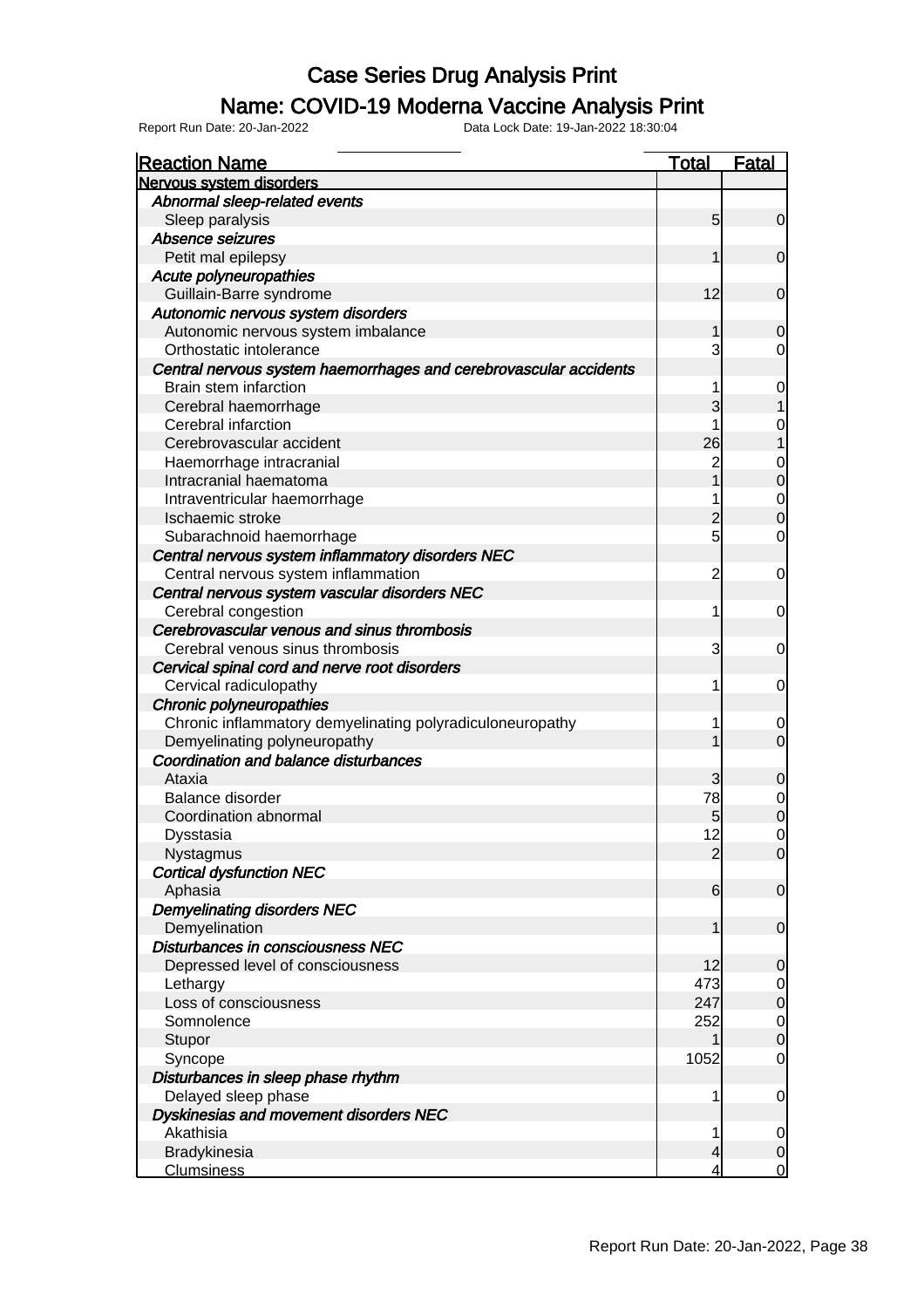# Case Series Drug Analysis Print

## Name: COVID-19 Moderna Vaccine Analysis Print

Report Run Date: 20-Jan-2022 Data Lock Date: 19-Jan-2022 18:30:04

| Reaction Name | Total | Fatal |
|---|---|---|
| **Nervous system disorders** | | |
| *Abnormal sleep-related events* | | |
| Sleep paralysis | 5 | 0 |
| *Absence seizures* | | |
| Petit mal epilepsy | 1 | 0 |
| *Acute polyneuropathies* | | |
| Guillain-Barre syndrome | 12 | 0 |
| *Autonomic nervous system disorders* | | |
| Autonomic nervous system imbalance | 1 | 0 |
| Orthostatic intolerance | 3 | 0 |
| *Central nervous system haemorrhages and cerebrovascular accidents* | | |
| Brain stem infarction | 1 | 0 |
| Cerebral haemorrhage | 3 | 1 |
| Cerebral infarction | 1 | 0 |
| Cerebrovascular accident | 26 | 1 |
| Haemorrhage intracranial | 2 | 0 |
| Intracranial haematoma | 1 | 0 |
| Intraventricular haemorrhage | 1 | 0 |
| Ischaemic stroke | 2 | 0 |
| Subarachnoid haemorrhage | 5 | 0 |
| *Central nervous system inflammatory disorders NEC* | | |
| Central nervous system inflammation | 2 | 0 |
| *Central nervous system vascular disorders NEC* | | |
| Cerebral congestion | 1 | 0 |
| *Cerebrovascular venous and sinus thrombosis* | | |
| Cerebral venous sinus thrombosis | 3 | 0 |
| *Cervical spinal cord and nerve root disorders* | | |
| Cervical radiculopathy | 1 | 0 |
| *Chronic polyneuropathies* | | |
| Chronic inflammatory demyelinating polyradiculoneuropathy | 1 | 0 |
| Demyelinating polyneuropathy | 1 | 0 |
| *Coordination and balance disturbances* | | |
| Ataxia | 3 | 0 |
| Balance disorder | 78 | 0 |
| Coordination abnormal | 5 | 0 |
| Dysstasia | 12 | 0 |
| Nystagmus | 2 | 0 |
| *Cortical dysfunction NEC* | | |
| Aphasia | 6 | 0 |
| *Demyelinating disorders NEC* | | |
| Demyelination | 1 | 0 |
| *Disturbances in consciousness NEC* | | |
| Depressed level of consciousness | 12 | 0 |
| Lethargy | 473 | 0 |
| Loss of consciousness | 247 | 0 |
| Somnolence | 252 | 0 |
| Stupor | 1 | 0 |
| Syncope | 1052 | 0 |
| *Disturbances in sleep phase rhythm* | | |
| Delayed sleep phase | 1 | 0 |
| *Dyskinesias and movement disorders NEC* | | |
| Akathisia | 1 | 0 |
| Bradykinesia | 4 | 0 |
| Clumsiness | 4 | 0 |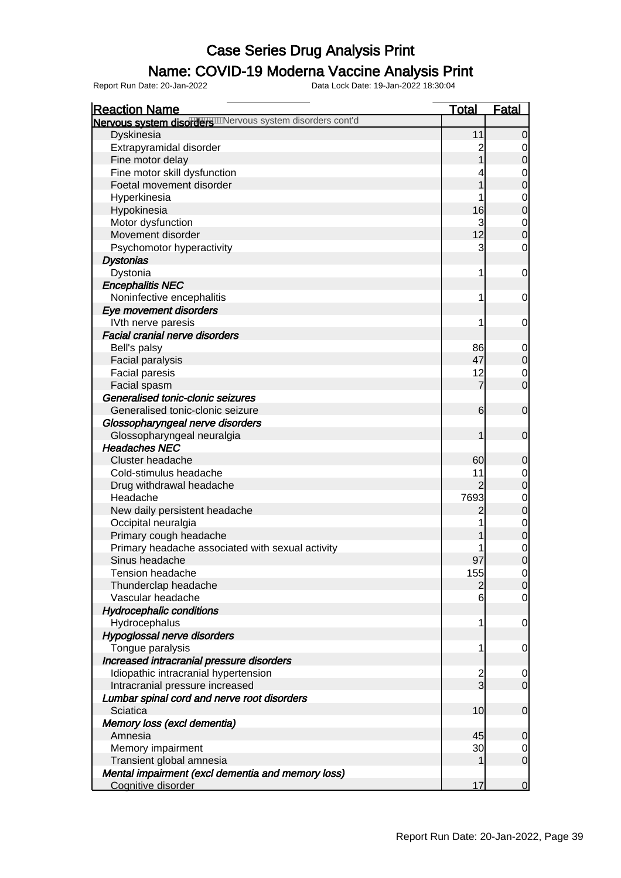# Case Series Drug Analysis Print

## Name: COVID-19 Moderna Vaccine Analysis Print

Report Run Date: 20-Jan-2022     Data Lock Date: 19-Jan-2022 18:30:04

| Reaction Name | Total | Fatal |
|---|---|---|
| **Nervous system disorders** Nervous system disorders cont'd | | |
| Dyskinesia | 11 | 0 |
| Extrapyramidal disorder | 2 | 0 |
| Fine motor delay | 1 | 0 |
| Fine motor skill dysfunction | 4 | 0 |
| Foetal movement disorder | 1 | 0 |
| Hyperkinesia | 1 | 0 |
| Hypokinesia | 16 | 0 |
| Motor dysfunction | 3 | 0 |
| Movement disorder | 12 | 0 |
| Psychomotor hyperactivity | 3 | 0 |
| ***Dystonias*** | | |
| Dystonia | 1 | 0 |
| ***Encephalitis NEC*** | | |
| Noninfective encephalitis | 1 | 0 |
| ***Eye movement disorders*** | | |
| IVth nerve paresis | 1 | 0 |
| ***Facial cranial nerve disorders*** | | |
| Bell's palsy | 86 | 0 |
| Facial paralysis | 47 | 0 |
| Facial paresis | 12 | 0 |
| Facial spasm | 7 | 0 |
| ***Generalised tonic-clonic seizures*** | | |
| Generalised tonic-clonic seizure | 6 | 0 |
| ***Glossopharyngeal nerve disorders*** | | |
| Glossopharyngeal neuralgia | 1 | 0 |
| ***Headaches NEC*** | | |
| Cluster headache | 60 | 0 |
| Cold-stimulus headache | 11 | 0 |
| Drug withdrawal headache | 2 | 0 |
| Headache | 7693 | 0 |
| New daily persistent headache | 2 | 0 |
| Occipital neuralgia | 1 | 0 |
| Primary cough headache | 1 | 0 |
| Primary headache associated with sexual activity | 1 | 0 |
| Sinus headache | 97 | 0 |
| Tension headache | 155 | 0 |
| Thunderclap headache | 2 | 0 |
| Vascular headache | 6 | 0 |
| ***Hydrocephalic conditions*** | | |
| Hydrocephalus | 1 | 0 |
| ***Hypoglossal nerve disorders*** | | |
| Tongue paralysis | 1 | 0 |
| ***Increased intracranial pressure disorders*** | | |
| Idiopathic intracranial hypertension | 2 | 0 |
| Intracranial pressure increased | 3 | 0 |
| ***Lumbar spinal cord and nerve root disorders*** | | |
| Sciatica | 10 | 0 |
| ***Memory loss (excl dementia)*** | | |
| Amnesia | 45 | 0 |
| Memory impairment | 30 | 0 |
| Transient global amnesia | 1 | 0 |
| ***Mental impairment (excl dementia and memory loss)*** | | |
| Cognitive disorder | 17 | 0 |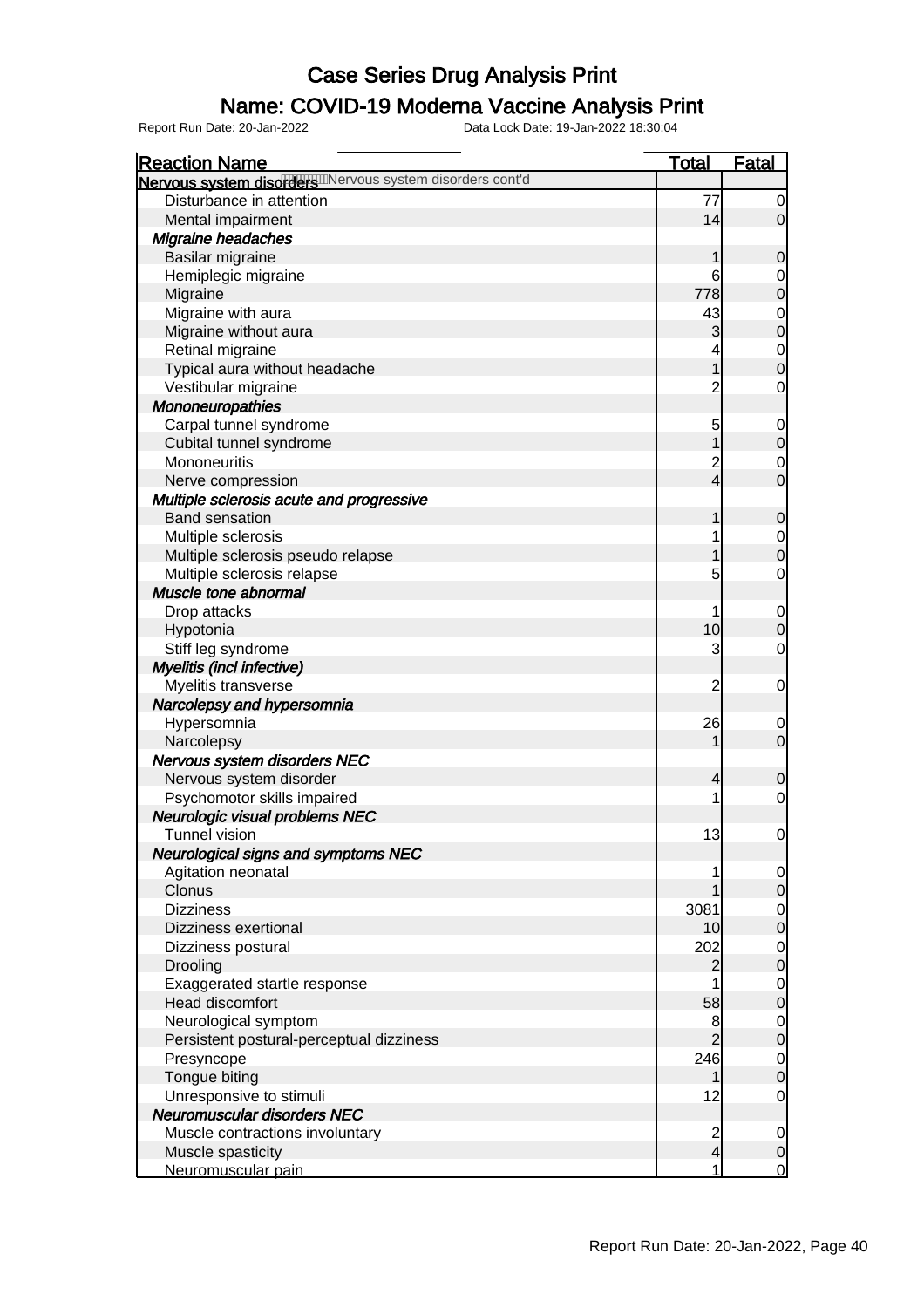# Case Series Drug Analysis Print

## Name: COVID-19 Moderna Vaccine Analysis Print

Report Run Date: 20-Jan-2022    Data Lock Date: 19-Jan-2022 18:30:04

| Reaction Name | Total | Fatal |
|---|---|---|
| **Nervous system disorders** Nervous system disorders cont'd | | |
| Disturbance in attention | 77 | 0 |
| Mental impairment | 14 | 0 |
| *Migraine headaches* | | |
| Basilar migraine | 1 | 0 |
| Hemiplegic migraine | 6 | 0 |
| Migraine | 778 | 0 |
| Migraine with aura | 43 | 0 |
| Migraine without aura | 3 | 0 |
| Retinal migraine | 4 | 0 |
| Typical aura without headache | 1 | 0 |
| Vestibular migraine | 2 | 0 |
| *Mononeuropathies* | | |
| Carpal tunnel syndrome | 5 | 0 |
| Cubital tunnel syndrome | 1 | 0 |
| Mononeuritis | 2 | 0 |
| Nerve compression | 4 | 0 |
| *Multiple sclerosis acute and progressive* | | |
| Band sensation | 1 | 0 |
| Multiple sclerosis | 1 | 0 |
| Multiple sclerosis pseudo relapse | 1 | 0 |
| Multiple sclerosis relapse | 5 | 0 |
| *Muscle tone abnormal* | | |
| Drop attacks | 1 | 0 |
| Hypotonia | 10 | 0 |
| Stiff leg syndrome | 3 | 0 |
| *Myelitis (incl infective)* | | |
| Myelitis transverse | 2 | 0 |
| *Narcolepsy and hypersomnia* | | |
| Hypersomnia | 26 | 0 |
| Narcolepsy | 1 | 0 |
| *Nervous system disorders NEC* | | |
| Nervous system disorder | 4 | 0 |
| Psychomotor skills impaired | 1 | 0 |
| *Neurologic visual problems NEC* | | |
| Tunnel vision | 13 | 0 |
| *Neurological signs and symptoms NEC* | | |
| Agitation neonatal | 1 | 0 |
| Clonus | 1 | 0 |
| Dizziness | 3081 | 0 |
| Dizziness exertional | 10 | 0 |
| Dizziness postural | 202 | 0 |
| Drooling | 2 | 0 |
| Exaggerated startle response | 1 | 0 |
| Head discomfort | 58 | 0 |
| Neurological symptom | 8 | 0 |
| Persistent postural-perceptual dizziness | 2 | 0 |
| Presyncope | 246 | 0 |
| Tongue biting | 1 | 0 |
| Unresponsive to stimuli | 12 | 0 |
| *Neuromuscular disorders NEC* | | |
| Muscle contractions involuntary | 2 | 0 |
| Muscle spasticity | 4 | 0 |
| Neuromuscular pain | 1 | 0 |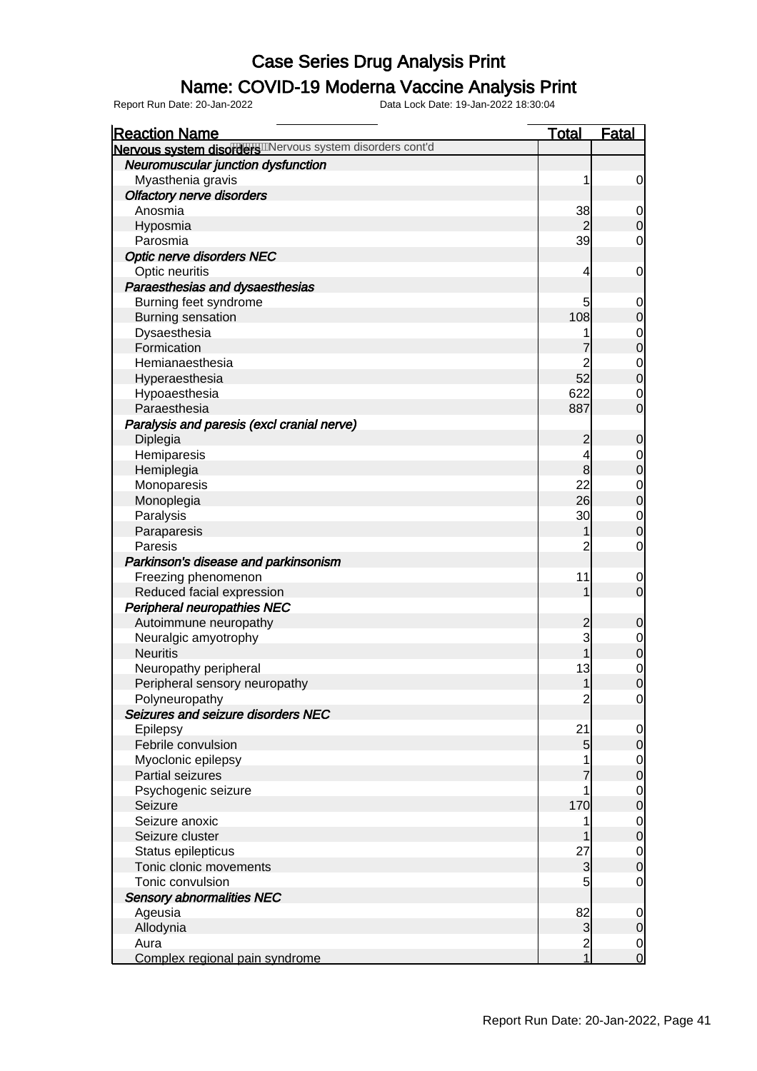# Case Series Drug Analysis Print

## Name: COVID-19 Moderna Vaccine Analysis Print

Report Run Date: 20-Jan-2022    Data Lock Date: 19-Jan-2022 18:30:04

| Reaction Name | Total | Fatal |
| --- | --- | --- |
| **Nervous system disorders** Nervous system disorders cont'd | | |
| ***Neuromuscular junction dysfunction*** | | |
| Myasthenia gravis | 1 | 0 |
| ***Olfactory nerve disorders*** | | |
| Anosmia | 38 | 0 |
| Hyposmia | 2 | 0 |
| Parosmia | 39 | 0 |
| ***Optic nerve disorders NEC*** | | |
| Optic neuritis | 4 | 0 |
| ***Paraesthesias and dysaesthesias*** | | |
| Burning feet syndrome | 5 | 0 |
| Burning sensation | 108 | 0 |
| Dysaesthesia | 1 | 0 |
| Formication | 7 | 0 |
| Hemianaesthesia | 2 | 0 |
| Hyperaesthesia | 52 | 0 |
| Hypoaesthesia | 622 | 0 |
| Paraesthesia | 887 | 0 |
| ***Paralysis and paresis (excl cranial nerve)*** | | |
| Diplegia | 2 | 0 |
| Hemiparesis | 4 | 0 |
| Hemiplegia | 8 | 0 |
| Monoparesis | 22 | 0 |
| Monoplegia | 26 | 0 |
| Paralysis | 30 | 0 |
| Paraparesis | 1 | 0 |
| Paresis | 2 | 0 |
| ***Parkinson's disease and parkinsonism*** | | |
| Freezing phenomenon | 11 | 0 |
| Reduced facial expression | 1 | 0 |
| ***Peripheral neuropathies NEC*** | | |
| Autoimmune neuropathy | 2 | 0 |
| Neuralgic amyotrophy | 3 | 0 |
| Neuritis | 1 | 0 |
| Neuropathy peripheral | 13 | 0 |
| Peripheral sensory neuropathy | 1 | 0 |
| Polyneuropathy | 2 | 0 |
| ***Seizures and seizure disorders NEC*** | | |
| Epilepsy | 21 | 0 |
| Febrile convulsion | 5 | 0 |
| Myoclonic epilepsy | 1 | 0 |
| Partial seizures | 7 | 0 |
| Psychogenic seizure | 1 | 0 |
| Seizure | 170 | 0 |
| Seizure anoxic | 1 | 0 |
| Seizure cluster | 1 | 0 |
| Status epilepticus | 27 | 0 |
| Tonic clonic movements | 3 | 0 |
| Tonic convulsion | 5 | 0 |
| ***Sensory abnormalities NEC*** | | |
| Ageusia | 82 | 0 |
| Allodynia | 3 | 0 |
| Aura | 2 | 0 |
| Complex regional pain syndrome | 1 | 0 |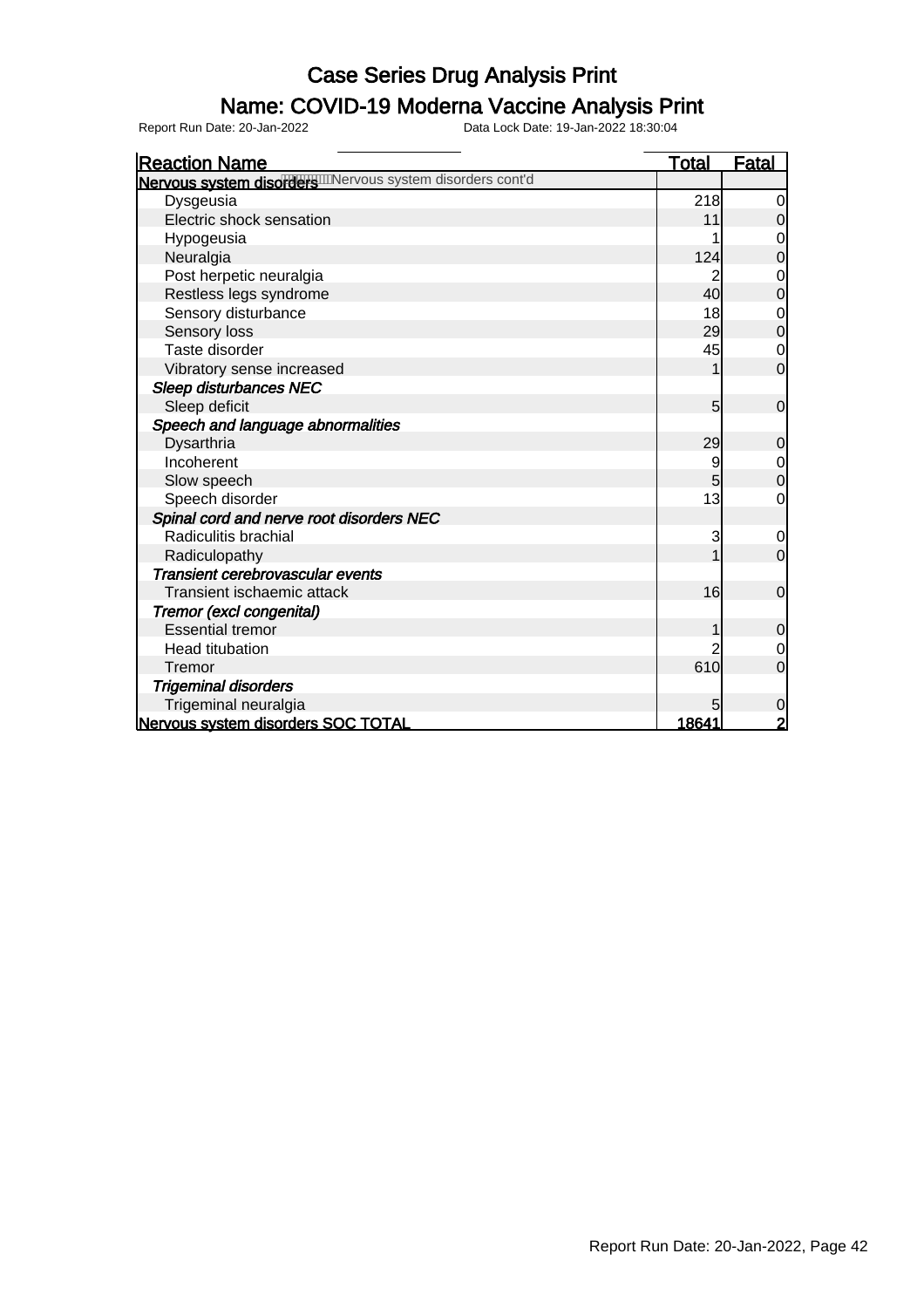# Case Series Drug Analysis Print

## Name: COVID-19 Moderna Vaccine Analysis Print

Report Run Date: 20-Jan-2022 Data Lock Date: 19-Jan-2022 18:30:04

| Reaction Name | Total | Fatal |
|---|---|---|
| **Nervous system disorders** Nervous system disorders cont'd | | |
| Dysgeusia | 218 | 0 |
| Electric shock sensation | 11 | 0 |
| Hypogeusia | 1 | 0 |
| Neuralgia | 124 | 0 |
| Post herpetic neuralgia | 2 | 0 |
| Restless legs syndrome | 40 | 0 |
| Sensory disturbance | 18 | 0 |
| Sensory loss | 29 | 0 |
| Taste disorder | 45 | 0 |
| Vibratory sense increased | 1 | 0 |
| ***Sleep disturbances NEC*** | | |
| Sleep deficit | 5 | 0 |
| ***Speech and language abnormalities*** | | |
| Dysarthria | 29 | 0 |
| Incoherent | 9 | 0 |
| Slow speech | 5 | 0 |
| Speech disorder | 13 | 0 |
| ***Spinal cord and nerve root disorders NEC*** | | |
| Radiculitis brachial | 3 | 0 |
| Radiculopathy | 1 | 0 |
| ***Transient cerebrovascular events*** | | |
| Transient ischaemic attack | 16 | 0 |
| ***Tremor (excl congenital)*** | | |
| Essential tremor | 1 | 0 |
| Head titubation | 2 | 0 |
| Tremor | 610 | 0 |
| ***Trigeminal disorders*** | | |
| Trigeminal neuralgia | 5 | 0 |
| **Nervous system disorders SOC TOTAL** | **18641** | **2** |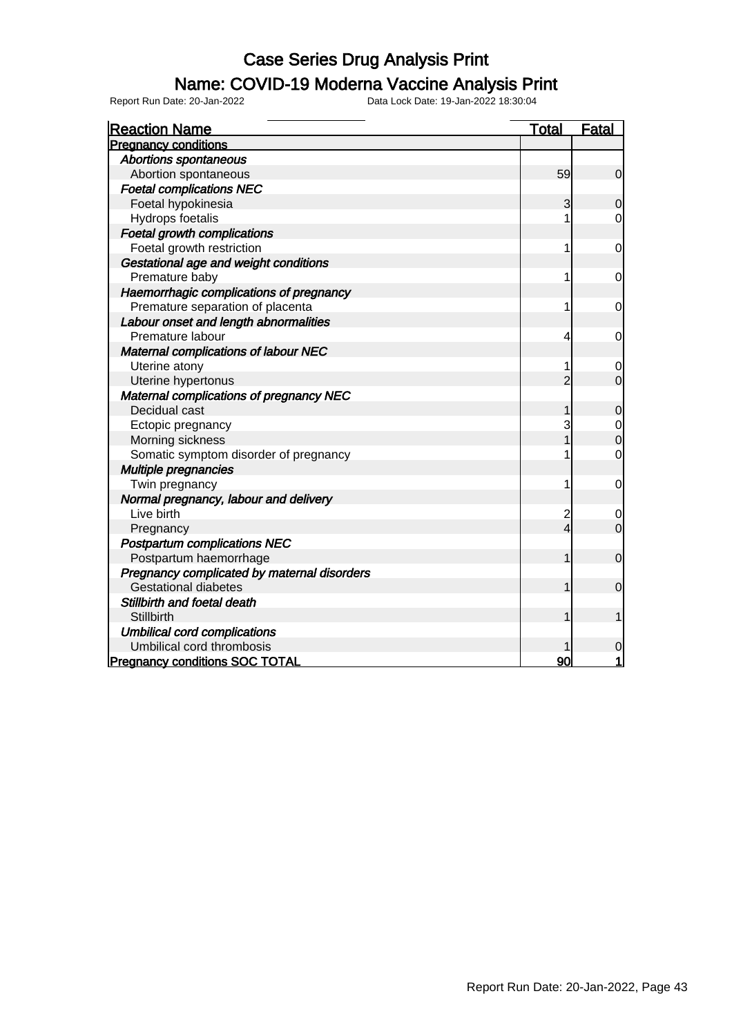# Case Series Drug Analysis Print

## Name: COVID-19 Moderna Vaccine Analysis Print

Report Run Date: 20-Jan-2022    Data Lock Date: 19-Jan-2022 18:30:04

| Reaction Name | Total | Fatal |
|---|---|---|
| **Pregnancy conditions** | | |
| ***Abortions spontaneous*** | | |
| Abortion spontaneous | 59 | 0 |
| ***Foetal complications NEC*** | | |
| Foetal hypokinesia | 3 | 0 |
| Hydrops foetalis | 1 | 0 |
| ***Foetal growth complications*** | | |
| Foetal growth restriction | 1 | 0 |
| ***Gestational age and weight conditions*** | | |
| Premature baby | 1 | 0 |
| ***Haemorrhagic complications of pregnancy*** | | |
| Premature separation of placenta | 1 | 0 |
| ***Labour onset and length abnormalities*** | | |
| Premature labour | 4 | 0 |
| ***Maternal complications of labour NEC*** | | |
| Uterine atony | 1 | 0 |
| Uterine hypertonus | 2 | 0 |
| ***Maternal complications of pregnancy NEC*** | | |
| Decidual cast | 1 | 0 |
| Ectopic pregnancy | 3 | 0 |
| Morning sickness | 1 | 0 |
| Somatic symptom disorder of pregnancy | 1 | 0 |
| ***Multiple pregnancies*** | | |
| Twin pregnancy | 1 | 0 |
| ***Normal pregnancy, labour and delivery*** | | |
| Live birth | 2 | 0 |
| Pregnancy | 4 | 0 |
| ***Postpartum complications NEC*** | | |
| Postpartum haemorrhage | 1 | 0 |
| ***Pregnancy complicated by maternal disorders*** | | |
| Gestational diabetes | 1 | 0 |
| ***Stillbirth and foetal death*** | | |
| Stillbirth | 1 | 1 |
| ***Umbilical cord complications*** | | |
| Umbilical cord thrombosis | 1 | 0 |
| **Pregnancy conditions SOC TOTAL** | **90** | **1** |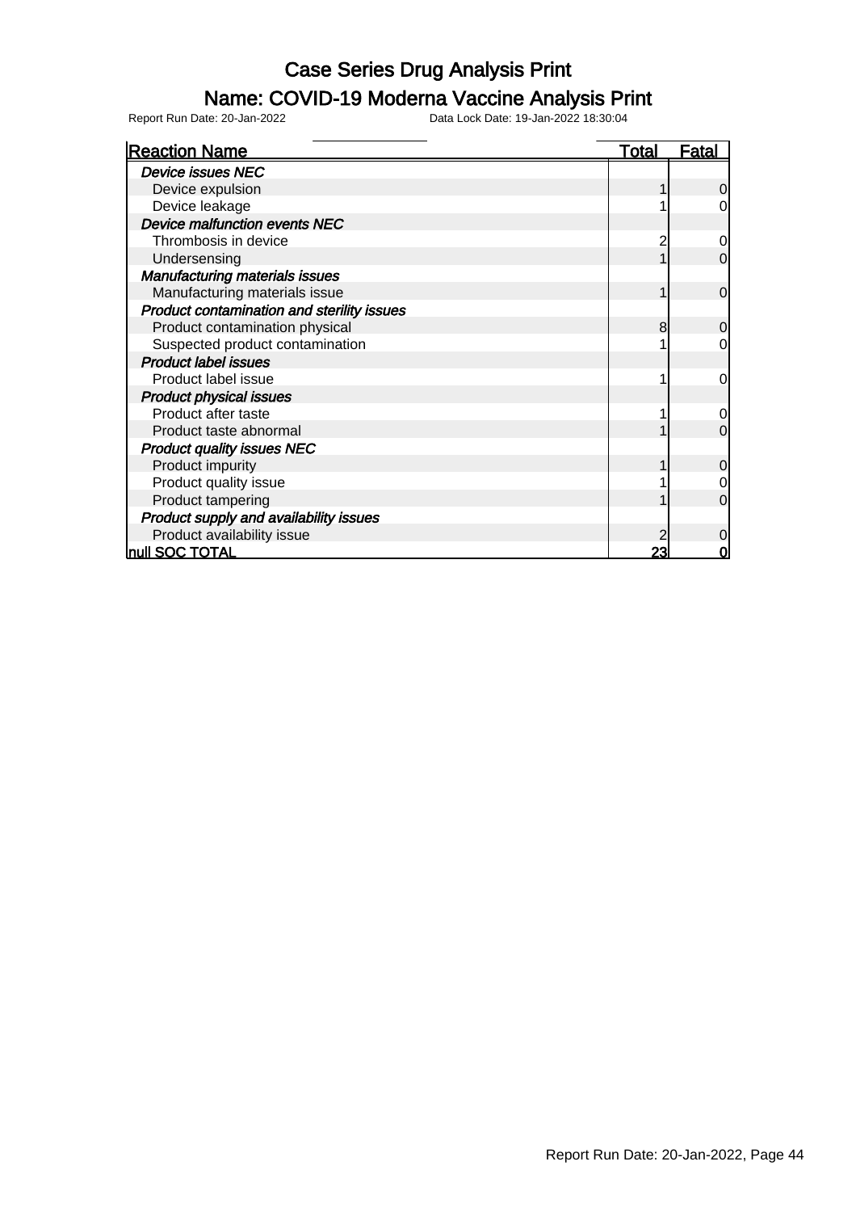# Case Series Drug Analysis Print

## Name: COVID-19 Moderna Vaccine Analysis Print

Report Run Date: 20-Jan-2022 Data Lock Date: 19-Jan-2022 18:30:04

| Reaction Name | Total | Fatal |
|---|---|---|
| *Device issues NEC* | | |
| Device expulsion | 1 | 0 |
| Device leakage | 1 | 0 |
| *Device malfunction events NEC* | | |
| Thrombosis in device | 2 | 0 |
| Undersensing | 1 | 0 |
| *Manufacturing materials issues* | | |
| Manufacturing materials issue | 1 | 0 |
| *Product contamination and sterility issues* | | |
| Product contamination physical | 8 | 0 |
| Suspected product contamination | 1 | 0 |
| *Product label issues* | | |
| Product label issue | 1 | 0 |
| *Product physical issues* | | |
| Product after taste | 1 | 0 |
| Product taste abnormal | 1 | 0 |
| *Product quality issues NEC* | | |
| Product impurity | 1 | 0 |
| Product quality issue | 1 | 0 |
| Product tampering | 1 | 0 |
| *Product supply and availability issues* | | |
| Product availability issue | 2 | 0 |
| **null SOC TOTAL** | **23** | **0** |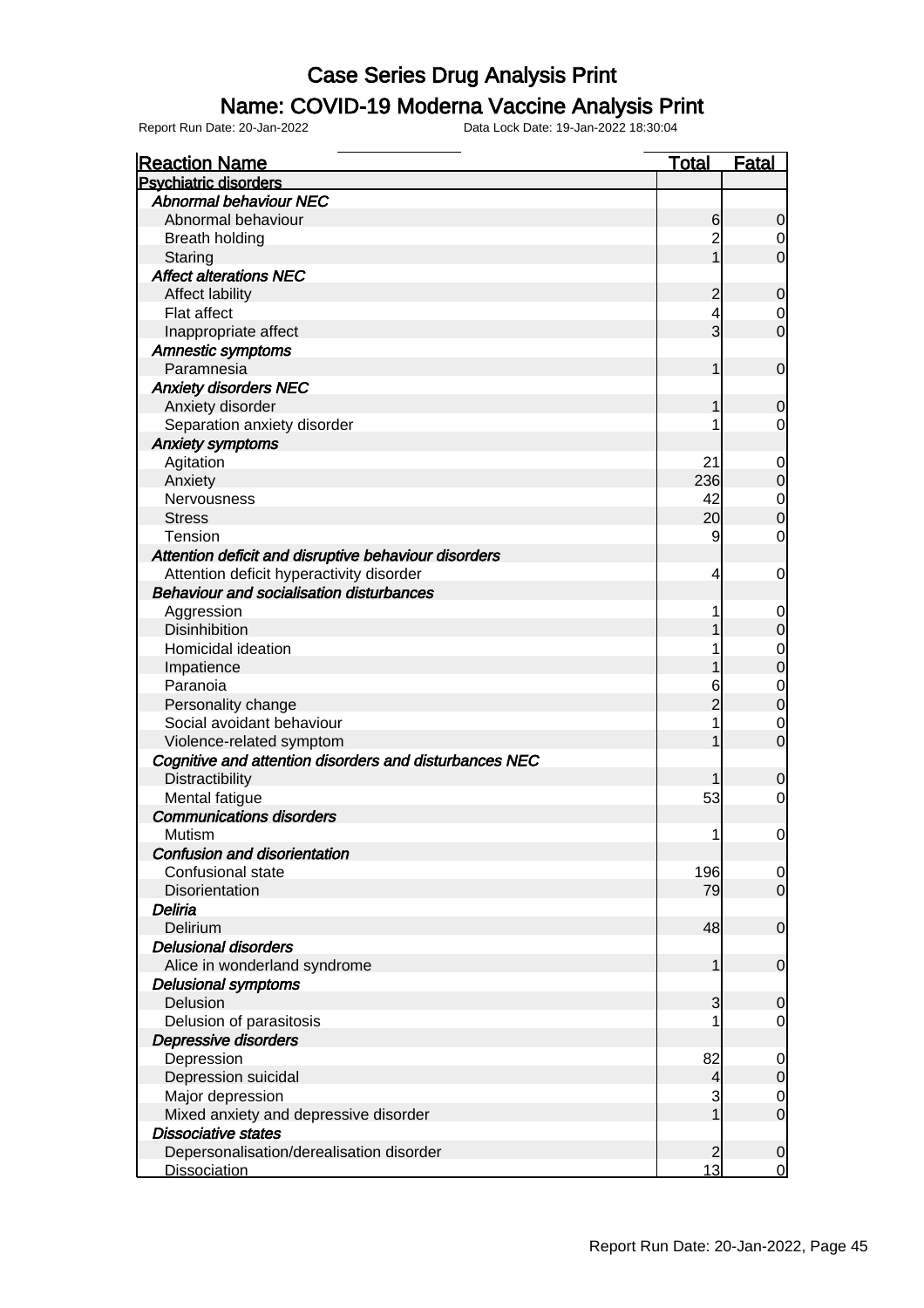# Case Series Drug Analysis Print

## Name: COVID-19 Moderna Vaccine Analysis Print

Report Run Date: 20-Jan-2022 Data Lock Date: 19-Jan-2022 18:30:04

| Reaction Name | Total | Fatal |
|---|---|---|
| **Psychiatric disorders** | | |
| ***Abnormal behaviour NEC*** | | |
| Abnormal behaviour | 6 | 0 |
| Breath holding | 2 | 0 |
| Staring | 1 | 0 |
| ***Affect alterations NEC*** | | |
| Affect lability | 2 | 0 |
| Flat affect | 4 | 0 |
| Inappropriate affect | 3 | 0 |
| ***Amnestic symptoms*** | | |
| Paramnesia | 1 | 0 |
| ***Anxiety disorders NEC*** | | |
| Anxiety disorder | 1 | 0 |
| Separation anxiety disorder | 1 | 0 |
| ***Anxiety symptoms*** | | |
| Agitation | 21 | 0 |
| Anxiety | 236 | 0 |
| Nervousness | 42 | 0 |
| Stress | 20 | 0 |
| Tension | 9 | 0 |
| ***Attention deficit and disruptive behaviour disorders*** | | |
| Attention deficit hyperactivity disorder | 4 | 0 |
| ***Behaviour and socialisation disturbances*** | | |
| Aggression | 1 | 0 |
| Disinhibition | 1 | 0 |
| Homicidal ideation | 1 | 0 |
| Impatience | 1 | 0 |
| Paranoia | 6 | 0 |
| Personality change | 2 | 0 |
| Social avoidant behaviour | 1 | 0 |
| Violence-related symptom | 1 | 0 |
| ***Cognitive and attention disorders and disturbances NEC*** | | |
| Distractibility | 1 | 0 |
| Mental fatigue | 53 | 0 |
| ***Communications disorders*** | | |
| Mutism | 1 | 0 |
| ***Confusion and disorientation*** | | |
| Confusional state | 196 | 0 |
| Disorientation | 79 | 0 |
| ***Deliria*** | | |
| Delirium | 48 | 0 |
| ***Delusional disorders*** | | |
| Alice in wonderland syndrome | 1 | 0 |
| ***Delusional symptoms*** | | |
| Delusion | 3 | 0 |
| Delusion of parasitosis | 1 | 0 |
| ***Depressive disorders*** | | |
| Depression | 82 | 0 |
| Depression suicidal | 4 | 0 |
| Major depression | 3 | 0 |
| Mixed anxiety and depressive disorder | 1 | 0 |
| ***Dissociative states*** | | |
| Depersonalisation/derealisation disorder | 2 | 0 |
| Dissociation | 13 | 0 |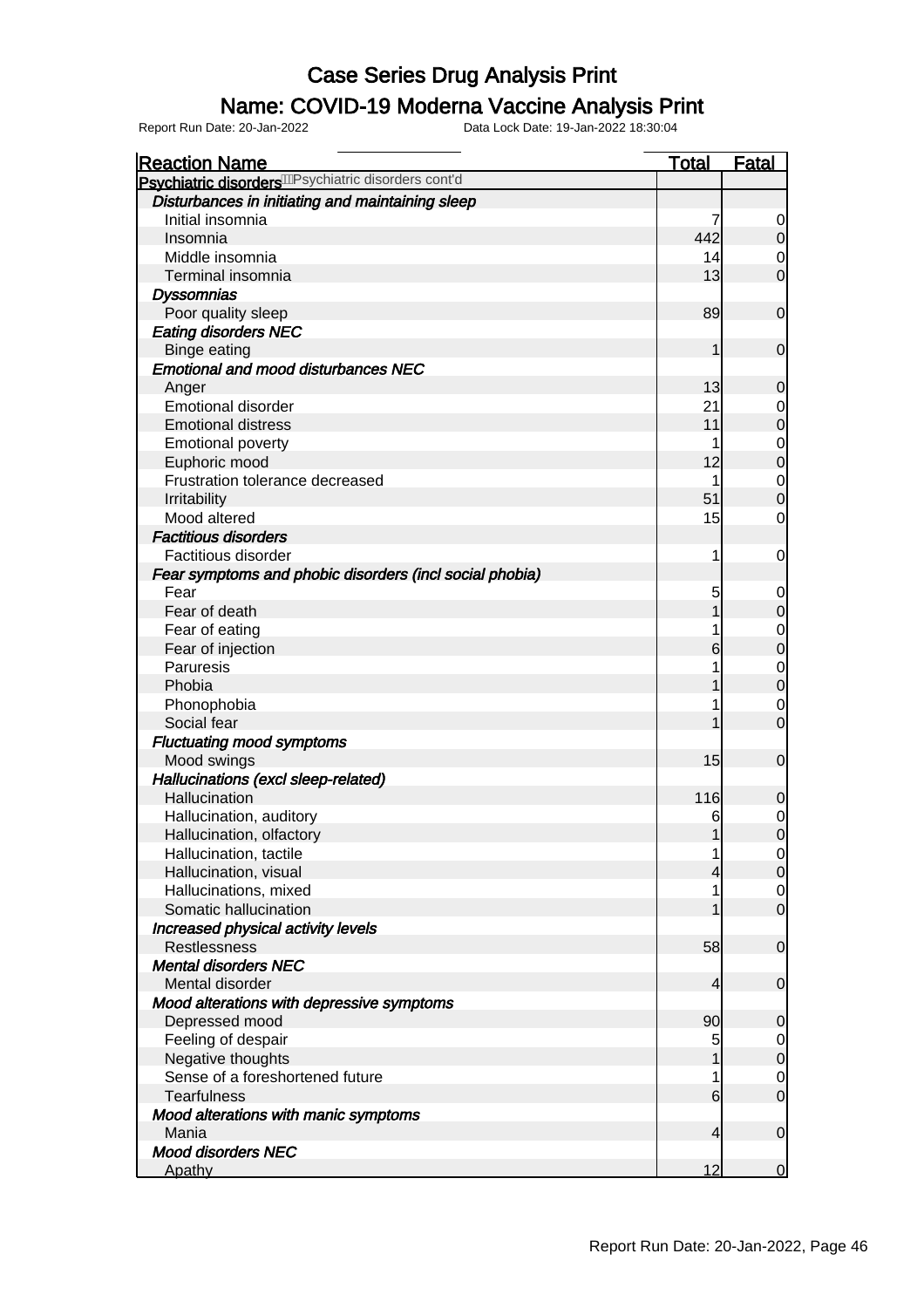# Case Series Drug Analysis Print

## Name: COVID-19 Moderna Vaccine Analysis Print

Report Run Date: 20-Jan-2022 Data Lock Date: 19-Jan-2022 18:30:04

| Reaction Name | Total | Fatal |
|---|---|---|
| **Psychiatric disorders** Psychiatric disorders cont'd | | |
| ***Disturbances in initiating and maintaining sleep*** | | |
| Initial insomnia | 7 | 0 |
| Insomnia | 442 | 0 |
| Middle insomnia | 14 | 0 |
| Terminal insomnia | 13 | 0 |
| ***Dyssomnias*** | | |
| Poor quality sleep | 89 | 0 |
| ***Eating disorders NEC*** | | |
| Binge eating | 1 | 0 |
| ***Emotional and mood disturbances NEC*** | | |
| Anger | 13 | 0 |
| Emotional disorder | 21 | 0 |
| Emotional distress | 11 | 0 |
| Emotional poverty | 1 | 0 |
| Euphoric mood | 12 | 0 |
| Frustration tolerance decreased | 1 | 0 |
| Irritability | 51 | 0 |
| Mood altered | 15 | 0 |
| ***Factitious disorders*** | | |
| Factitious disorder | 1 | 0 |
| ***Fear symptoms and phobic disorders (incl social phobia)*** | | |
| Fear | 5 | 0 |
| Fear of death | 1 | 0 |
| Fear of eating | 1 | 0 |
| Fear of injection | 6 | 0 |
| Paruresis | 1 | 0 |
| Phobia | 1 | 0 |
| Phonophobia | 1 | 0 |
| Social fear | 1 | 0 |
| ***Fluctuating mood symptoms*** | | |
| Mood swings | 15 | 0 |
| ***Hallucinations (excl sleep-related)*** | | |
| Hallucination | 116 | 0 |
| Hallucination, auditory | 6 | 0 |
| Hallucination, olfactory | 1 | 0 |
| Hallucination, tactile | 1 | 0 |
| Hallucination, visual | 4 | 0 |
| Hallucinations, mixed | 1 | 0 |
| Somatic hallucination | 1 | 0 |
| ***Increased physical activity levels*** | | |
| Restlessness | 58 | 0 |
| ***Mental disorders NEC*** | | |
| Mental disorder | 4 | 0 |
| ***Mood alterations with depressive symptoms*** | | |
| Depressed mood | 90 | 0 |
| Feeling of despair | 5 | 0 |
| Negative thoughts | 1 | 0 |
| Sense of a foreshortened future | 1 | 0 |
| Tearfulness | 6 | 0 |
| ***Mood alterations with manic symptoms*** | | |
| Mania | 4 | 0 |
| ***Mood disorders NEC*** | | |
| Apathy | 12 | 0 |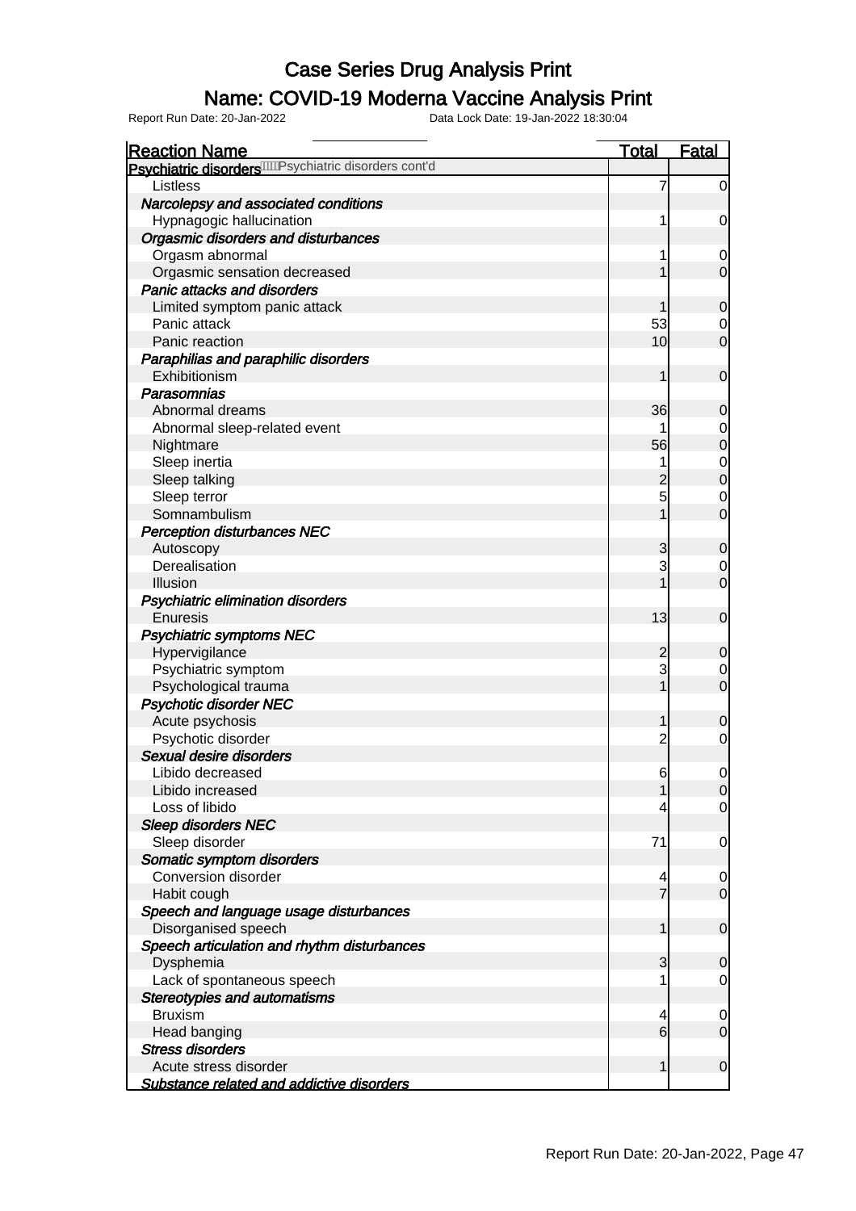# Case Series Drug Analysis Print

## Name: COVID-19 Moderna Vaccine Analysis Print

Report Run Date: 20-Jan-2022 Data Lock Date: 19-Jan-2022 18:30:04

| Reaction Name | Total | Fatal |
|---|---|---|
| **Psychiatric disorders** Psychiatric disorders cont'd | | |
| Listless | 7 | 0 |
| *Narcolepsy and associated conditions* | | |
| Hypnagogic hallucination | 1 | 0 |
| *Orgasmic disorders and disturbances* | | |
| Orgasm abnormal | 1 | 0 |
| Orgasmic sensation decreased | 1 | 0 |
| *Panic attacks and disorders* | | |
| Limited symptom panic attack | 1 | 0 |
| Panic attack | 53 | 0 |
| Panic reaction | 10 | 0 |
| *Paraphilias and paraphilic disorders* | | |
| Exhibitionism | 1 | 0 |
| *Parasomnias* | | |
| Abnormal dreams | 36 | 0 |
| Abnormal sleep-related event | 1 | 0 |
| Nightmare | 56 | 0 |
| Sleep inertia | 1 | 0 |
| Sleep talking | 2 | 0 |
| Sleep terror | 5 | 0 |
| Somnambulism | 1 | 0 |
| *Perception disturbances NEC* | | |
| Autoscopy | 3 | 0 |
| Derealisation | 3 | 0 |
| Illusion | 1 | 0 |
| *Psychiatric elimination disorders* | | |
| Enuresis | 13 | 0 |
| *Psychiatric symptoms NEC* | | |
| Hypervigilance | 2 | 0 |
| Psychiatric symptom | 3 | 0 |
| Psychological trauma | 1 | 0 |
| *Psychotic disorder NEC* | | |
| Acute psychosis | 1 | 0 |
| Psychotic disorder | 2 | 0 |
| *Sexual desire disorders* | | |
| Libido decreased | 6 | 0 |
| Libido increased | 1 | 0 |
| Loss of libido | 4 | 0 |
| *Sleep disorders NEC* | | |
| Sleep disorder | 71 | 0 |
| *Somatic symptom disorders* | | |
| Conversion disorder | 4 | 0 |
| Habit cough | 7 | 0 |
| *Speech and language usage disturbances* | | |
| Disorganised speech | 1 | 0 |
| *Speech articulation and rhythm disturbances* | | |
| Dysphemia | 3 | 0 |
| Lack of spontaneous speech | 1 | 0 |
| *Stereotypies and automatisms* | | |
| Bruxism | 4 | 0 |
| Head banging | 6 | 0 |
| *Stress disorders* | | |
| Acute stress disorder | 1 | 0 |
| *Substance related and addictive disorders* | | |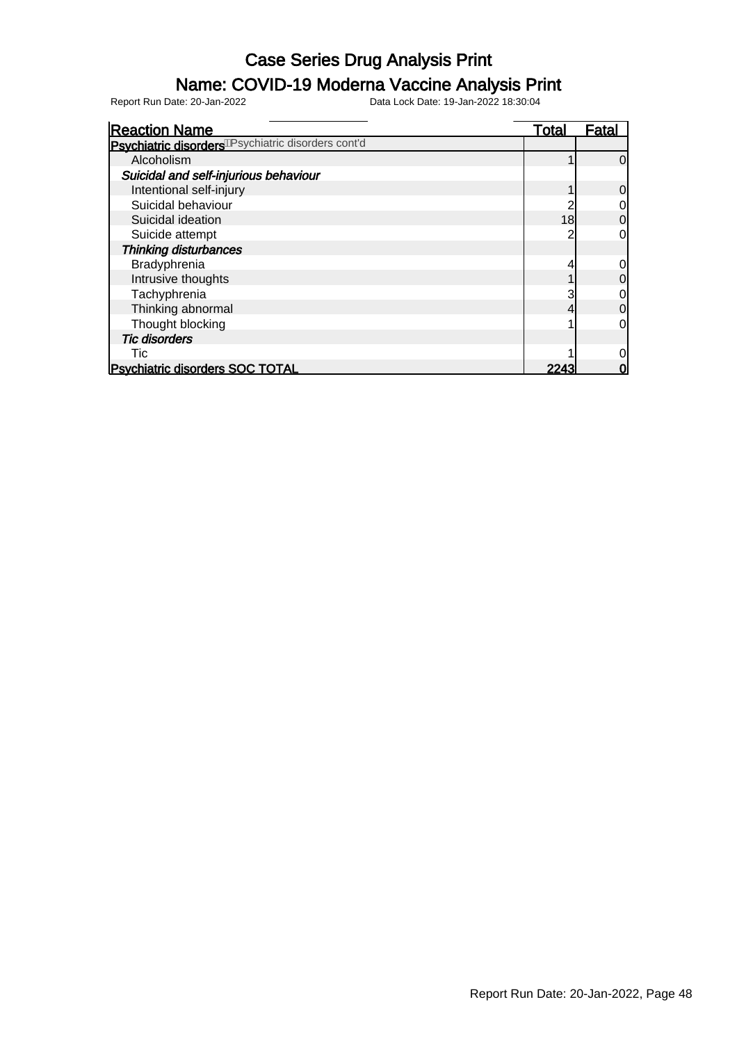# Case Series Drug Analysis Print

## Name: COVID-19 Moderna Vaccine Analysis Print

Report Run Date: 20-Jan-2022 Data Lock Date: 19-Jan-2022 18:30:04

| Reaction Name | Total | Fatal |
|---|---|---|
| **Psychiatric disorders** Psychiatric disorders cont'd | | |
| Alcoholism | 1 | 0 |
| ***Suicidal and self-injurious behaviour*** | | |
| Intentional self-injury | 1 | 0 |
| Suicidal behaviour | 2 | 0 |
| Suicidal ideation | 18 | 0 |
| Suicide attempt | 2 | 0 |
| ***Thinking disturbances*** | | |
| Bradyphrenia | 4 | 0 |
| Intrusive thoughts | 1 | 0 |
| Tachyphrenia | 3 | 0 |
| Thinking abnormal | 4 | 0 |
| Thought blocking | 1 | 0 |
| ***Tic disorders*** | | |
| Tic | 1 | 0 |
| **Psychiatric disorders SOC TOTAL** | **2243** | **0** |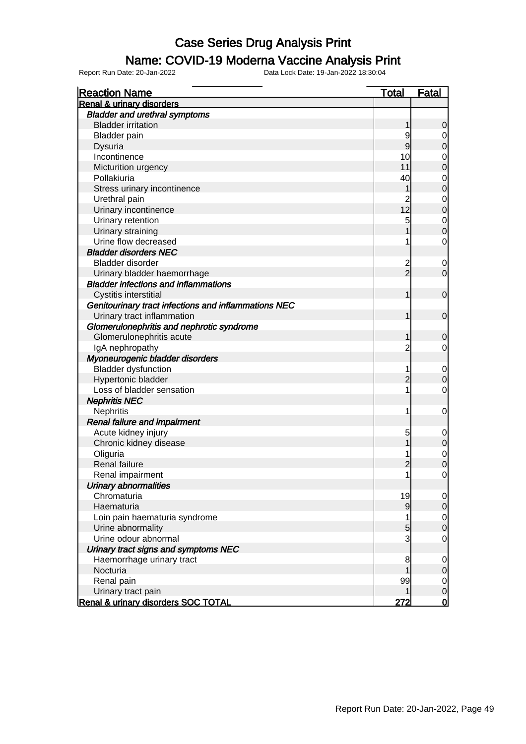# Case Series Drug Analysis Print

## Name: COVID-19 Moderna Vaccine Analysis Print

Report Run Date: 20-Jan-2022 Data Lock Date: 19-Jan-2022 18:30:04

| Reaction Name | Total | Fatal |
|---|---|---|
| **Renal & urinary disorders** | | |
| ***Bladder and urethral symptoms*** | | |
| Bladder irritation | 1 | 0 |
| Bladder pain | 9 | 0 |
| Dysuria | 9 | 0 |
| Incontinence | 10 | 0 |
| Micturition urgency | 11 | 0 |
| Pollakiuria | 40 | 0 |
| Stress urinary incontinence | 1 | 0 |
| Urethral pain | 2 | 0 |
| Urinary incontinence | 12 | 0 |
| Urinary retention | 5 | 0 |
| Urinary straining | 1 | 0 |
| Urine flow decreased | 1 | 0 |
| ***Bladder disorders NEC*** | | |
| Bladder disorder | 2 | 0 |
| Urinary bladder haemorrhage | 2 | 0 |
| ***Bladder infections and inflammations*** | | |
| Cystitis interstitial | 1 | 0 |
| ***Genitourinary tract infections and inflammations NEC*** | | |
| Urinary tract inflammation | 1 | 0 |
| ***Glomerulonephritis and nephrotic syndrome*** | | |
| Glomerulonephritis acute | 1 | 0 |
| IgA nephropathy | 2 | 0 |
| ***Myoneurogenic bladder disorders*** | | |
| Bladder dysfunction | 1 | 0 |
| Hypertonic bladder | 2 | 0 |
| Loss of bladder sensation | 1 | 0 |
| ***Nephritis NEC*** | | |
| Nephritis | 1 | 0 |
| ***Renal failure and impairment*** | | |
| Acute kidney injury | 5 | 0 |
| Chronic kidney disease | 1 | 0 |
| Oliguria | 1 | 0 |
| Renal failure | 2 | 0 |
| Renal impairment | 1 | 0 |
| ***Urinary abnormalities*** | | |
| Chromaturia | 19 | 0 |
| Haematuria | 9 | 0 |
| Loin pain haematuria syndrome | 1 | 0 |
| Urine abnormality | 5 | 0 |
| Urine odour abnormal | 3 | 0 |
| ***Urinary tract signs and symptoms NEC*** | | |
| Haemorrhage urinary tract | 8 | 0 |
| Nocturia | 1 | 0 |
| Renal pain | 99 | 0 |
| Urinary tract pain | 1 | 0 |
| **Renal & urinary disorders SOC TOTAL** | **272** | **0** |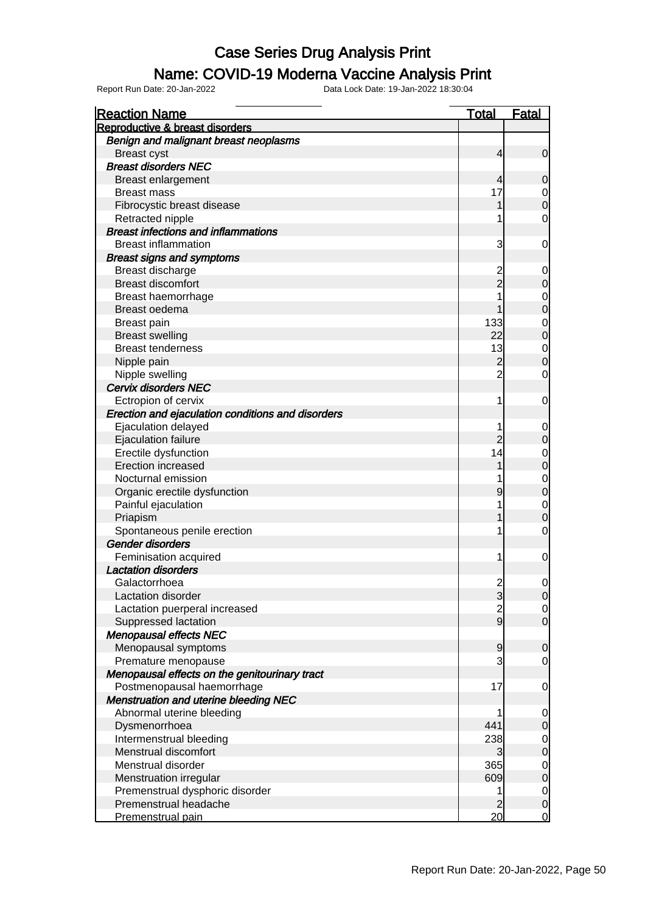# Case Series Drug Analysis Print

## Name: COVID-19 Moderna Vaccine Analysis Print

Report Run Date: 20-Jan-2022    Data Lock Date: 19-Jan-2022 18:30:04

| Reaction Name | Total | Fatal |
|---|---|---|
| **Reproductive & breast disorders** | | |
| ***Benign and malignant breast neoplasms*** | | |
| Breast cyst | 4 | 0 |
| ***Breast disorders NEC*** | | |
| Breast enlargement | 4 | 0 |
| Breast mass | 17 | 0 |
| Fibrocystic breast disease | 1 | 0 |
| Retracted nipple | 1 | 0 |
| ***Breast infections and inflammations*** | | |
| Breast inflammation | 3 | 0 |
| ***Breast signs and symptoms*** | | |
| Breast discharge | 2 | 0 |
| Breast discomfort | 2 | 0 |
| Breast haemorrhage | 1 | 0 |
| Breast oedema | 1 | 0 |
| Breast pain | 133 | 0 |
| Breast swelling | 22 | 0 |
| Breast tenderness | 13 | 0 |
| Nipple pain | 2 | 0 |
| Nipple swelling | 2 | 0 |
| ***Cervix disorders NEC*** | | |
| Ectropion of cervix | 1 | 0 |
| ***Erection and ejaculation conditions and disorders*** | | |
| Ejaculation delayed | 1 | 0 |
| Ejaculation failure | 2 | 0 |
| Erectile dysfunction | 14 | 0 |
| Erection increased | 1 | 0 |
| Nocturnal emission | 1 | 0 |
| Organic erectile dysfunction | 9 | 0 |
| Painful ejaculation | 1 | 0 |
| Priapism | 1 | 0 |
| Spontaneous penile erection | 1 | 0 |
| ***Gender disorders*** | | |
| Feminisation acquired | 1 | 0 |
| ***Lactation disorders*** | | |
| Galactorrhoea | 2 | 0 |
| Lactation disorder | 3 | 0 |
| Lactation puerperal increased | 2 | 0 |
| Suppressed lactation | 9 | 0 |
| ***Menopausal effects NEC*** | | |
| Menopausal symptoms | 9 | 0 |
| Premature menopause | 3 | 0 |
| ***Menopausal effects on the genitourinary tract*** | | |
| Postmenopausal haemorrhage | 17 | 0 |
| ***Menstruation and uterine bleeding NEC*** | | |
| Abnormal uterine bleeding | 1 | 0 |
| Dysmenorrhoea | 441 | 0 |
| Intermenstrual bleeding | 238 | 0 |
| Menstrual discomfort | 3 | 0 |
| Menstrual disorder | 365 | 0 |
| Menstruation irregular | 609 | 0 |
| Premenstrual dysphoric disorder | 1 | 0 |
| Premenstrual headache | 2 | 0 |
| Premenstrual pain | 20 | 0 |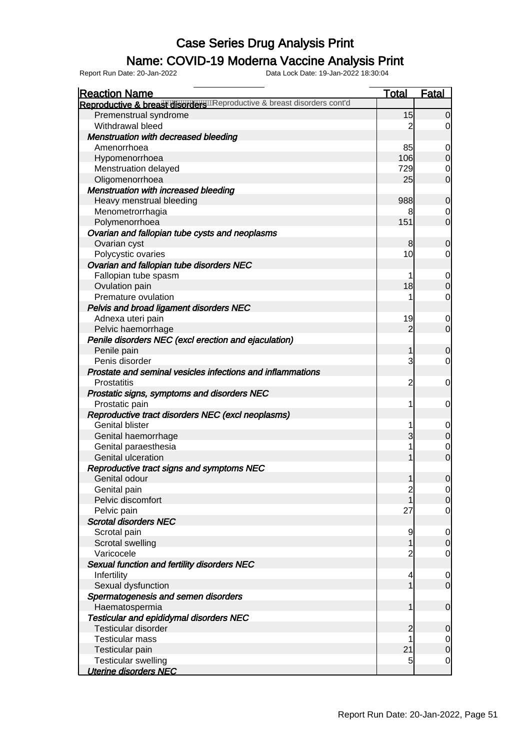# Case Series Drug Analysis Print

## Name: COVID-19 Moderna Vaccine Analysis Print

Report Run Date: 20-Jan-2022 Data Lock Date: 19-Jan-2022 18:30:04

| Reaction Name | Total | Fatal |
|---|---|---|
| **Reproductive & breast disorders** Reproductive & breast disorders cont'd | | |
| Premenstrual syndrome | 15 | 0 |
| Withdrawal bleed | 2 | 0 |
| ***Menstruation with decreased bleeding*** | | |
| Amenorrhoea | 85 | 0 |
| Hypomenorrhoea | 106 | 0 |
| Menstruation delayed | 729 | 0 |
| Oligomenorrhoea | 25 | 0 |
| ***Menstruation with increased bleeding*** | | |
| Heavy menstrual bleeding | 988 | 0 |
| Menometrorrhagia | 8 | 0 |
| Polymenorrhoea | 151 | 0 |
| ***Ovarian and fallopian tube cysts and neoplasms*** | | |
| Ovarian cyst | 8 | 0 |
| Polycystic ovaries | 10 | 0 |
| ***Ovarian and fallopian tube disorders NEC*** | | |
| Fallopian tube spasm | 1 | 0 |
| Ovulation pain | 18 | 0 |
| Premature ovulation | 1 | 0 |
| ***Pelvis and broad ligament disorders NEC*** | | |
| Adnexa uteri pain | 19 | 0 |
| Pelvic haemorrhage | 2 | 0 |
| ***Penile disorders NEC (excl erection and ejaculation)*** | | |
| Penile pain | 1 | 0 |
| Penis disorder | 3 | 0 |
| ***Prostate and seminal vesicles infections and inflammations*** | | |
| Prostatitis | 2 | 0 |
| ***Prostatic signs, symptoms and disorders NEC*** | | |
| Prostatic pain | 1 | 0 |
| ***Reproductive tract disorders NEC (excl neoplasms)*** | | |
| Genital blister | 1 | 0 |
| Genital haemorrhage | 3 | 0 |
| Genital paraesthesia | 1 | 0 |
| Genital ulceration | 1 | 0 |
| ***Reproductive tract signs and symptoms NEC*** | | |
| Genital odour | 1 | 0 |
| Genital pain | 2 | 0 |
| Pelvic discomfort | 1 | 0 |
| Pelvic pain | 27 | 0 |
| ***Scrotal disorders NEC*** | | |
| Scrotal pain | 9 | 0 |
| Scrotal swelling | 1 | 0 |
| Varicocele | 2 | 0 |
| ***Sexual function and fertility disorders NEC*** | | |
| Infertility | 4 | 0 |
| Sexual dysfunction | 1 | 0 |
| ***Spermatogenesis and semen disorders*** | | |
| Haematospermia | 1 | 0 |
| ***Testicular and epididymal disorders NEC*** | | |
| Testicular disorder | 2 | 0 |
| Testicular mass | 1 | 0 |
| Testicular pain | 21 | 0 |
| Testicular swelling | 5 | 0 |
| ***Uterine disorders NEC*** | | |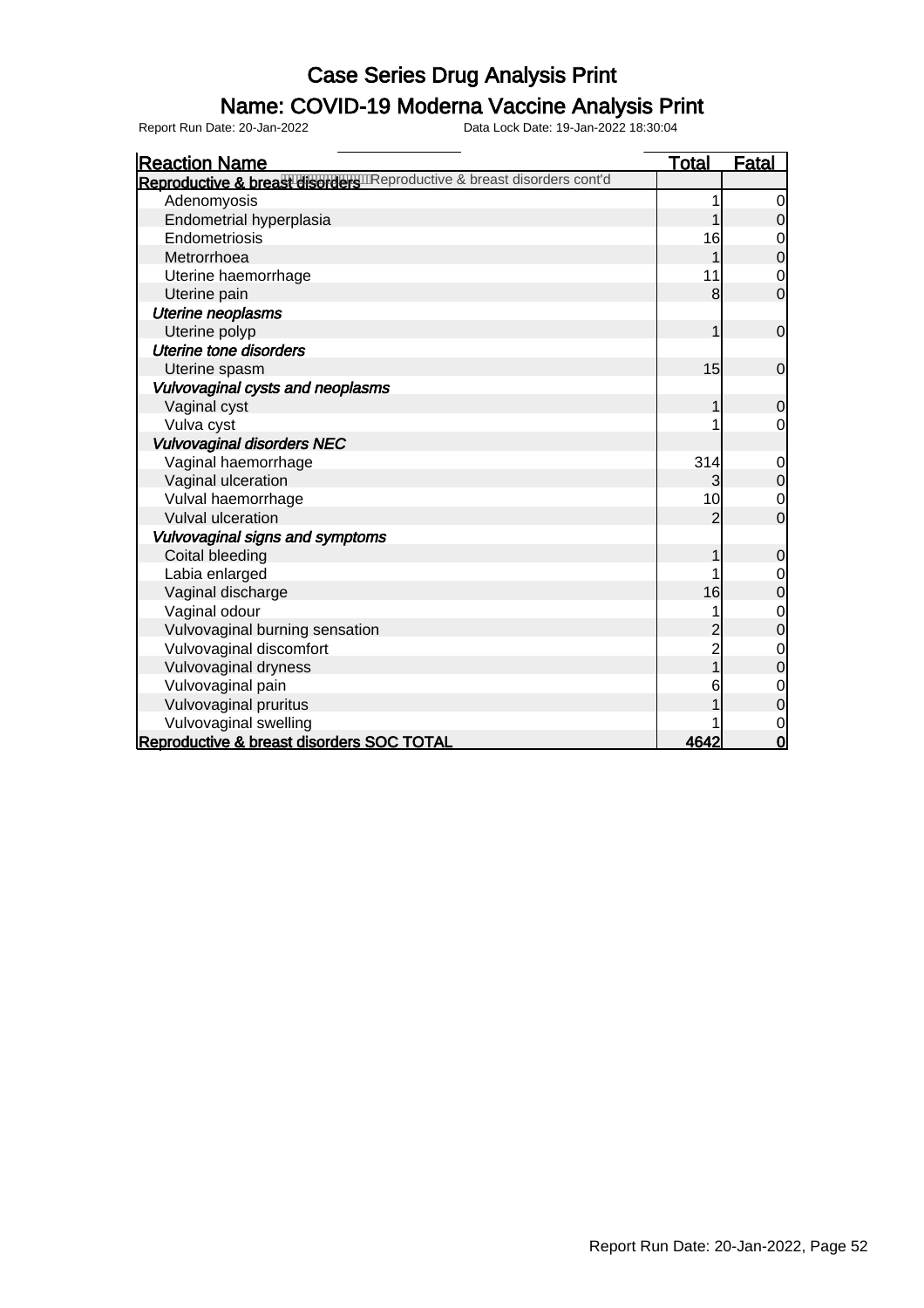# Case Series Drug Analysis Print

## Name: COVID-19 Moderna Vaccine Analysis Print

Report Run Date: 20-Jan-2022 Data Lock Date: 19-Jan-2022 18:30:04

| Reaction Name | Total | Fatal |
|---|---|---|
| **Reproductive & breast disorders** Reproductive & breast disorders cont'd | | |
| Adenomyosis | 1 | 0 |
| Endometrial hyperplasia | 1 | 0 |
| Endometriosis | 16 | 0 |
| Metrorrhoea | 1 | 0 |
| Uterine haemorrhage | 11 | 0 |
| Uterine pain | 8 | 0 |
| ***Uterine neoplasms*** | | |
| Uterine polyp | 1 | 0 |
| ***Uterine tone disorders*** | | |
| Uterine spasm | 15 | 0 |
| ***Vulvovaginal cysts and neoplasms*** | | |
| Vaginal cyst | 1 | 0 |
| Vulva cyst | 1 | 0 |
| ***Vulvovaginal disorders NEC*** | | |
| Vaginal haemorrhage | 314 | 0 |
| Vaginal ulceration | 3 | 0 |
| Vulval haemorrhage | 10 | 0 |
| Vulval ulceration | 2 | 0 |
| ***Vulvovaginal signs and symptoms*** | | |
| Coital bleeding | 1 | 0 |
| Labia enlarged | 1 | 0 |
| Vaginal discharge | 16 | 0 |
| Vaginal odour | 1 | 0 |
| Vulvovaginal burning sensation | 2 | 0 |
| Vulvovaginal discomfort | 2 | 0 |
| Vulvovaginal dryness | 1 | 0 |
| Vulvovaginal pain | 6 | 0 |
| Vulvovaginal pruritus | 1 | 0 |
| Vulvovaginal swelling | 1 | 0 |
| **Reproductive & breast disorders SOC TOTAL** | **4642** | **0** |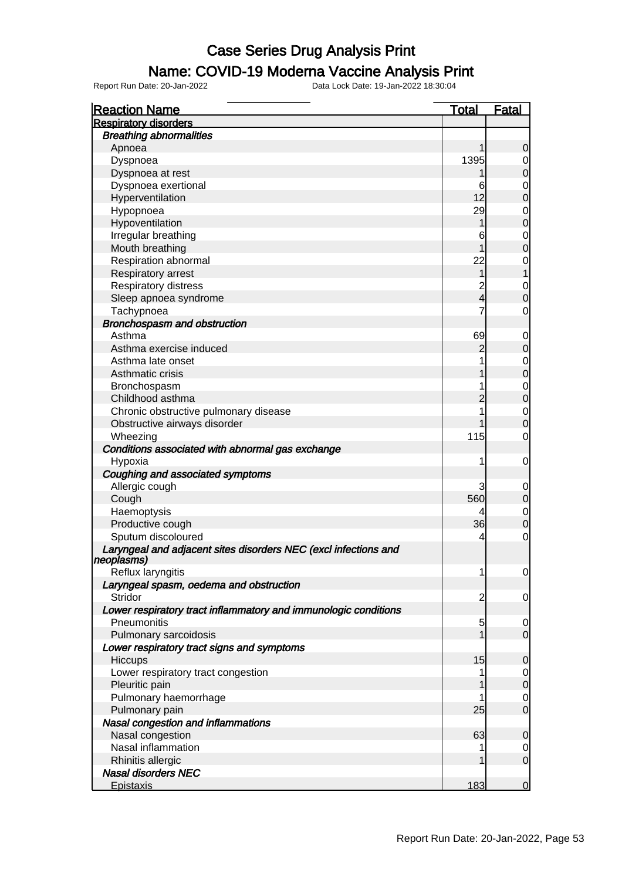# Case Series Drug Analysis Print

## Name: COVID-19 Moderna Vaccine Analysis Print

Report Run Date: 20-Jan-2022 Data Lock Date: 19-Jan-2022 18:30:04

| Reaction Name | Total | Fatal |
|---|---|---|
| **Respiratory disorders** | | |
| ***Breathing abnormalities*** | | |
| Apnoea | 1 | 0 |
| Dyspnoea | 1395 | 0 |
| Dyspnoea at rest | 1 | 0 |
| Dyspnoea exertional | 6 | 0 |
| Hyperventilation | 12 | 0 |
| Hypopnoea | 29 | 0 |
| Hypoventilation | 1 | 0 |
| Irregular breathing | 6 | 0 |
| Mouth breathing | 1 | 0 |
| Respiration abnormal | 22 | 0 |
| Respiratory arrest | 1 | 1 |
| Respiratory distress | 2 | 0 |
| Sleep apnoea syndrome | 4 | 0 |
| Tachypnoea | 7 | 0 |
| ***Bronchospasm and obstruction*** | | |
| Asthma | 69 | 0 |
| Asthma exercise induced | 2 | 0 |
| Asthma late onset | 1 | 0 |
| Asthmatic crisis | 1 | 0 |
| Bronchospasm | 1 | 0 |
| Childhood asthma | 2 | 0 |
| Chronic obstructive pulmonary disease | 1 | 0 |
| Obstructive airways disorder | 1 | 0 |
| Wheezing | 115 | 0 |
| ***Conditions associated with abnormal gas exchange*** | | |
| Hypoxia | 1 | 0 |
| ***Coughing and associated symptoms*** | | |
| Allergic cough | 3 | 0 |
| Cough | 560 | 0 |
| Haemoptysis | 4 | 0 |
| Productive cough | 36 | 0 |
| Sputum discoloured | 4 | 0 |
| ***Laryngeal and adjacent sites disorders NEC (excl infections and neoplasms)*** | | |
| Reflux laryngitis | 1 | 0 |
| ***Laryngeal spasm, oedema and obstruction*** | | |
| Stridor | 2 | 0 |
| ***Lower respiratory tract inflammatory and immunologic conditions*** | | |
| Pneumonitis | 5 | 0 |
| Pulmonary sarcoidosis | 1 | 0 |
| ***Lower respiratory tract signs and symptoms*** | | |
| Hiccups | 15 | 0 |
| Lower respiratory tract congestion | 1 | 0 |
| Pleuritic pain | 1 | 0 |
| Pulmonary haemorrhage | 1 | 0 |
| Pulmonary pain | 25 | 0 |
| ***Nasal congestion and inflammations*** | | |
| Nasal congestion | 63 | 0 |
| Nasal inflammation | 1 | 0 |
| Rhinitis allergic | 1 | 0 |
| ***Nasal disorders NEC*** | | |
| Epistaxis | 183 | 0 |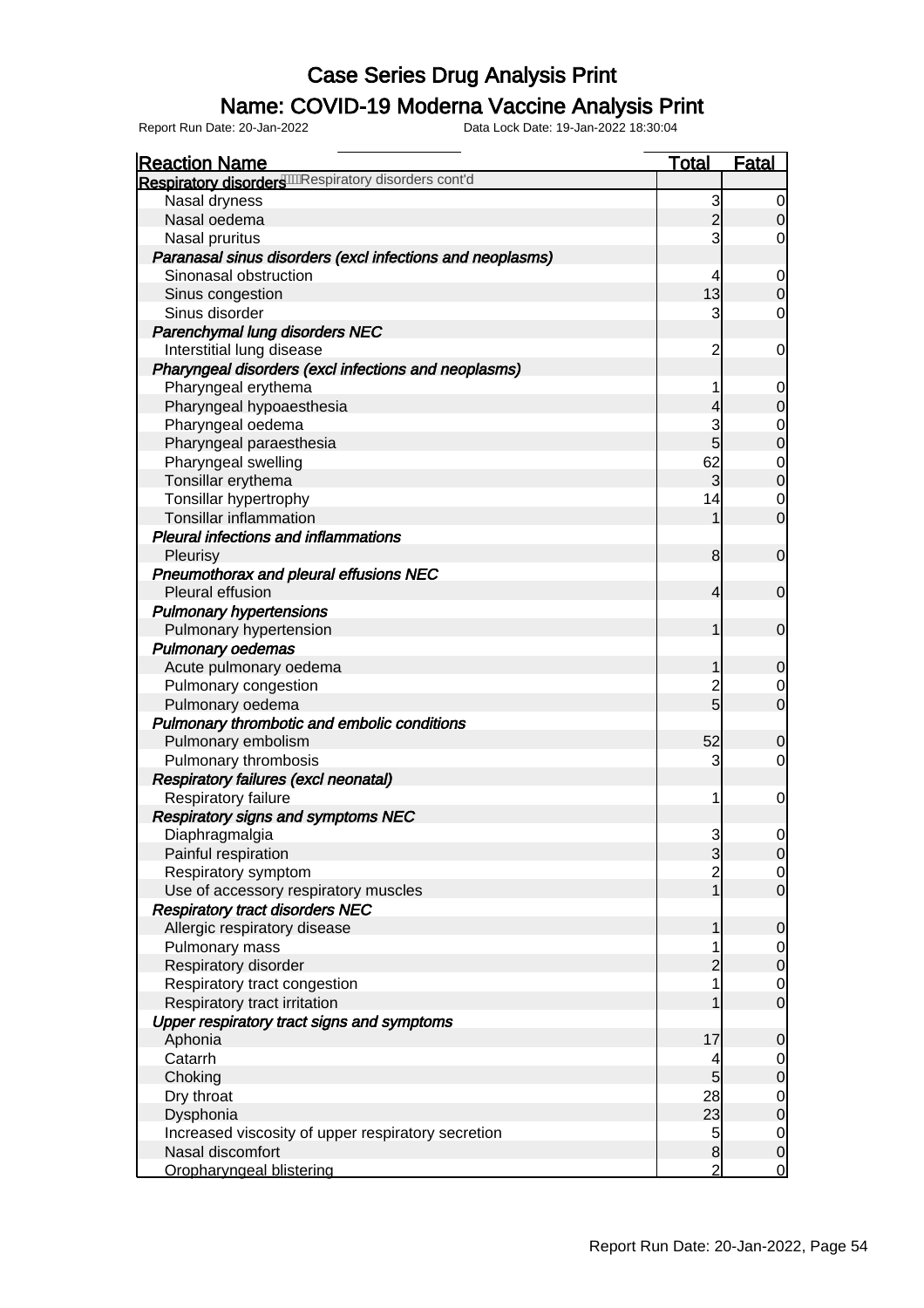# Case Series Drug Analysis Print

## Name: COVID-19 Moderna Vaccine Analysis Print

Report Run Date: 20-Jan-2022 Data Lock Date: 19-Jan-2022 18:30:04

| Reaction Name | Total | Fatal |
|---|---|---|
| **Respiratory disorders** Respiratory disorders cont'd | | |
| Nasal dryness | 3 | 0 |
| Nasal oedema | 2 | 0 |
| Nasal pruritus | 3 | 0 |
| ***Paranasal sinus disorders (excl infections and neoplasms)*** | | |
| Sinonasal obstruction | 4 | 0 |
| Sinus congestion | 13 | 0 |
| Sinus disorder | 3 | 0 |
| ***Parenchymal lung disorders NEC*** | | |
| Interstitial lung disease | 2 | 0 |
| ***Pharyngeal disorders (excl infections and neoplasms)*** | | |
| Pharyngeal erythema | 1 | 0 |
| Pharyngeal hypoaesthesia | 4 | 0 |
| Pharyngeal oedema | 3 | 0 |
| Pharyngeal paraesthesia | 5 | 0 |
| Pharyngeal swelling | 62 | 0 |
| Tonsillar erythema | 3 | 0 |
| Tonsillar hypertrophy | 14 | 0 |
| Tonsillar inflammation | 1 | 0 |
| ***Pleural infections and inflammations*** | | |
| Pleurisy | 8 | 0 |
| ***Pneumothorax and pleural effusions NEC*** | | |
| Pleural effusion | 4 | 0 |
| ***Pulmonary hypertensions*** | | |
| Pulmonary hypertension | 1 | 0 |
| ***Pulmonary oedemas*** | | |
| Acute pulmonary oedema | 1 | 0 |
| Pulmonary congestion | 2 | 0 |
| Pulmonary oedema | 5 | 0 |
| ***Pulmonary thrombotic and embolic conditions*** | | |
| Pulmonary embolism | 52 | 0 |
| Pulmonary thrombosis | 3 | 0 |
| ***Respiratory failures (excl neonatal)*** | | |
| Respiratory failure | 1 | 0 |
| ***Respiratory signs and symptoms NEC*** | | |
| Diaphragmalgia | 3 | 0 |
| Painful respiration | 3 | 0 |
| Respiratory symptom | 2 | 0 |
| Use of accessory respiratory muscles | 1 | 0 |
| ***Respiratory tract disorders NEC*** | | |
| Allergic respiratory disease | 1 | 0 |
| Pulmonary mass | 1 | 0 |
| Respiratory disorder | 2 | 0 |
| Respiratory tract congestion | 1 | 0 |
| Respiratory tract irritation | 1 | 0 |
| ***Upper respiratory tract signs and symptoms*** | | |
| Aphonia | 17 | 0 |
| Catarrh | 4 | 0 |
| Choking | 5 | 0 |
| Dry throat | 28 | 0 |
| Dysphonia | 23 | 0 |
| Increased viscosity of upper respiratory secretion | 5 | 0 |
| Nasal discomfort | 8 | 0 |
| Oropharyngeal blistering | 2 | 0 |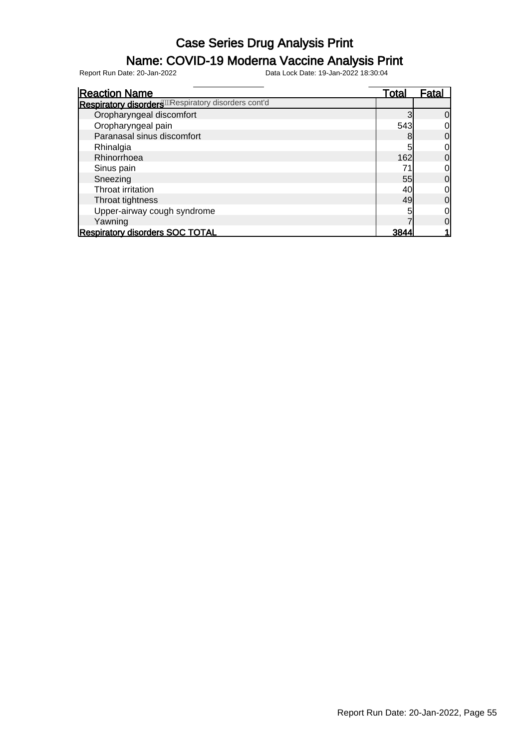# Case Series Drug Analysis Print

## Name: COVID-19 Moderna Vaccine Analysis Print

Report Run Date: 20-Jan-2022 Data Lock Date: 19-Jan-2022 18:30:04

| Reaction Name | Total | Fatal |
|---|---|---|
| **Respiratory disorders** Respiratory disorders cont'd | | |
| Oropharyngeal discomfort | 3 | 0 |
| Oropharyngeal pain | 543 | 0 |
| Paranasal sinus discomfort | 8 | 0 |
| Rhinalgia | 5 | 0 |
| Rhinorrhoea | 162 | 0 |
| Sinus pain | 71 | 0 |
| Sneezing | 55 | 0 |
| Throat irritation | 40 | 0 |
| Throat tightness | 49 | 0 |
| Upper-airway cough syndrome | 5 | 0 |
| Yawning | 7 | 0 |
| **Respiratory disorders SOC TOTAL** | **3844** | **1** |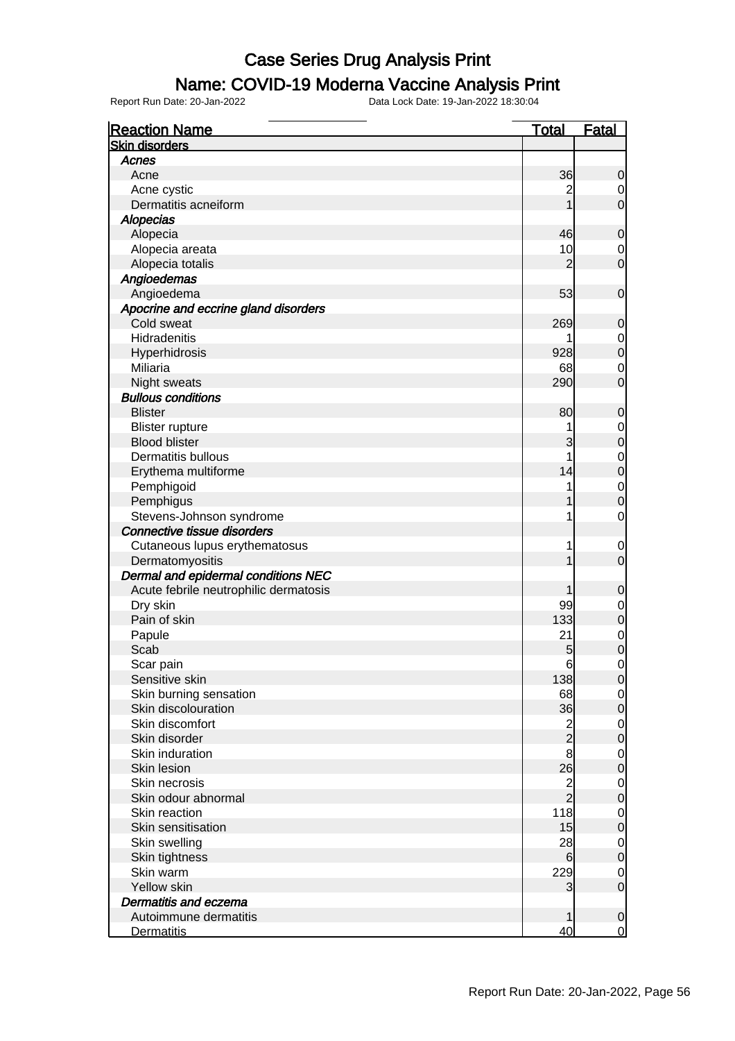# Case Series Drug Analysis Print

## Name: COVID-19 Moderna Vaccine Analysis Print

Report Run Date: 20-Jan-2022    Data Lock Date: 19-Jan-2022 18:30:04

| Reaction Name | Total | Fatal |
|---|---|---|
| **Skin disorders** | | |
| ***Acnes*** | | |
| Acne | 36 | 0 |
| Acne cystic | 2 | 0 |
| Dermatitis acneiform | 1 | 0 |
| ***Alopecias*** | | |
| Alopecia | 46 | 0 |
| Alopecia areata | 10 | 0 |
| Alopecia totalis | 2 | 0 |
| ***Angioedemas*** | | |
| Angioedema | 53 | 0 |
| ***Apocrine and eccrine gland disorders*** | | |
| Cold sweat | 269 | 0 |
| Hidradenitis | 1 | 0 |
| Hyperhidrosis | 928 | 0 |
| Miliaria | 68 | 0 |
| Night sweats | 290 | 0 |
| ***Bullous conditions*** | | |
| Blister | 80 | 0 |
| Blister rupture | 1 | 0 |
| Blood blister | 3 | 0 |
| Dermatitis bullous | 1 | 0 |
| Erythema multiforme | 14 | 0 |
| Pemphigoid | 1 | 0 |
| Pemphigus | 1 | 0 |
| Stevens-Johnson syndrome | 1 | 0 |
| ***Connective tissue disorders*** | | |
| Cutaneous lupus erythematosus | 1 | 0 |
| Dermatomyositis | 1 | 0 |
| ***Dermal and epidermal conditions NEC*** | | |
| Acute febrile neutrophilic dermatosis | 1 | 0 |
| Dry skin | 99 | 0 |
| Pain of skin | 133 | 0 |
| Papule | 21 | 0 |
| Scab | 5 | 0 |
| Scar pain | 6 | 0 |
| Sensitive skin | 138 | 0 |
| Skin burning sensation | 68 | 0 |
| Skin discolouration | 36 | 0 |
| Skin discomfort | 2 | 0 |
| Skin disorder | 2 | 0 |
| Skin induration | 8 | 0 |
| Skin lesion | 26 | 0 |
| Skin necrosis | 2 | 0 |
| Skin odour abnormal | 2 | 0 |
| Skin reaction | 118 | 0 |
| Skin sensitisation | 15 | 0 |
| Skin swelling | 28 | 0 |
| Skin tightness | 6 | 0 |
| Skin warm | 229 | 0 |
| Yellow skin | 3 | 0 |
| ***Dermatitis and eczema*** | | |
| Autoimmune dermatitis | 1 | 0 |
| Dermatitis | 40 | 0 |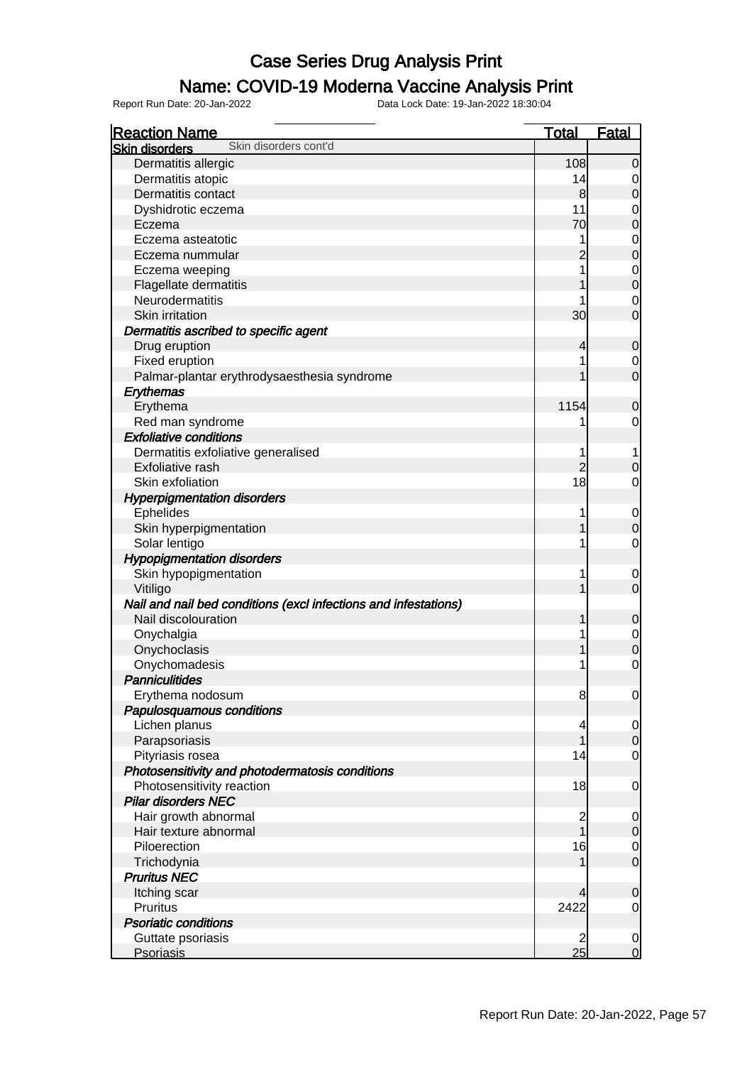# Case Series Drug Analysis Print

## Name: COVID-19 Moderna Vaccine Analysis Print

Report Run Date: 20-Jan-2022 Data Lock Date: 19-Jan-2022 18:30:04

| Reaction Name | Total | Fatal |
|---|---|---|
| **Skin disorders** Skin disorders cont'd | | |
| Dermatitis allergic | 108 | 0 |
| Dermatitis atopic | 14 | 0 |
| Dermatitis contact | 8 | 0 |
| Dyshidrotic eczema | 11 | 0 |
| Eczema | 70 | 0 |
| Eczema asteatotic | 1 | 0 |
| Eczema nummular | 2 | 0 |
| Eczema weeping | 1 | 0 |
| Flagellate dermatitis | 1 | 0 |
| Neurodermatitis | 1 | 0 |
| Skin irritation | 30 | 0 |
| ***Dermatitis ascribed to specific agent*** | | |
| Drug eruption | 4 | 0 |
| Fixed eruption | 1 | 0 |
| Palmar-plantar erythrodysaesthesia syndrome | 1 | 0 |
| ***Erythemas*** | | |
| Erythema | 1154 | 0 |
| Red man syndrome | 1 | 0 |
| ***Exfoliative conditions*** | | |
| Dermatitis exfoliative generalised | 1 | 1 |
| Exfoliative rash | 2 | 0 |
| Skin exfoliation | 18 | 0 |
| ***Hyperpigmentation disorders*** | | |
| Ephelides | 1 | 0 |
| Skin hyperpigmentation | 1 | 0 |
| Solar lentigo | 1 | 0 |
| ***Hypopigmentation disorders*** | | |
| Skin hypopigmentation | 1 | 0 |
| Vitiligo | 1 | 0 |
| ***Nail and nail bed conditions (excl infections and infestations)*** | | |
| Nail discolouration | 1 | 0 |
| Onychalgia | 1 | 0 |
| Onychoclasis | 1 | 0 |
| Onychomadesis | 1 | 0 |
| ***Panniculitides*** | | |
| Erythema nodosum | 8 | 0 |
| ***Papulosquamous conditions*** | | |
| Lichen planus | 4 | 0 |
| Parapsoriasis | 1 | 0 |
| Pityriasis rosea | 14 | 0 |
| ***Photosensitivity and photodermatosis conditions*** | | |
| Photosensitivity reaction | 18 | 0 |
| ***Pilar disorders NEC*** | | |
| Hair growth abnormal | 2 | 0 |
| Hair texture abnormal | 1 | 0 |
| Piloerection | 16 | 0 |
| Trichodynia | 1 | 0 |
| ***Pruritus NEC*** | | |
| Itching scar | 4 | 0 |
| Pruritus | 2422 | 0 |
| ***Psoriatic conditions*** | | |
| Guttate psoriasis | 2 | 0 |
| Psoriasis | 25 | 0 |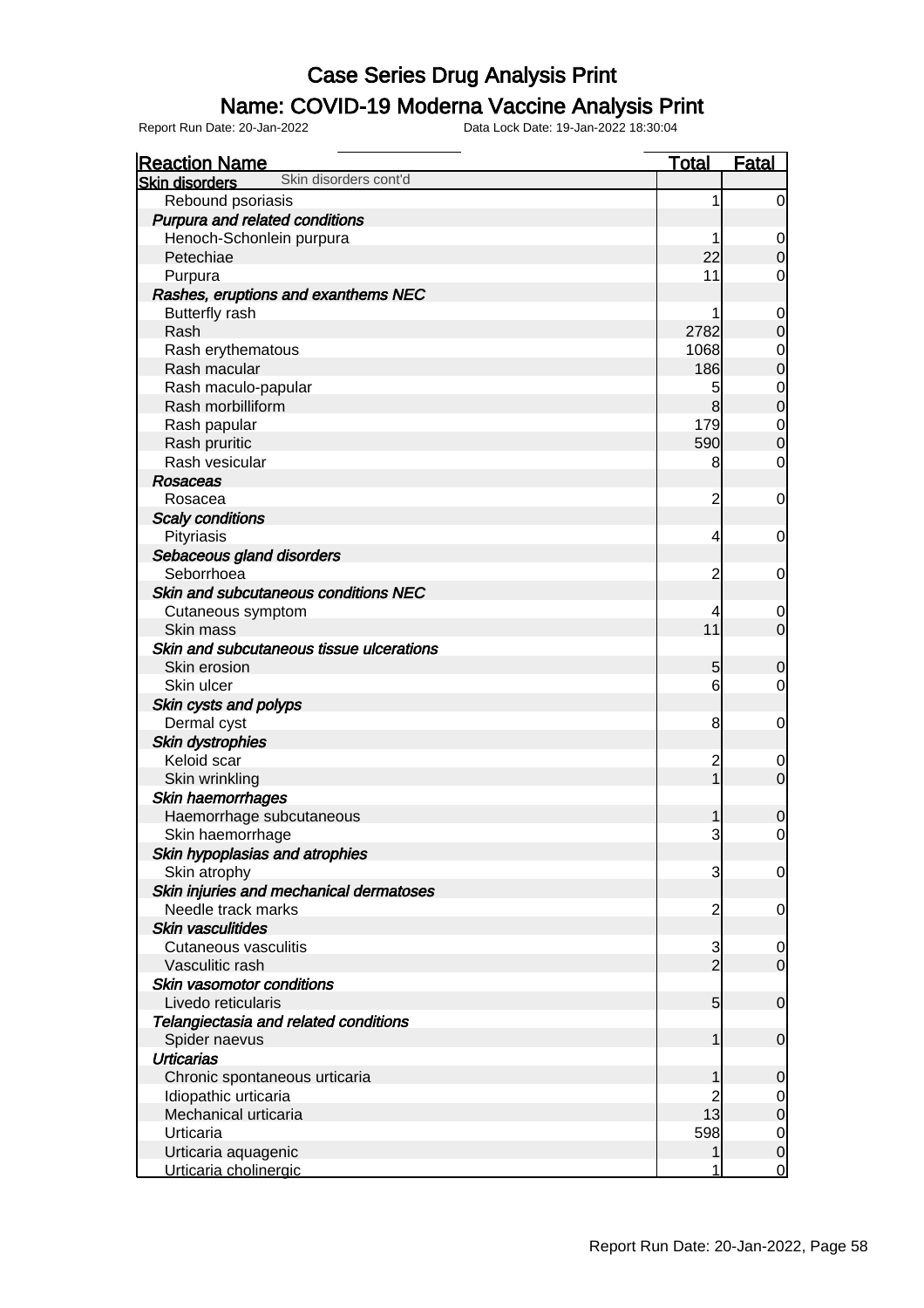# Case Series Drug Analysis Print

## Name: COVID-19 Moderna Vaccine Analysis Print

Report Run Date: 20-Jan-2022    Data Lock Date: 19-Jan-2022 18:30:04

| Reaction Name | Total | Fatal |
|---|---|---|
| **Skin disorders** Skin disorders cont'd | | |
| Rebound psoriasis | 1 | 0 |
| ***Purpura and related conditions*** | | |
| Henoch-Schonlein purpura | 1 | 0 |
| Petechiae | 22 | 0 |
| Purpura | 11 | 0 |
| ***Rashes, eruptions and exanthems NEC*** | | |
| Butterfly rash | 1 | 0 |
| Rash | 2782 | 0 |
| Rash erythematous | 1068 | 0 |
| Rash macular | 186 | 0 |
| Rash maculo-papular | 5 | 0 |
| Rash morbilliform | 8 | 0 |
| Rash papular | 179 | 0 |
| Rash pruritic | 590 | 0 |
| Rash vesicular | 8 | 0 |
| ***Rosaceas*** | | |
| Rosacea | 2 | 0 |
| ***Scaly conditions*** | | |
| Pityriasis | 4 | 0 |
| ***Sebaceous gland disorders*** | | |
| Seborrhoea | 2 | 0 |
| ***Skin and subcutaneous conditions NEC*** | | |
| Cutaneous symptom | 4 | 0 |
| Skin mass | 11 | 0 |
| ***Skin and subcutaneous tissue ulcerations*** | | |
| Skin erosion | 5 | 0 |
| Skin ulcer | 6 | 0 |
| ***Skin cysts and polyps*** | | |
| Dermal cyst | 8 | 0 |
| ***Skin dystrophies*** | | |
| Keloid scar | 2 | 0 |
| Skin wrinkling | 1 | 0 |
| ***Skin haemorrhages*** | | |
| Haemorrhage subcutaneous | 1 | 0 |
| Skin haemorrhage | 3 | 0 |
| ***Skin hypoplasias and atrophies*** | | |
| Skin atrophy | 3 | 0 |
| ***Skin injuries and mechanical dermatoses*** | | |
| Needle track marks | 2 | 0 |
| ***Skin vasculitides*** | | |
| Cutaneous vasculitis | 3 | 0 |
| Vasculitic rash | 2 | 0 |
| ***Skin vasomotor conditions*** | | |
| Livedo reticularis | 5 | 0 |
| ***Telangiectasia and related conditions*** | | |
| Spider naevus | 1 | 0 |
| ***Urticarias*** | | |
| Chronic spontaneous urticaria | 1 | 0 |
| Idiopathic urticaria | 2 | 0 |
| Mechanical urticaria | 13 | 0 |
| Urticaria | 598 | 0 |
| Urticaria aquagenic | 1 | 0 |
| Urticaria cholinergic | 1 | 0 |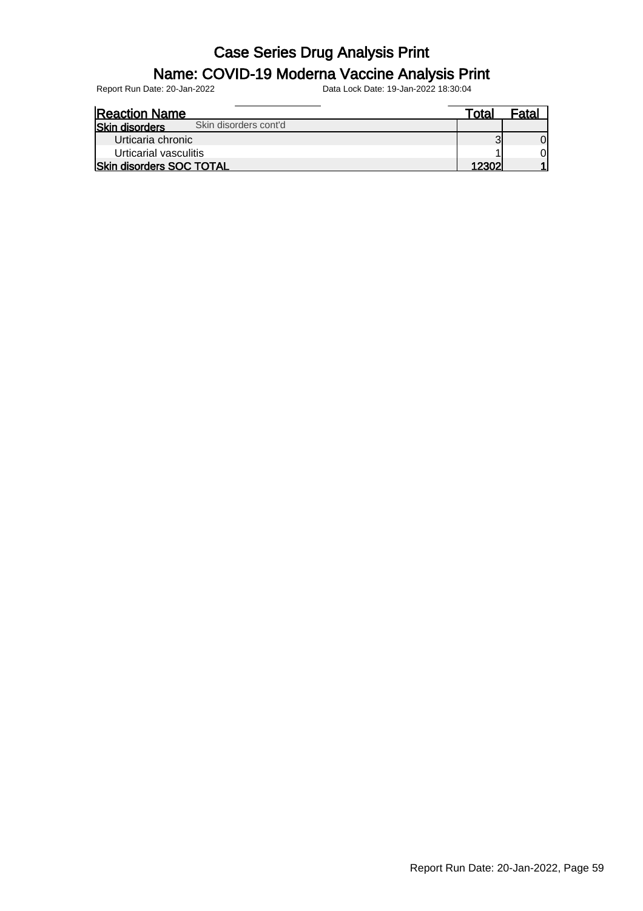# Case Series Drug Analysis Print

## Name: COVID-19 Moderna Vaccine Analysis Print

Report Run Date: 20-Jan-2022 Data Lock Date: 19-Jan-2022 18:30:04

| Reaction Name | Total | Fatal |
|---|---|---|
| **Skin disorders** Skin disorders cont'd | | |
| Urticaria chronic | 3 | 0 |
| Urticarial vasculitis | 1 | 0 |
| **Skin disorders SOC TOTAL** | **12302** | **1** |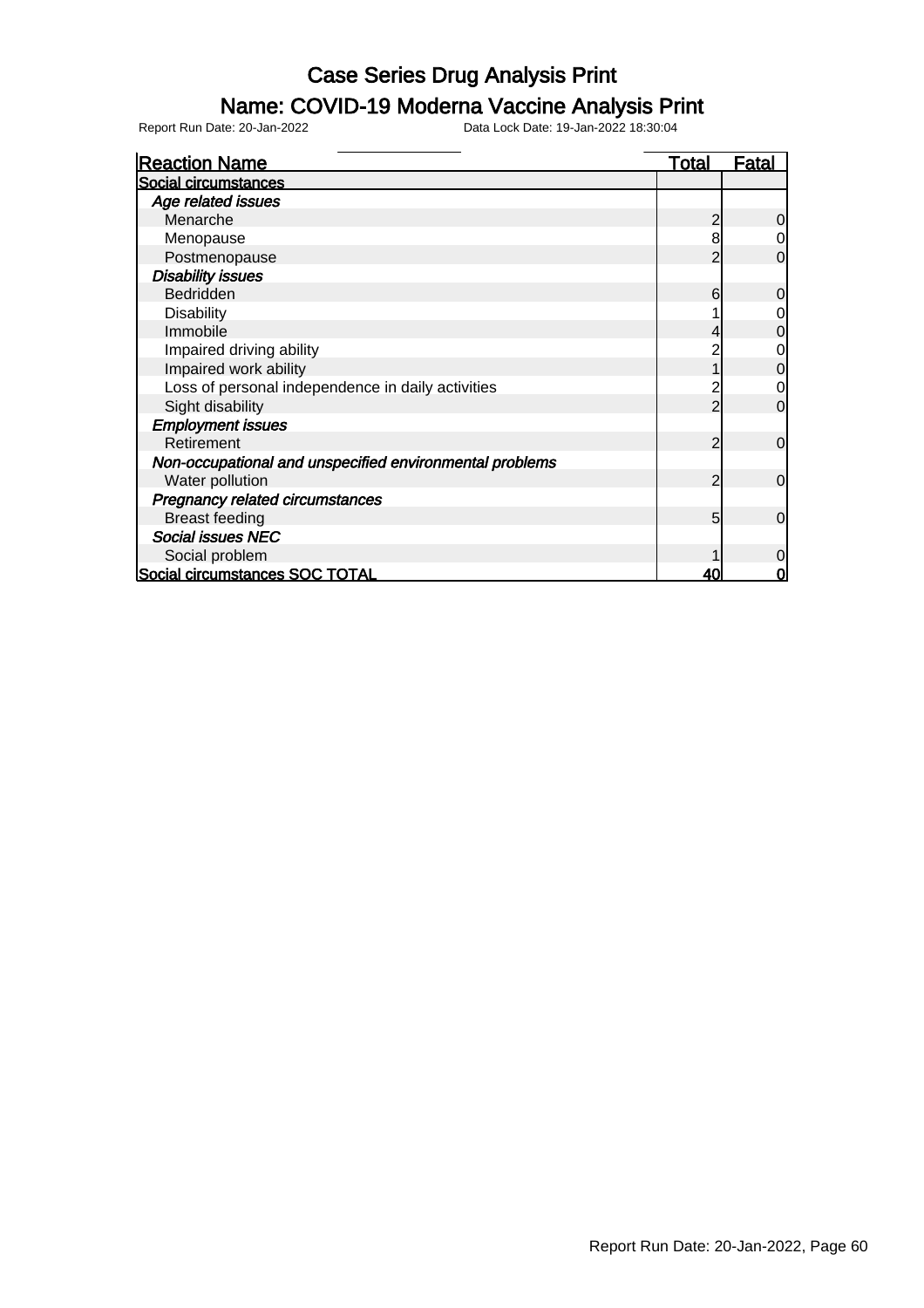# Case Series Drug Analysis Print

## Name: COVID-19 Moderna Vaccine Analysis Print

Report Run Date: 20-Jan-2022 Data Lock Date: 19-Jan-2022 18:30:04

| Reaction Name | Total | Fatal |
|---|---|---|
| **Social circumstances** | | |
| ***Age related issues*** | | |
| Menarche | 2 | 0 |
| Menopause | 8 | 0 |
| Postmenopause | 2 | 0 |
| ***Disability issues*** | | |
| Bedridden | 6 | 0 |
| Disability | 1 | 0 |
| Immobile | 4 | 0 |
| Impaired driving ability | 2 | 0 |
| Impaired work ability | 1 | 0 |
| Loss of personal independence in daily activities | 2 | 0 |
| Sight disability | 2 | 0 |
| ***Employment issues*** | | |
| Retirement | 2 | 0 |
| ***Non-occupational and unspecified environmental problems*** | | |
| Water pollution | 2 | 0 |
| ***Pregnancy related circumstances*** | | |
| Breast feeding | 5 | 0 |
| ***Social issues NEC*** | | |
| Social problem | 1 | 0 |
| **Social circumstances SOC TOTAL** | **40** | **0** |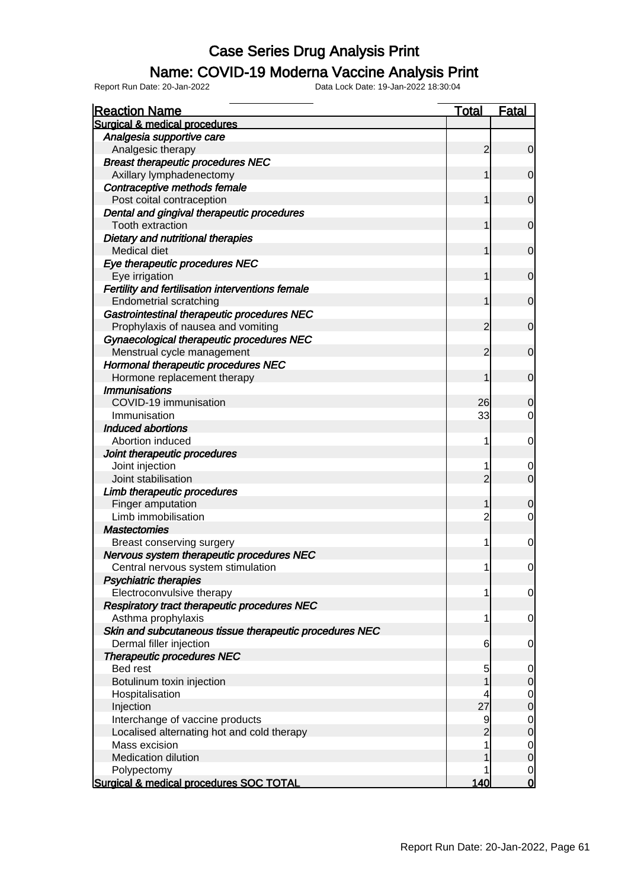# Case Series Drug Analysis Print

## Name: COVID-19 Moderna Vaccine Analysis Print

Report Run Date: 20-Jan-2022 Data Lock Date: 19-Jan-2022 18:30:04

| Reaction Name | Total | Fatal |
|---|---|---|
| **Surgical & medical procedures** | | |
| ***Analgesia supportive care*** | | |
| Analgesic therapy | 2 | 0 |
| ***Breast therapeutic procedures NEC*** | | |
| Axillary lymphadenectomy | 1 | 0 |
| ***Contraceptive methods female*** | | |
| Post coital contraception | 1 | 0 |
| ***Dental and gingival therapeutic procedures*** | | |
| Tooth extraction | 1 | 0 |
| ***Dietary and nutritional therapies*** | | |
| Medical diet | 1 | 0 |
| ***Eye therapeutic procedures NEC*** | | |
| Eye irrigation | 1 | 0 |
| ***Fertility and fertilisation interventions female*** | | |
| Endometrial scratching | 1 | 0 |
| ***Gastrointestinal therapeutic procedures NEC*** | | |
| Prophylaxis of nausea and vomiting | 2 | 0 |
| ***Gynaecological therapeutic procedures NEC*** | | |
| Menstrual cycle management | 2 | 0 |
| ***Hormonal therapeutic procedures NEC*** | | |
| Hormone replacement therapy | 1 | 0 |
| ***Immunisations*** | | |
| COVID-19 immunisation | 26 | 0 |
| Immunisation | 33 | 0 |
| ***Induced abortions*** | | |
| Abortion induced | 1 | 0 |
| ***Joint therapeutic procedures*** | | |
| Joint injection | 1 | 0 |
| Joint stabilisation | 2 | 0 |
| ***Limb therapeutic procedures*** | | |
| Finger amputation | 1 | 0 |
| Limb immobilisation | 2 | 0 |
| ***Mastectomies*** | | |
| Breast conserving surgery | 1 | 0 |
| ***Nervous system therapeutic procedures NEC*** | | |
| Central nervous system stimulation | 1 | 0 |
| ***Psychiatric therapies*** | | |
| Electroconvulsive therapy | 1 | 0 |
| ***Respiratory tract therapeutic procedures NEC*** | | |
| Asthma prophylaxis | 1 | 0 |
| ***Skin and subcutaneous tissue therapeutic procedures NEC*** | | |
| Dermal filler injection | 6 | 0 |
| ***Therapeutic procedures NEC*** | | |
| Bed rest | 5 | 0 |
| Botulinum toxin injection | 1 | 0 |
| Hospitalisation | 4 | 0 |
| Injection | 27 | 0 |
| Interchange of vaccine products | 9 | 0 |
| Localised alternating hot and cold therapy | 2 | 0 |
| Mass excision | 1 | 0 |
| Medication dilution | 1 | 0 |
| Polypectomy | 1 | 0 |
| **Surgical & medical procedures SOC TOTAL** | **140** | **0** |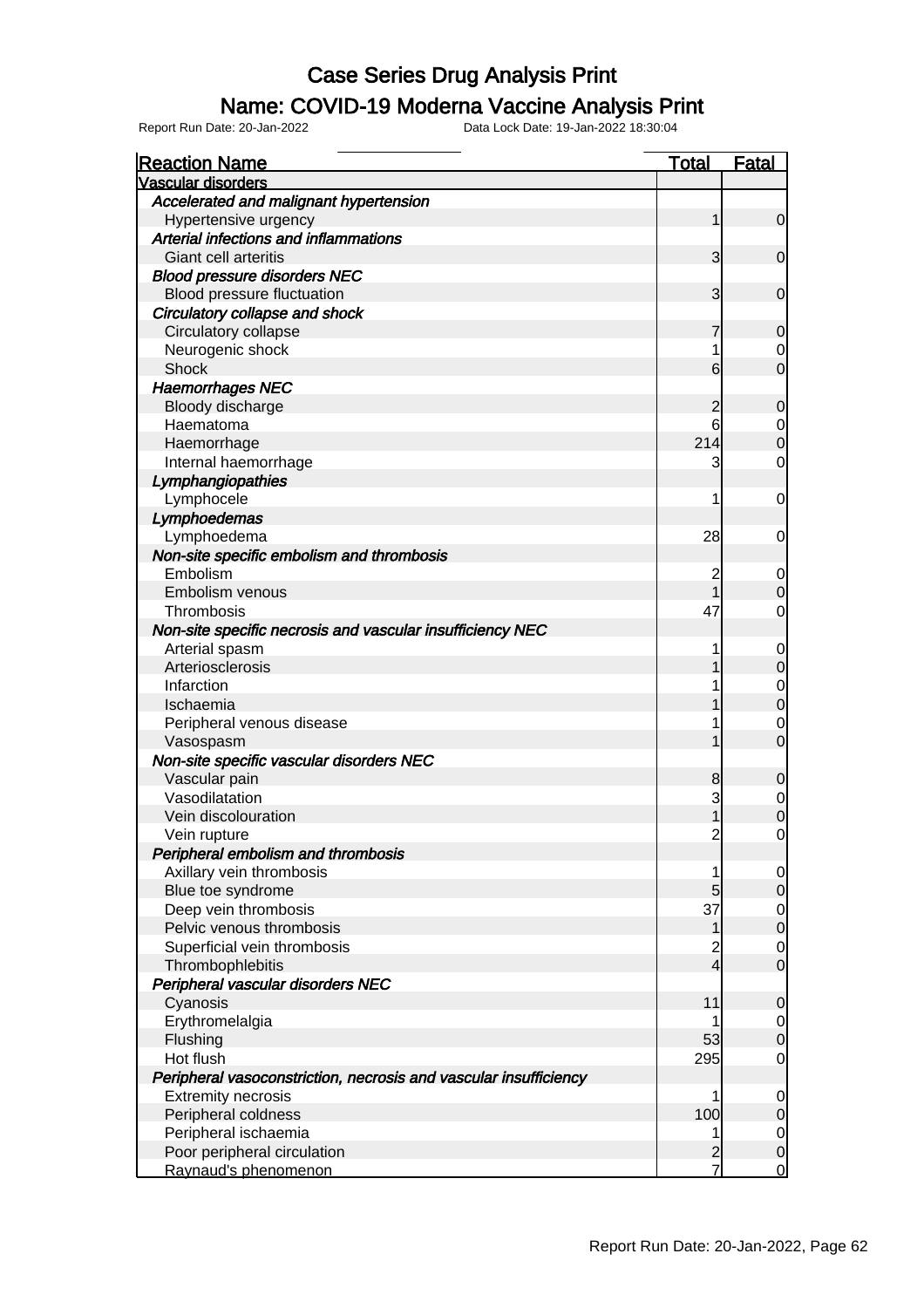# Case Series Drug Analysis Print

## Name: COVID-19 Moderna Vaccine Analysis Print

Report Run Date: 20-Jan-2022 Data Lock Date: 19-Jan-2022 18:30:04

| Reaction Name | Total | Fatal |
|---|---|---|
| **Vascular disorders** | | |
| *Accelerated and malignant hypertension* | | |
| Hypertensive urgency | 1 | 0 |
| *Arterial infections and inflammations* | | |
| Giant cell arteritis | 3 | 0 |
| *Blood pressure disorders NEC* | | |
| Blood pressure fluctuation | 3 | 0 |
| *Circulatory collapse and shock* | | |
| Circulatory collapse | 7 | 0 |
| Neurogenic shock | 1 | 0 |
| Shock | 6 | 0 |
| *Haemorrhages NEC* | | |
| Bloody discharge | 2 | 0 |
| Haematoma | 6 | 0 |
| Haemorrhage | 214 | 0 |
| Internal haemorrhage | 3 | 0 |
| *Lymphangiopathies* | | |
| Lymphocele | 1 | 0 |
| *Lymphoedemas* | | |
| Lymphoedema | 28 | 0 |
| *Non-site specific embolism and thrombosis* | | |
| Embolism | 2 | 0 |
| Embolism venous | 1 | 0 |
| Thrombosis | 47 | 0 |
| *Non-site specific necrosis and vascular insufficiency NEC* | | |
| Arterial spasm | 1 | 0 |
| Arteriosclerosis | 1 | 0 |
| Infarction | 1 | 0 |
| Ischaemia | 1 | 0 |
| Peripheral venous disease | 1 | 0 |
| Vasospasm | 1 | 0 |
| *Non-site specific vascular disorders NEC* | | |
| Vascular pain | 8 | 0 |
| Vasodilatation | 3 | 0 |
| Vein discolouration | 1 | 0 |
| Vein rupture | 2 | 0 |
| *Peripheral embolism and thrombosis* | | |
| Axillary vein thrombosis | 1 | 0 |
| Blue toe syndrome | 5 | 0 |
| Deep vein thrombosis | 37 | 0 |
| Pelvic venous thrombosis | 1 | 0 |
| Superficial vein thrombosis | 2 | 0 |
| Thrombophlebitis | 4 | 0 |
| *Peripheral vascular disorders NEC* | | |
| Cyanosis | 11 | 0 |
| Erythromelalgia | 1 | 0 |
| Flushing | 53 | 0 |
| Hot flush | 295 | 0 |
| *Peripheral vasoconstriction, necrosis and vascular insufficiency* | | |
| Extremity necrosis | 1 | 0 |
| Peripheral coldness | 100 | 0 |
| Peripheral ischaemia | 1 | 0 |
| Poor peripheral circulation | 2 | 0 |
| Raynaud's phenomenon | 7 | 0 |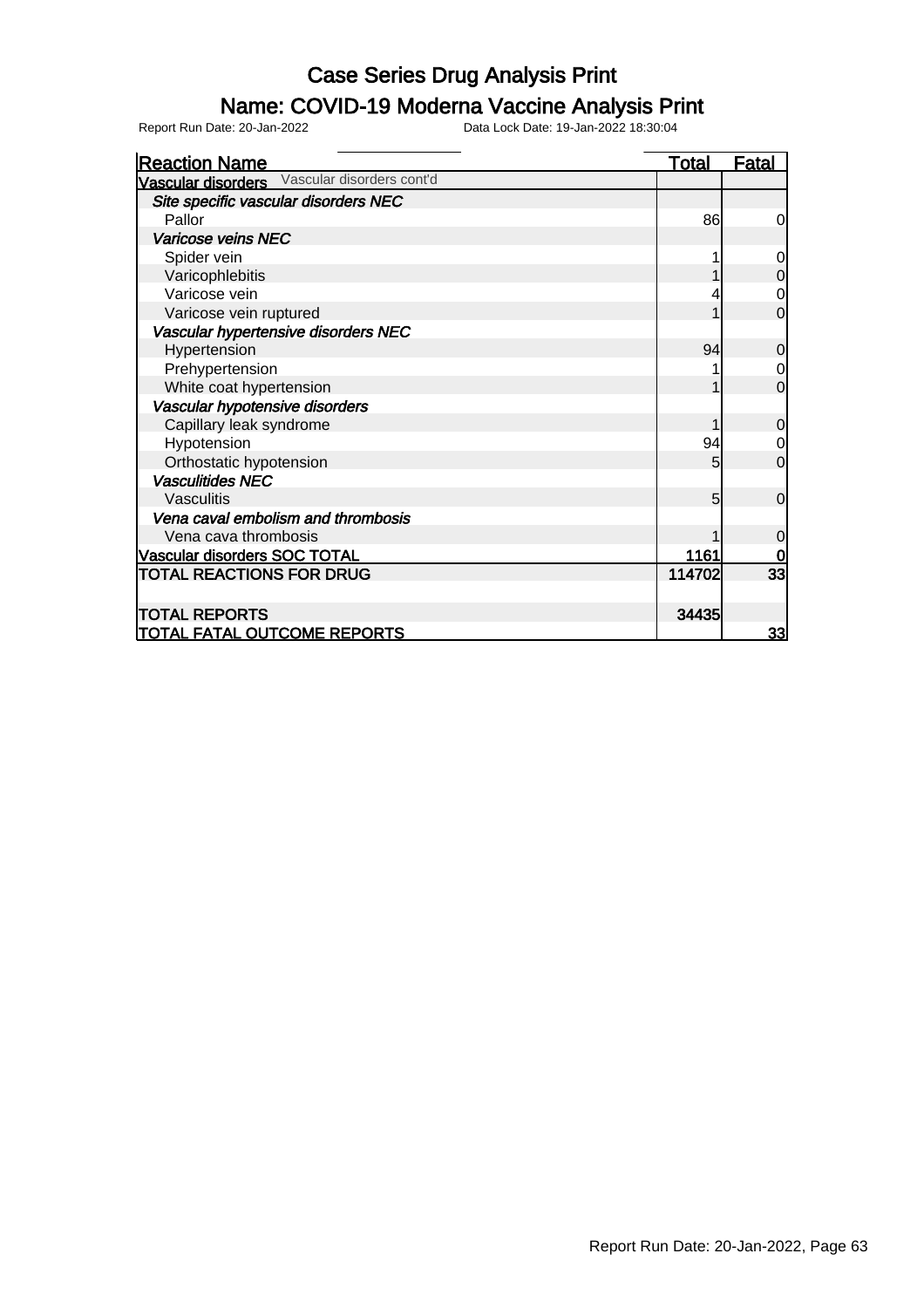# Case Series Drug Analysis Print

## Name: COVID-19 Moderna Vaccine Analysis Print

Report Run Date: 20-Jan-2022 Data Lock Date: 19-Jan-2022 18:30:04

| Reaction Name | Total | Fatal |
|---|---|---|
| **Vascular disorders** Vascular disorders cont'd | | |
| ***Site specific vascular disorders NEC*** | | |
| Pallor | 86 | 0 |
| ***Varicose veins NEC*** | | |
| Spider vein | 1 | 0 |
| Varicophlebitis | 1 | 0 |
| Varicose vein | 4 | 0 |
| Varicose vein ruptured | 1 | 0 |
| ***Vascular hypertensive disorders NEC*** | | |
| Hypertension | 94 | 0 |
| Prehypertension | 1 | 0 |
| White coat hypertension | 1 | 0 |
| ***Vascular hypotensive disorders*** | | |
| Capillary leak syndrome | 1 | 0 |
| Hypotension | 94 | 0 |
| Orthostatic hypotension | 5 | 0 |
| ***Vasculitides NEC*** | | |
| Vasculitis | 5 | 0 |
| ***Vena caval embolism and thrombosis*** | | |
| Vena cava thrombosis | 1 | 0 |
| **Vascular disorders SOC TOTAL** | **1161** | **0** |
| **TOTAL REACTIONS FOR DRUG** | **114702** | **33** |
| | | |
| **TOTAL REPORTS** | **34435** | |
| **TOTAL FATAL OUTCOME REPORTS** | | **33** |